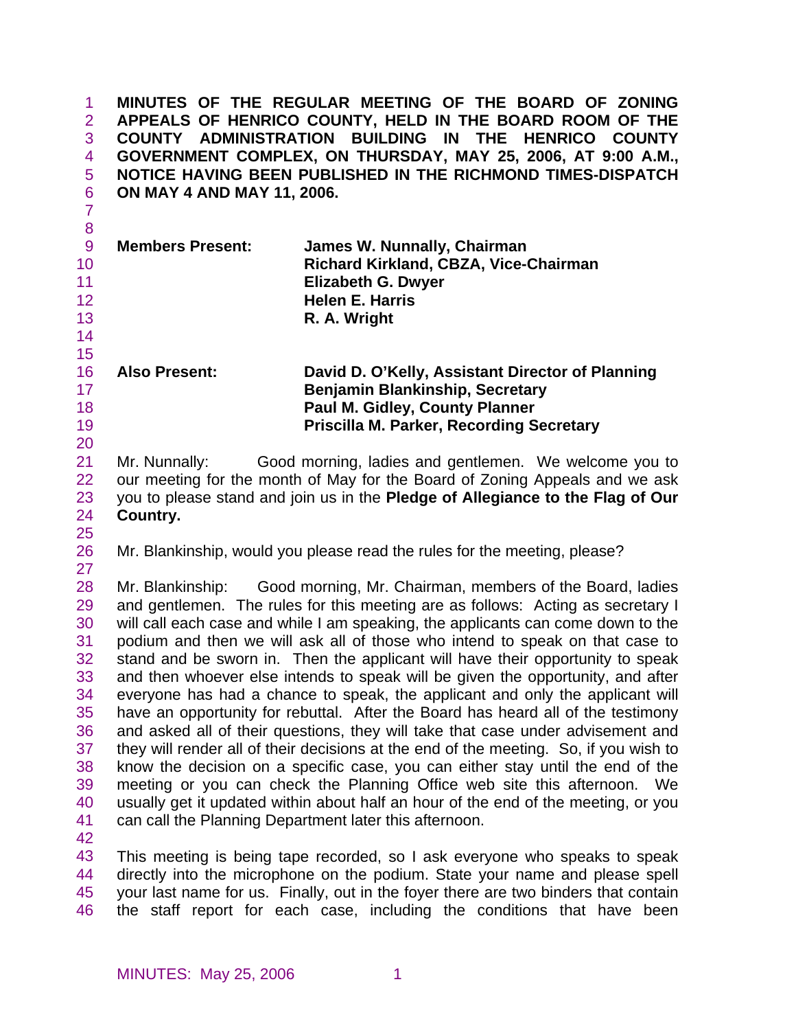**MINUTES OF THE REGULAR MEETING OF THE BOARD OF ZONING APPEALS OF HENRICO COUNTY, HELD IN THE BOARD ROOM OF THE COUNTY ADMINISTRATION BUILDING IN THE HENRICO COUNTY GOVERNMENT COMPLEX, ON THURSDAY, MAY 25, 2006, AT 9:00 A.M., NOTICE HAVING BEEN PUBLISHED IN THE RICHMOND TIMES-DISPATCH ON MAY 4 AND MAY 11, 2006.**

| | |
|---|---|
| **Members Present:** | **James W. Nunnally, Chairman** |
| | **Richard Kirkland, CBZA, Vice-Chairman** |
| | **Elizabeth G. Dwyer** |
| | **Helen E. Harris** |
| | **R. A. Wright** |
| **Also Present:** | **David D. O'Kelly, Assistant Director of Planning** |
| | **Benjamin Blankinship, Secretary** |
| | **Paul M. Gidley, County Planner** |
| | **Priscilla M. Parker, Recording Secretary** |

Mr. Nunnally: Good morning, ladies and gentlemen. We welcome you to our meeting for the month of May for the Board of Zoning Appeals and we ask you to please stand and join us in the **Pledge of Allegiance to the Flag of Our Country.**

Mr. Blankinship, would you please read the rules for the meeting, please?

Mr. Blankinship: Good morning, Mr. Chairman, members of the Board, ladies and gentlemen. The rules for this meeting are as follows: Acting as secretary I will call each case and while I am speaking, the applicants can come down to the podium and then we will ask all of those who intend to speak on that case to stand and be sworn in. Then the applicant will have their opportunity to speak and then whoever else intends to speak will be given the opportunity, and after everyone has had a chance to speak, the applicant and only the applicant will have an opportunity for rebuttal. After the Board has heard all of the testimony and asked all of their questions, they will take that case under advisement and they will render all of their decisions at the end of the meeting. So, if you wish to know the decision on a specific case, you can either stay until the end of the meeting or you can check the Planning Office web site this afternoon. We usually get it updated within about half an hour of the end of the meeting, or you can call the Planning Department later this afternoon.

This meeting is being tape recorded, so I ask everyone who speaks to speak directly into the microphone on the podium. State your name and please spell your last name for us. Finally, out in the foyer there are two binders that contain the staff report for each case, including the conditions that have been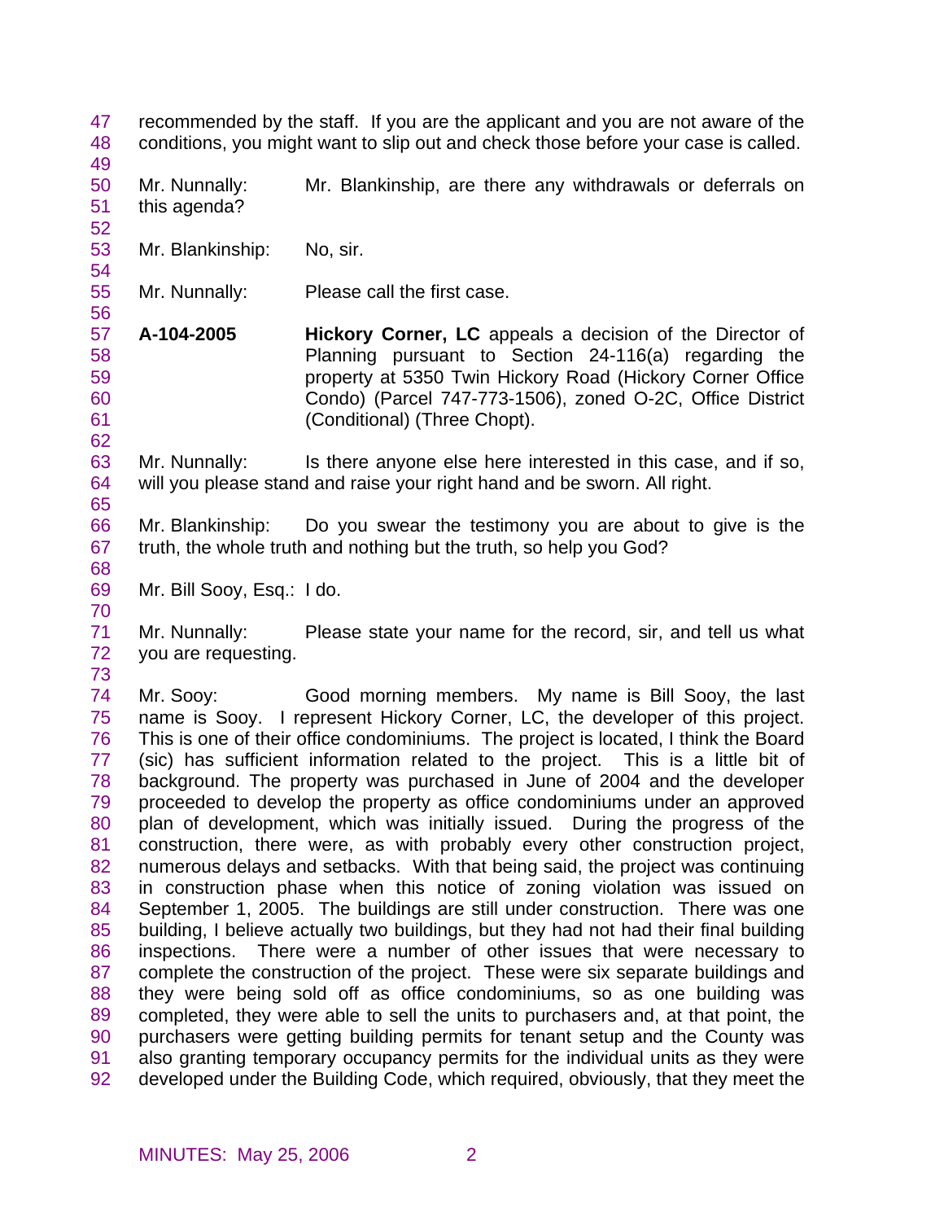recommended by the staff. If you are the applicant and you are not aware of the conditions, you might want to slip out and check those before your case is called.

Mr. Nunnally: Mr. Blankinship, are there any withdrawals or deferrals on this agenda?

Mr. Blankinship: No, sir.

Mr. Nunnally: Please call the first case.

**A-104-2005** **Hickory Corner, LC** appeals a decision of the Director of Planning pursuant to Section 24-116(a) regarding the property at 5350 Twin Hickory Road (Hickory Corner Office Condo) (Parcel 747-773-1506), zoned O-2C, Office District (Conditional) (Three Chopt).

Mr. Nunnally: Is there anyone else here interested in this case, and if so, will you please stand and raise your right hand and be sworn. All right.

Mr. Blankinship: Do you swear the testimony you are about to give is the truth, the whole truth and nothing but the truth, so help you God?

Mr. Bill Sooy, Esq.: I do.

Mr. Nunnally: Please state your name for the record, sir, and tell us what you are requesting.

Mr. Sooy: Good morning members. My name is Bill Sooy, the last name is Sooy. I represent Hickory Corner, LC, the developer of this project. This is one of their office condominiums. The project is located, I think the Board (sic) has sufficient information related to the project. This is a little bit of background. The property was purchased in June of 2004 and the developer proceeded to develop the property as office condominiums under an approved plan of development, which was initially issued. During the progress of the construction, there were, as with probably every other construction project, numerous delays and setbacks. With that being said, the project was continuing in construction phase when this notice of zoning violation was issued on September 1, 2005. The buildings are still under construction. There was one building, I believe actually two buildings, but they had not had their final building inspections. There were a number of other issues that were necessary to complete the construction of the project. These were six separate buildings and they were being sold off as office condominiums, so as one building was completed, they were able to sell the units to purchasers and, at that point, the purchasers were getting building permits for tenant setup and the County was also granting temporary occupancy permits for the individual units as they were developed under the Building Code, which required, obviously, that they meet the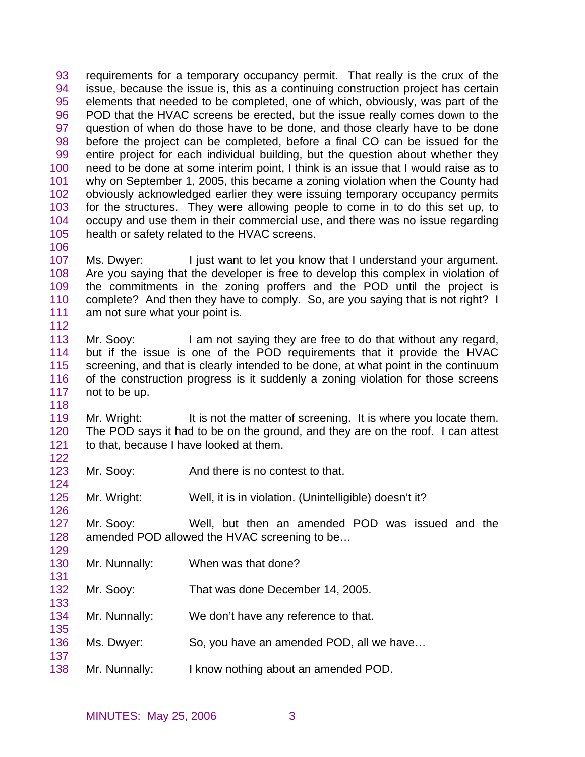requirements for a temporary occupancy permit. That really is the crux of the issue, because the issue is, this as a continuing construction project has certain elements that needed to be completed, one of which, obviously, was part of the POD that the HVAC screens be erected, but the issue really comes down to the question of when do those have to be done, and those clearly have to be done before the project can be completed, before a final CO can be issued for the entire project for each individual building, but the question about whether they need to be done at some interim point, I think is an issue that I would raise as to why on September 1, 2005, this became a zoning violation when the County had obviously acknowledged earlier they were issuing temporary occupancy permits for the structures. They were allowing people to come in to do this set up, to occupy and use them in their commercial use, and there was no issue regarding health or safety related to the HVAC screens.

Ms. Dwyer: I just want to let you know that I understand your argument. Are you saying that the developer is free to develop this complex in violation of the commitments in the zoning proffers and the POD until the project is complete? And then they have to comply. So, are you saying that is not right? I am not sure what your point is.

Mr. Sooy: I am not saying they are free to do that without any regard, but if the issue is one of the POD requirements that it provide the HVAC screening, and that is clearly intended to be done, at what point in the continuum of the construction progress is it suddenly a zoning violation for those screens not to be up.

Mr. Wright: It is not the matter of screening. It is where you locate them. The POD says it had to be on the ground, and they are on the roof. I can attest to that, because I have looked at them.

Mr. Sooy: And there is no contest to that.

Mr. Wright: Well, it is in violation. (Unintelligible) doesn't it?

Mr. Sooy: Well, but then an amended POD was issued and the amended POD allowed the HVAC screening to be…

Mr. Nunnally: When was that done?

Mr. Sooy: That was done December 14, 2005.

Mr. Nunnally: We don't have any reference to that.

Ms. Dwyer: So, you have an amended POD, all we have…

Mr. Nunnally: I know nothing about an amended POD.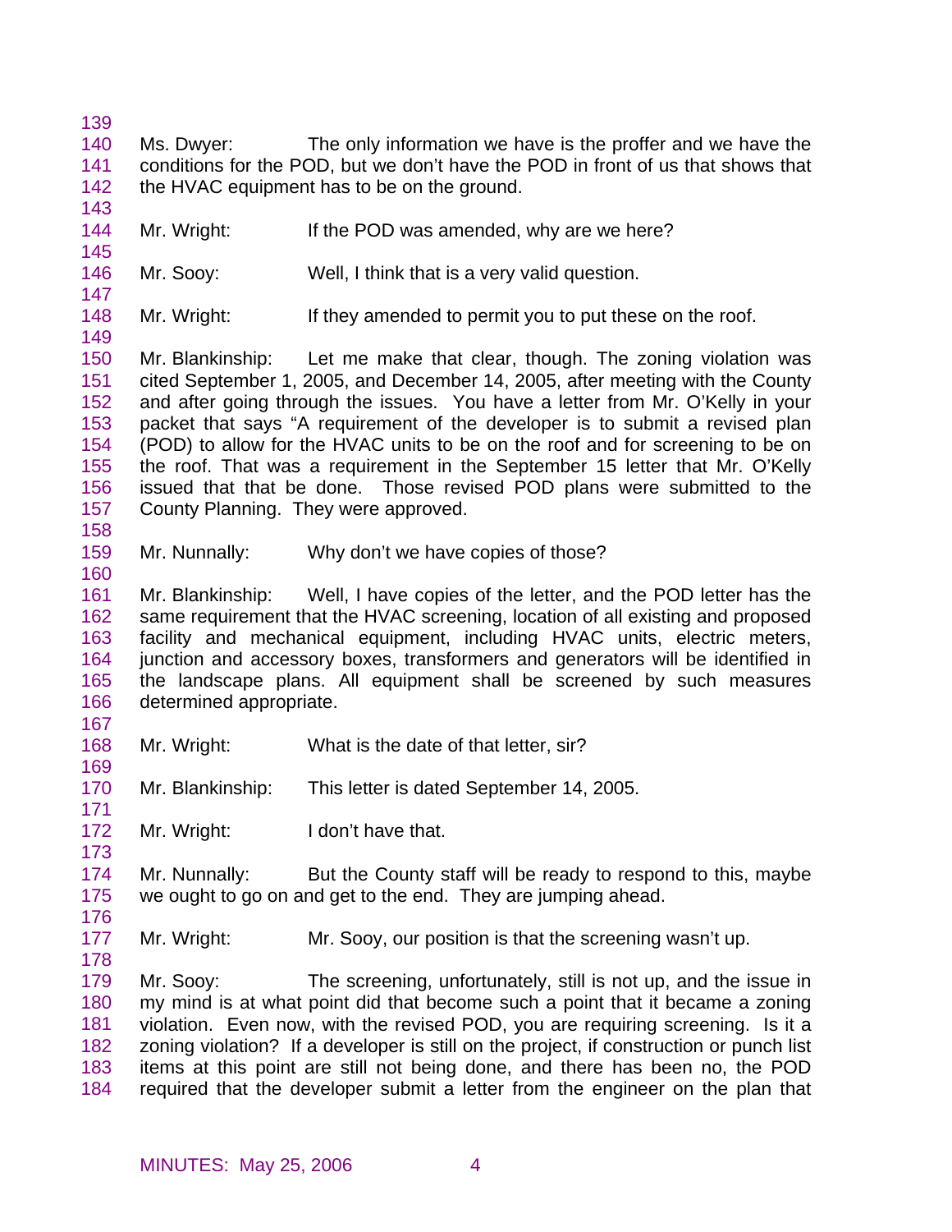Ms. Dwyer: The only information we have is the proffer and we have the conditions for the POD, but we don't have the POD in front of us that shows that the HVAC equipment has to be on the ground.

Mr. Wright: If the POD was amended, why are we here?

Mr. Sooy: Well, I think that is a very valid question.

Mr. Wright: If they amended to permit you to put these on the roof.

Mr. Blankinship: Let me make that clear, though. The zoning violation was cited September 1, 2005, and December 14, 2005, after meeting with the County and after going through the issues. You have a letter from Mr. O'Kelly in your packet that says "A requirement of the developer is to submit a revised plan (POD) to allow for the HVAC units to be on the roof and for screening to be on the roof. That was a requirement in the September 15 letter that Mr. O'Kelly issued that that be done. Those revised POD plans were submitted to the County Planning. They were approved.

Mr. Nunnally: Why don't we have copies of those?

Mr. Blankinship: Well, I have copies of the letter, and the POD letter has the same requirement that the HVAC screening, location of all existing and proposed facility and mechanical equipment, including HVAC units, electric meters, junction and accessory boxes, transformers and generators will be identified in the landscape plans. All equipment shall be screened by such measures determined appropriate.

Mr. Wright: What is the date of that letter, sir?

Mr. Blankinship: This letter is dated September 14, 2005.

Mr. Wright: I don't have that.

Mr. Nunnally: But the County staff will be ready to respond to this, maybe we ought to go on and get to the end. They are jumping ahead.

Mr. Wright: Mr. Sooy, our position is that the screening wasn't up.

Mr. Sooy: The screening, unfortunately, still is not up, and the issue in my mind is at what point did that become such a point that it became a zoning violation. Even now, with the revised POD, you are requiring screening. Is it a zoning violation? If a developer is still on the project, if construction or punch list items at this point are still not being done, and there has been no, the POD required that the developer submit a letter from the engineer on the plan that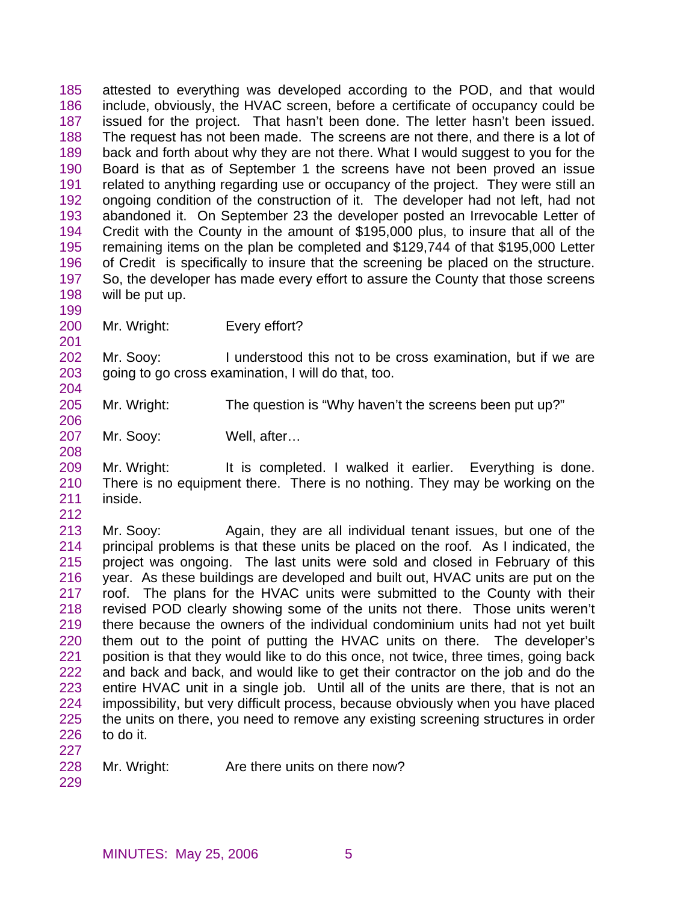attested to everything was developed according to the POD, and that would include, obviously, the HVAC screen, before a certificate of occupancy could be issued for the project. That hasn't been done. The letter hasn't been issued. The request has not been made. The screens are not there, and there is a lot of back and forth about why they are not there. What I would suggest to you for the Board is that as of September 1 the screens have not been proved an issue related to anything regarding use or occupancy of the project. They were still an ongoing condition of the construction of it. The developer had not left, had not abandoned it. On September 23 the developer posted an Irrevocable Letter of Credit with the County in the amount of $195,000 plus, to insure that all of the remaining items on the plan be completed and $129,744 of that $195,000 Letter of Credit is specifically to insure that the screening be placed on the structure. So, the developer has made every effort to assure the County that those screens will be put up.

Mr. Wright: Every effort?

Mr. Sooy: I understood this not to be cross examination, but if we are going to go cross examination, I will do that, too.

Mr. Wright: The question is "Why haven't the screens been put up?"

Mr. Sooy: Well, after…

Mr. Wright: It is completed. I walked it earlier. Everything is done. There is no equipment there. There is no nothing. They may be working on the inside.

Mr. Sooy: Again, they are all individual tenant issues, but one of the principal problems is that these units be placed on the roof. As I indicated, the project was ongoing. The last units were sold and closed in February of this year. As these buildings are developed and built out, HVAC units are put on the roof. The plans for the HVAC units were submitted to the County with their revised POD clearly showing some of the units not there. Those units weren't there because the owners of the individual condominium units had not yet built them out to the point of putting the HVAC units on there. The developer's position is that they would like to do this once, not twice, three times, going back and back and back, and would like to get their contractor on the job and do the entire HVAC unit in a single job. Until all of the units are there, that is not an impossibility, but very difficult process, because obviously when you have placed the units on there, you need to remove any existing screening structures in order to do it.

Mr. Wright: Are there units on there now?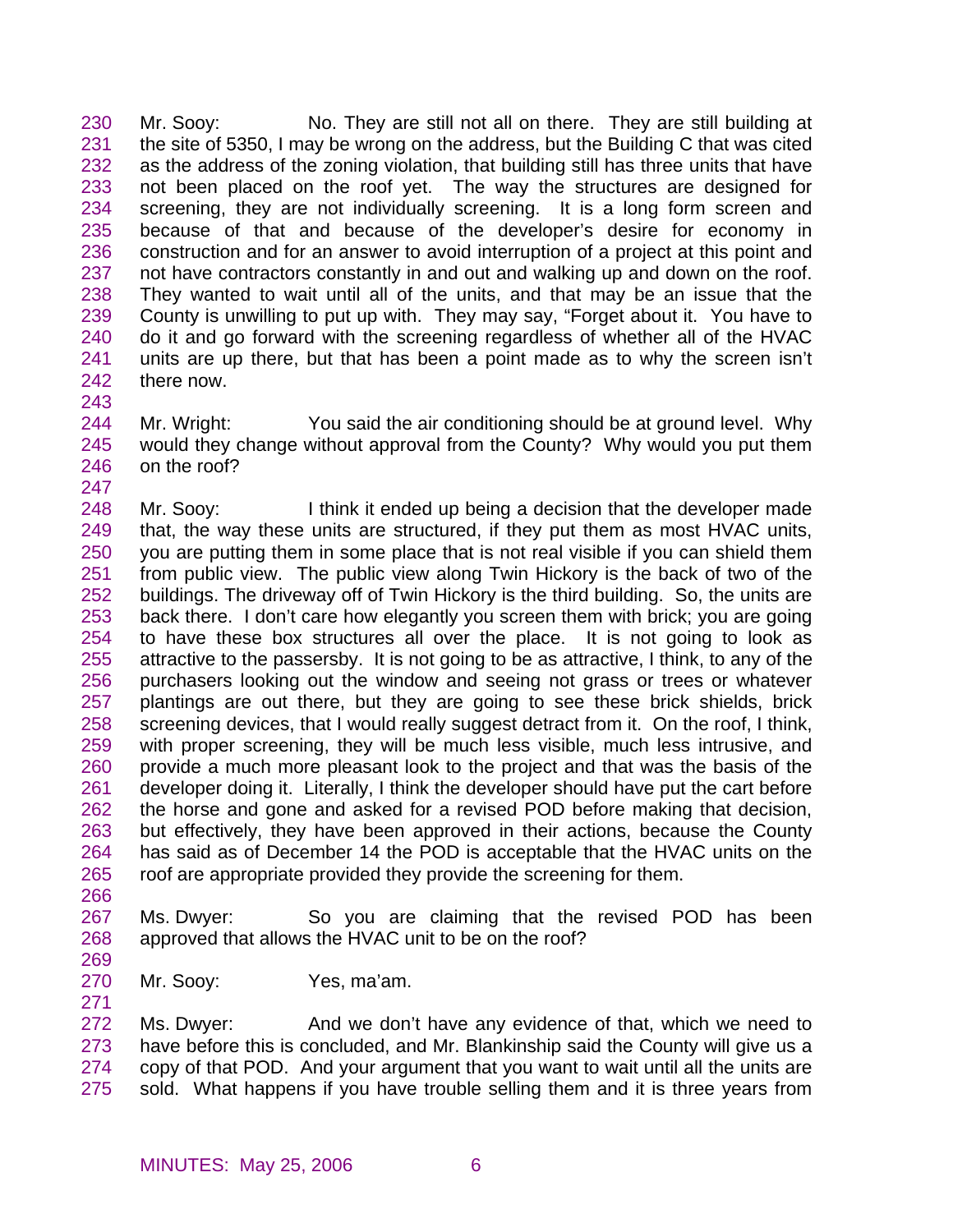230 Mr. Sooy: No. They are still not all on there. They are still building at
231 the site of 5350, I may be wrong on the address, but the Building C that was cited
232 as the address of the zoning violation, that building still has three units that have
233 not been placed on the roof yet. The way the structures are designed for
234 screening, they are not individually screening. It is a long form screen and
235 because of that and because of the developer's desire for economy in
236 construction and for an answer to avoid interruption of a project at this point and
237 not have contractors constantly in and out and walking up and down on the roof.
238 They wanted to wait until all of the units, and that may be an issue that the
239 County is unwilling to put up with. They may say, "Forget about it. You have to
240 do it and go forward with the screening regardless of whether all of the HVAC
241 units are up there, but that has been a point made as to why the screen isn't
242 there now.
243
244 Mr. Wright: You said the air conditioning should be at ground level. Why
245 would they change without approval from the County? Why would you put them
246 on the roof?
247
248 Mr. Sooy: I think it ended up being a decision that the developer made
249 that, the way these units are structured, if they put them as most HVAC units,
250 you are putting them in some place that is not real visible if you can shield them
251 from public view. The public view along Twin Hickory is the back of two of the
252 buildings. The driveway off of Twin Hickory is the third building. So, the units are
253 back there. I don't care how elegantly you screen them with brick; you are going
254 to have these box structures all over the place. It is not going to look as
255 attractive to the passersby. It is not going to be as attractive, I think, to any of the
256 purchasers looking out the window and seeing not grass or trees or whatever
257 plantings are out there, but they are going to see these brick shields, brick
258 screening devices, that I would really suggest detract from it. On the roof, I think,
259 with proper screening, they will be much less visible, much less intrusive, and
260 provide a much more pleasant look to the project and that was the basis of the
261 developer doing it. Literally, I think the developer should have put the cart before
262 the horse and gone and asked for a revised POD before making that decision,
263 but effectively, they have been approved in their actions, because the County
264 has said as of December 14 the POD is acceptable that the HVAC units on the
265 roof are appropriate provided they provide the screening for them.
266
267 Ms. Dwyer: So you are claiming that the revised POD has been
268 approved that allows the HVAC unit to be on the roof?
269
270 Mr. Sooy: Yes, ma'am.
271
272 Ms. Dwyer: And we don't have any evidence of that, which we need to
273 have before this is concluded, and Mr. Blankinship said the County will give us a
274 copy of that POD. And your argument that you want to wait until all the units are
275 sold. What happens if you have trouble selling them and it is three years from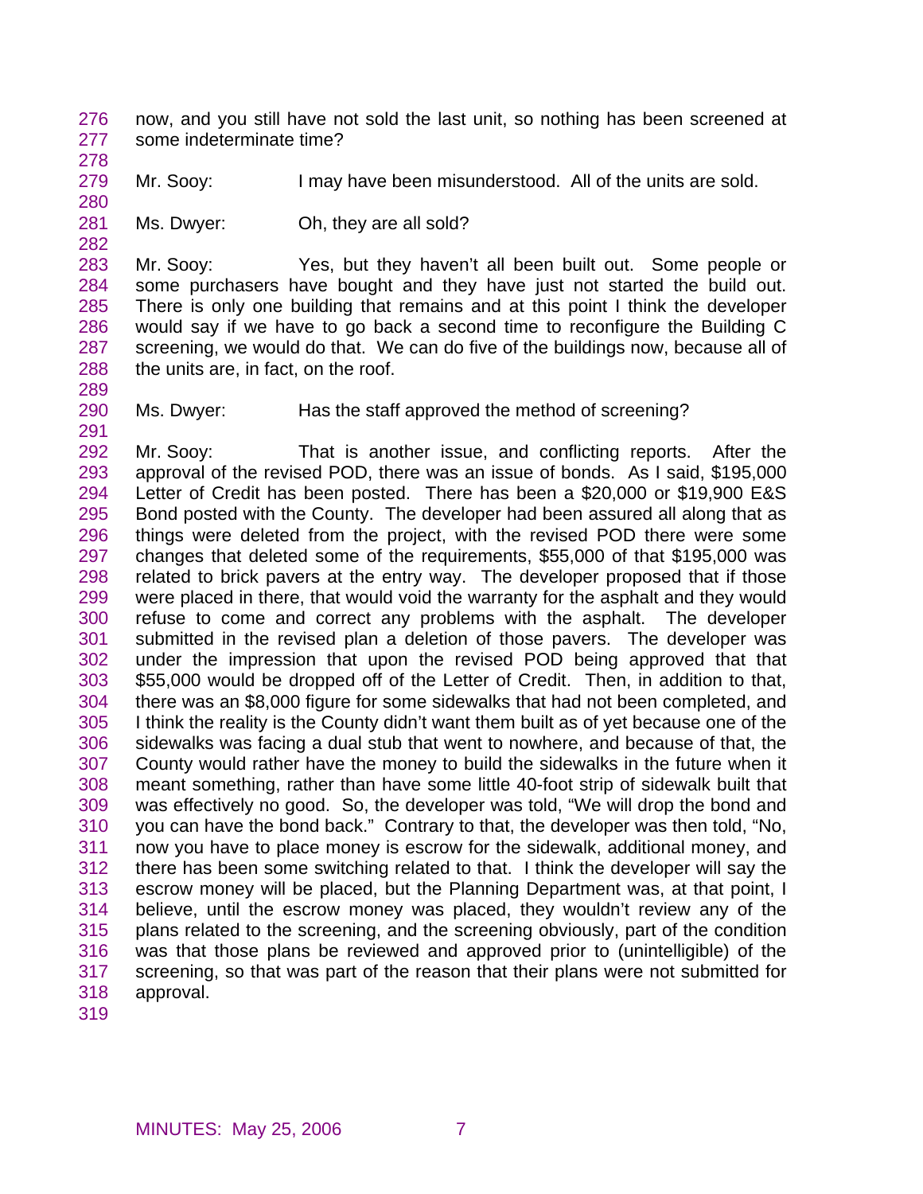now, and you still have not sold the last unit, so nothing has been screened at some indeterminate time?

Mr. Sooy: I may have been misunderstood. All of the units are sold.

Ms. Dwyer: Oh, they are all sold?

Mr. Sooy: Yes, but they haven't all been built out. Some people or some purchasers have bought and they have just not started the build out. There is only one building that remains and at this point I think the developer would say if we have to go back a second time to reconfigure the Building C screening, we would do that. We can do five of the buildings now, because all of the units are, in fact, on the roof.

Ms. Dwyer: Has the staff approved the method of screening?

Mr. Sooy: That is another issue, and conflicting reports. After the approval of the revised POD, there was an issue of bonds. As I said, $195,000 Letter of Credit has been posted. There has been a $20,000 or $19,900 E&S Bond posted with the County. The developer had been assured all along that as things were deleted from the project, with the revised POD there were some changes that deleted some of the requirements, $55,000 of that $195,000 was related to brick pavers at the entry way. The developer proposed that if those were placed in there, that would void the warranty for the asphalt and they would refuse to come and correct any problems with the asphalt. The developer submitted in the revised plan a deletion of those pavers. The developer was under the impression that upon the revised POD being approved that that $55,000 would be dropped off of the Letter of Credit. Then, in addition to that, there was an $8,000 figure for some sidewalks that had not been completed, and I think the reality is the County didn't want them built as of yet because one of the sidewalks was facing a dual stub that went to nowhere, and because of that, the County would rather have the money to build the sidewalks in the future when it meant something, rather than have some little 40-foot strip of sidewalk built that was effectively no good. So, the developer was told, "We will drop the bond and you can have the bond back." Contrary to that, the developer was then told, "No, now you have to place money is escrow for the sidewalk, additional money, and there has been some switching related to that. I think the developer will say the escrow money will be placed, but the Planning Department was, at that point, I believe, until the escrow money was placed, they wouldn't review any of the plans related to the screening, and the screening obviously, part of the condition was that those plans be reviewed and approved prior to (unintelligible) of the screening, so that was part of the reason that their plans were not submitted for approval.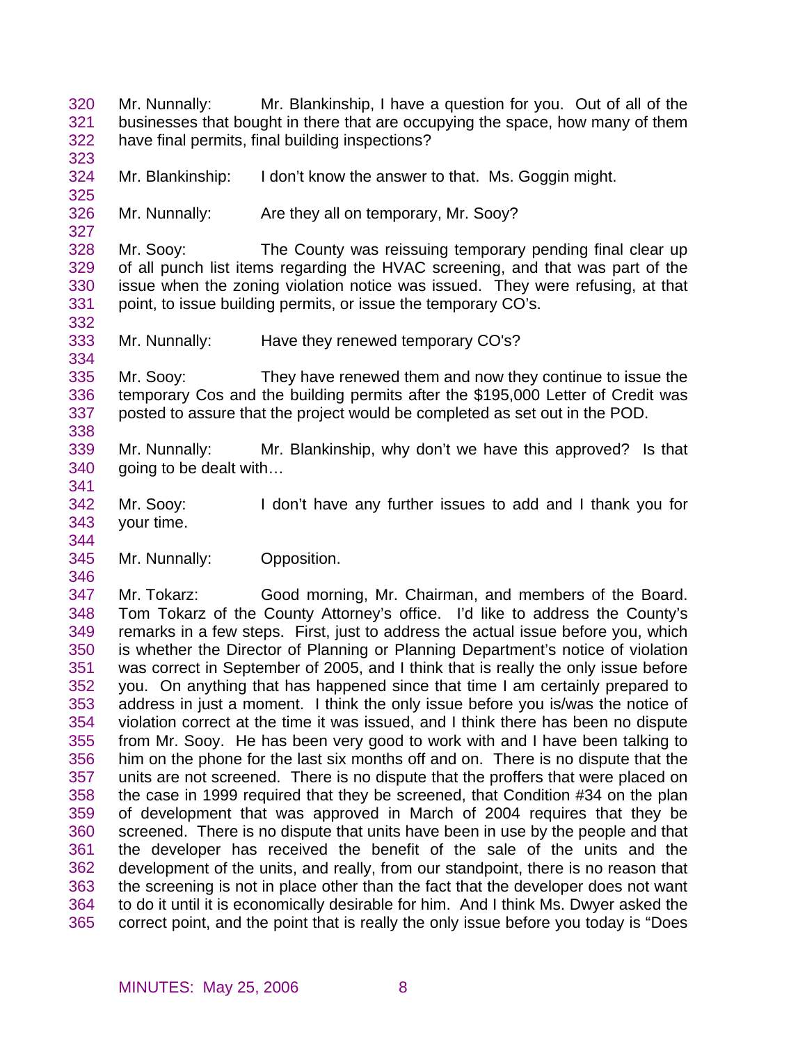320 Mr. Nunnally: Mr. Blankinship, I have a question for you. Out of all of the
321 businesses that bought in there that are occupying the space, how many of them
322 have final permits, final building inspections?
323
324 Mr. Blankinship: I don't know the answer to that. Ms. Goggin might.
325
326 Mr. Nunnally: Are they all on temporary, Mr. Sooy?
327
328 Mr. Sooy: The County was reissuing temporary pending final clear up
329 of all punch list items regarding the HVAC screening, and that was part of the
330 issue when the zoning violation notice was issued. They were refusing, at that
331 point, to issue building permits, or issue the temporary CO's.
332
333 Mr. Nunnally: Have they renewed temporary CO's?
334
335 Mr. Sooy: They have renewed them and now they continue to issue the
336 temporary Cos and the building permits after the $195,000 Letter of Credit was
337 posted to assure that the project would be completed as set out in the POD.
338
339 Mr. Nunnally: Mr. Blankinship, why don't we have this approved? Is that
340 going to be dealt with…
341
342 Mr. Sooy: I don't have any further issues to add and I thank you for
343 your time.
344
345 Mr. Nunnally: Opposition.
346
347 Mr. Tokarz: Good morning, Mr. Chairman, and members of the Board.
348 Tom Tokarz of the County Attorney's office. I'd like to address the County's
349 remarks in a few steps. First, just to address the actual issue before you, which
350 is whether the Director of Planning or Planning Department's notice of violation
351 was correct in September of 2005, and I think that is really the only issue before
352 you. On anything that has happened since that time I am certainly prepared to
353 address in just a moment. I think the only issue before you is/was the notice of
354 violation correct at the time it was issued, and I think there has been no dispute
355 from Mr. Sooy. He has been very good to work with and I have been talking to
356 him on the phone for the last six months off and on. There is no dispute that the
357 units are not screened. There is no dispute that the proffers that were placed on
358 the case in 1999 required that they be screened, that Condition #34 on the plan
359 of development that was approved in March of 2004 requires that they be
360 screened. There is no dispute that units have been in use by the people and that
361 the developer has received the benefit of the sale of the units and the
362 development of the units, and really, from our standpoint, there is no reason that
363 the screening is not in place other than the fact that the developer does not want
364 to do it until it is economically desirable for him. And I think Ms. Dwyer asked the
365 correct point, and the point that is really the only issue before you today is "Does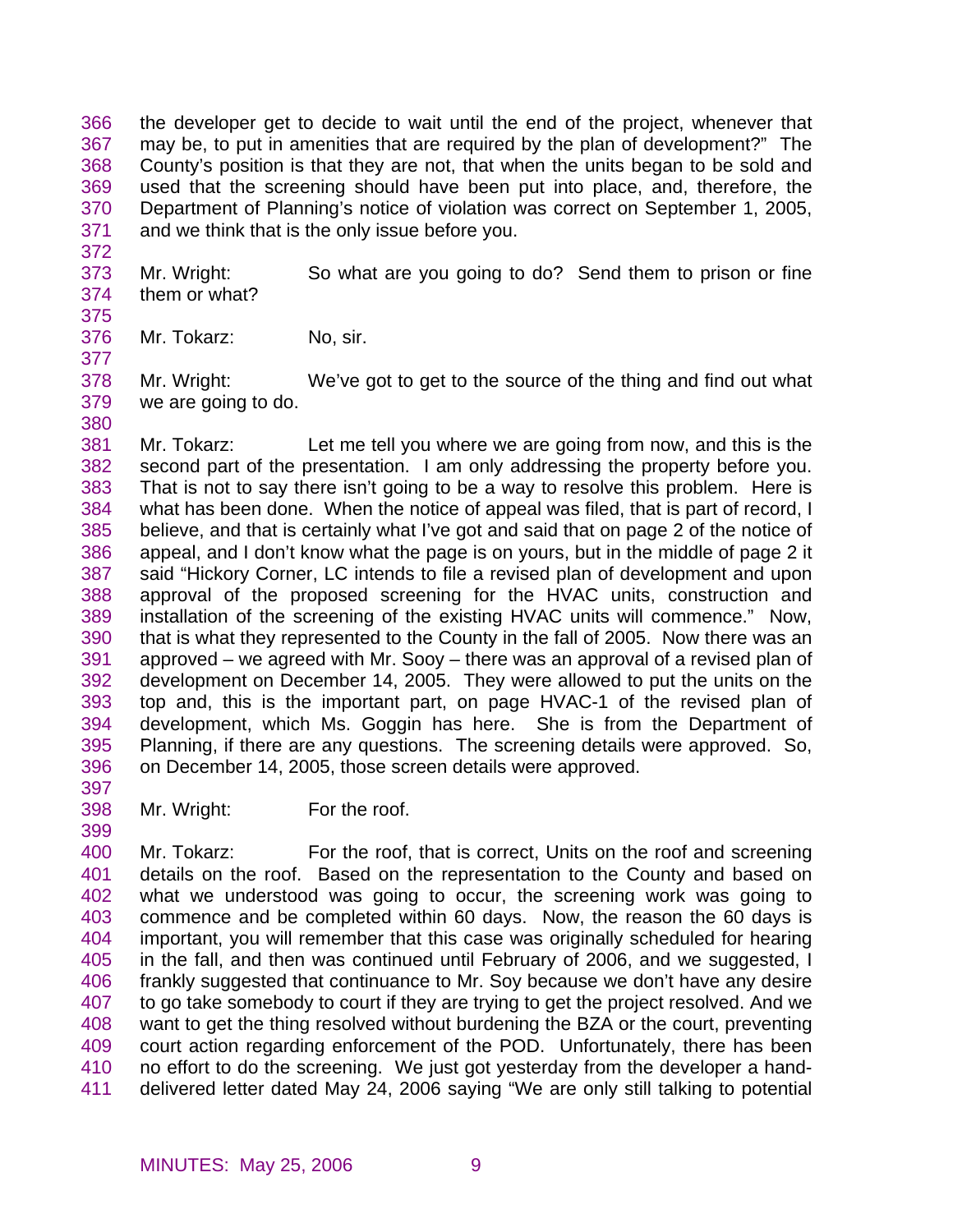the developer get to decide to wait until the end of the project, whenever that may be, to put in amenities that are required by the plan of development?" The County's position is that they are not, that when the units began to be sold and used that the screening should have been put into place, and, therefore, the Department of Planning's notice of violation was correct on September 1, 2005, and we think that is the only issue before you.

Mr. Wright: So what are you going to do? Send them to prison or fine them or what?

Mr. Tokarz: No, sir.

Mr. Wright: We've got to get to the source of the thing and find out what we are going to do.

Mr. Tokarz: Let me tell you where we are going from now, and this is the second part of the presentation. I am only addressing the property before you. That is not to say there isn't going to be a way to resolve this problem. Here is what has been done. When the notice of appeal was filed, that is part of record, I believe, and that is certainly what I've got and said that on page 2 of the notice of appeal, and I don't know what the page is on yours, but in the middle of page 2 it said "Hickory Corner, LC intends to file a revised plan of development and upon approval of the proposed screening for the HVAC units, construction and installation of the screening of the existing HVAC units will commence." Now, that is what they represented to the County in the fall of 2005. Now there was an approved – we agreed with Mr. Sooy – there was an approval of a revised plan of development on December 14, 2005. They were allowed to put the units on the top and, this is the important part, on page HVAC-1 of the revised plan of development, which Ms. Goggin has here. She is from the Department of Planning, if there are any questions. The screening details were approved. So, on December 14, 2005, those screen details were approved.

Mr. Wright: For the roof.

Mr. Tokarz: For the roof, that is correct, Units on the roof and screening details on the roof. Based on the representation to the County and based on what we understood was going to occur, the screening work was going to commence and be completed within 60 days. Now, the reason the 60 days is important, you will remember that this case was originally scheduled for hearing in the fall, and then was continued until February of 2006, and we suggested, I frankly suggested that continuance to Mr. Soy because we don't have any desire to go take somebody to court if they are trying to get the project resolved. And we want to get the thing resolved without burdening the BZA or the court, preventing court action regarding enforcement of the POD. Unfortunately, there has been no effort to do the screening. We just got yesterday from the developer a hand-delivered letter dated May 24, 2006 saying "We are only still talking to potential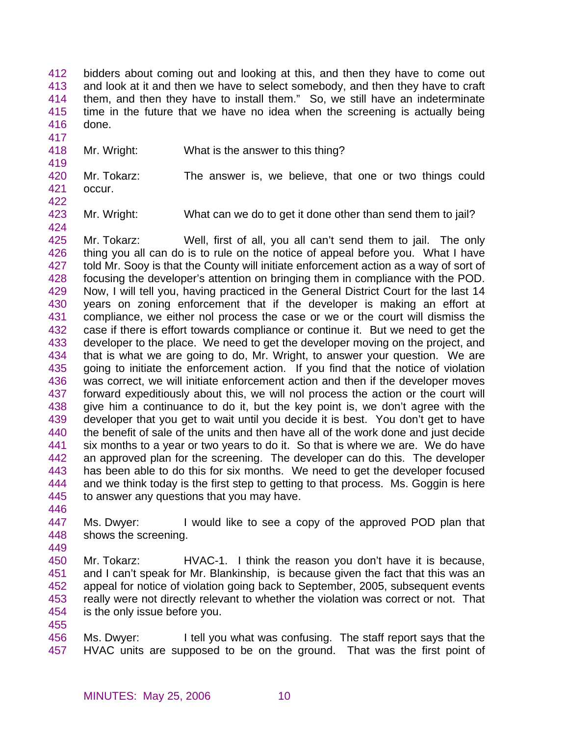bidders about coming out and looking at this, and then they have to come out and look at it and then we have to select somebody, and then they have to craft them, and then they have to install them." So, we still have an indeterminate time in the future that we have no idea when the screening is actually being done.

Mr. Wright: What is the answer to this thing?

Mr. Tokarz: The answer is, we believe, that one or two things could occur.

Mr. Wright: What can we do to get it done other than send them to jail?

Mr. Tokarz: Well, first of all, you all can't send them to jail. The only thing you all can do is to rule on the notice of appeal before you. What I have told Mr. Sooy is that the County will initiate enforcement action as a way of sort of focusing the developer's attention on bringing them in compliance with the POD. Now, I will tell you, having practiced in the General District Court for the last 14 years on zoning enforcement that if the developer is making an effort at compliance, we either nol process the case or we or the court will dismiss the case if there is effort towards compliance or continue it. But we need to get the developer to the place. We need to get the developer moving on the project, and that is what we are going to do, Mr. Wright, to answer your question. We are going to initiate the enforcement action. If you find that the notice of violation was correct, we will initiate enforcement action and then if the developer moves forward expeditiously about this, we will nol process the action or the court will give him a continuance to do it, but the key point is, we don't agree with the developer that you get to wait until you decide it is best. You don't get to have the benefit of sale of the units and then have all of the work done and just decide six months to a year or two years to do it. So that is where we are. We do have an approved plan for the screening. The developer can do this. The developer has been able to do this for six months. We need to get the developer focused and we think today is the first step to getting to that process. Ms. Goggin is here to answer any questions that you may have.

Ms. Dwyer: I would like to see a copy of the approved POD plan that shows the screening.

Mr. Tokarz: HVAC-1. I think the reason you don't have it is because, and I can't speak for Mr. Blankinship, is because given the fact that this was an appeal for notice of violation going back to September, 2005, subsequent events really were not directly relevant to whether the violation was correct or not. That is the only issue before you.

Ms. Dwyer: I tell you what was confusing. The staff report says that the HVAC units are supposed to be on the ground. That was the first point of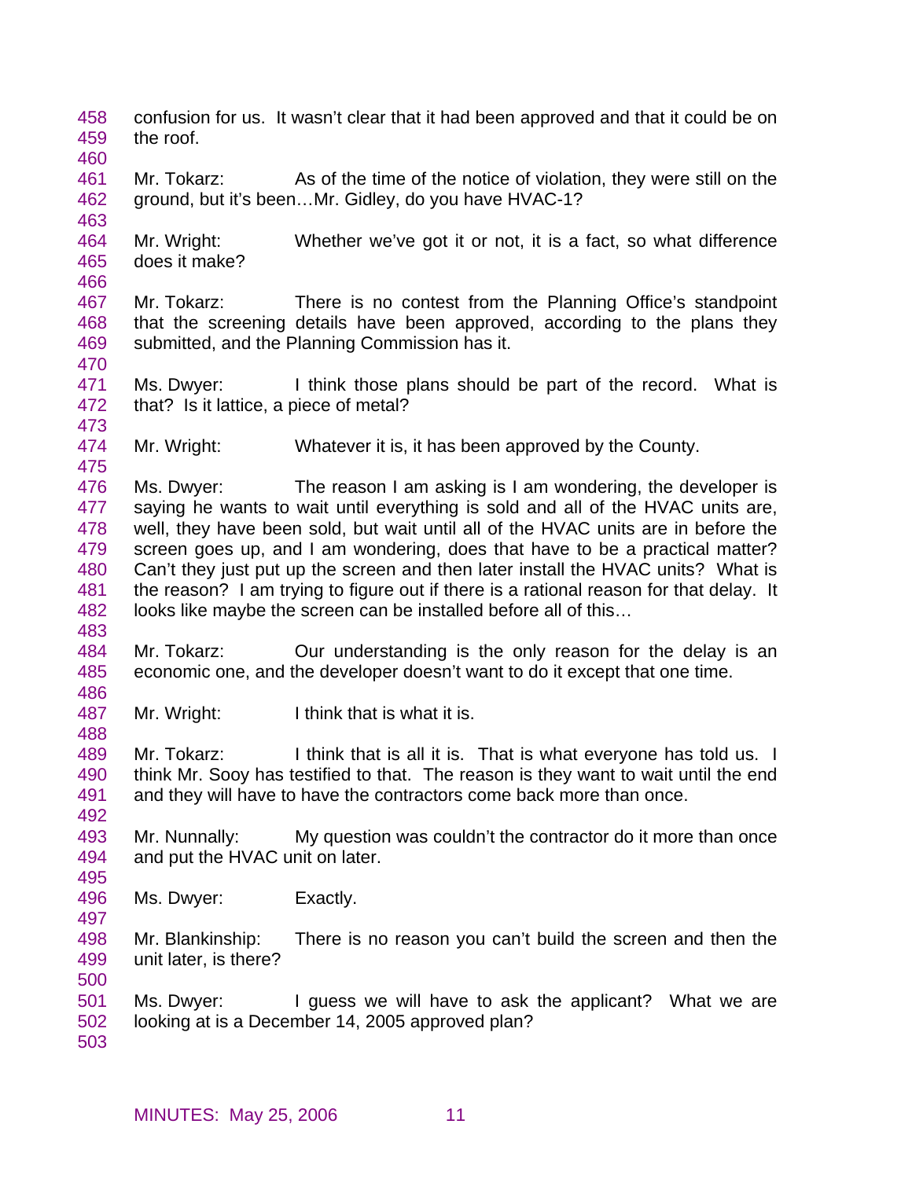confusion for us. It wasn't clear that it had been approved and that it could be on the roof.

Mr. Tokarz: As of the time of the notice of violation, they were still on the ground, but it's been…Mr. Gidley, do you have HVAC-1?

Mr. Wright: Whether we've got it or not, it is a fact, so what difference does it make?

Mr. Tokarz: There is no contest from the Planning Office's standpoint that the screening details have been approved, according to the plans they submitted, and the Planning Commission has it.

Ms. Dwyer: I think those plans should be part of the record. What is that? Is it lattice, a piece of metal?

Mr. Wright: Whatever it is, it has been approved by the County.

Ms. Dwyer: The reason I am asking is I am wondering, the developer is saying he wants to wait until everything is sold and all of the HVAC units are, well, they have been sold, but wait until all of the HVAC units are in before the screen goes up, and I am wondering, does that have to be a practical matter? Can't they just put up the screen and then later install the HVAC units? What is the reason? I am trying to figure out if there is a rational reason for that delay. It looks like maybe the screen can be installed before all of this…

Mr. Tokarz: Our understanding is the only reason for the delay is an economic one, and the developer doesn't want to do it except that one time.

Mr. Wright: I think that is what it is.

Mr. Tokarz: I think that is all it is. That is what everyone has told us. I think Mr. Sooy has testified to that. The reason is they want to wait until the end and they will have to have the contractors come back more than once.

Mr. Nunnally: My question was couldn't the contractor do it more than once and put the HVAC unit on later.

Ms. Dwyer: Exactly.

Mr. Blankinship: There is no reason you can't build the screen and then the unit later, is there?

Ms. Dwyer: I guess we will have to ask the applicant? What we are looking at is a December 14, 2005 approved plan?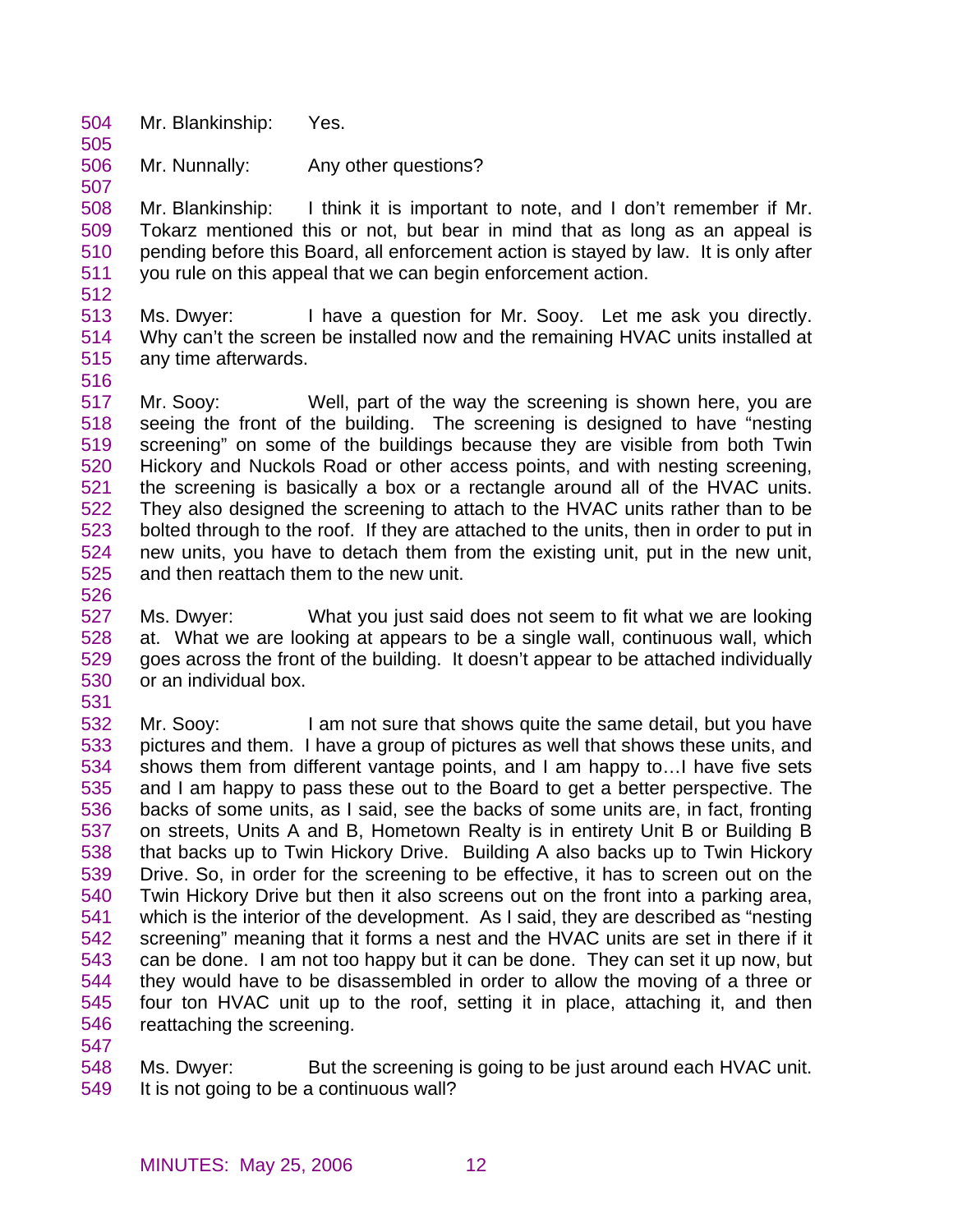Mr. Blankinship: Yes.

Mr. Nunnally: Any other questions?

Mr. Blankinship: I think it is important to note, and I don't remember if Mr. Tokarz mentioned this or not, but bear in mind that as long as an appeal is pending before this Board, all enforcement action is stayed by law. It is only after you rule on this appeal that we can begin enforcement action.

Ms. Dwyer: I have a question for Mr. Sooy. Let me ask you directly. Why can't the screen be installed now and the remaining HVAC units installed at any time afterwards.

Mr. Sooy: Well, part of the way the screening is shown here, you are seeing the front of the building. The screening is designed to have "nesting screening" on some of the buildings because they are visible from both Twin Hickory and Nuckols Road or other access points, and with nesting screening, the screening is basically a box or a rectangle around all of the HVAC units. They also designed the screening to attach to the HVAC units rather than to be bolted through to the roof. If they are attached to the units, then in order to put in new units, you have to detach them from the existing unit, put in the new unit, and then reattach them to the new unit.

Ms. Dwyer: What you just said does not seem to fit what we are looking at. What we are looking at appears to be a single wall, continuous wall, which goes across the front of the building. It doesn't appear to be attached individually or an individual box.

Mr. Sooy: I am not sure that shows quite the same detail, but you have pictures and them. I have a group of pictures as well that shows these units, and shows them from different vantage points, and I am happy to…I have five sets and I am happy to pass these out to the Board to get a better perspective. The backs of some units, as I said, see the backs of some units are, in fact, fronting on streets, Units A and B, Hometown Realty is in entirety Unit B or Building B that backs up to Twin Hickory Drive. Building A also backs up to Twin Hickory Drive. So, in order for the screening to be effective, it has to screen out on the Twin Hickory Drive but then it also screens out on the front into a parking area, which is the interior of the development. As I said, they are described as "nesting screening" meaning that it forms a nest and the HVAC units are set in there if it can be done. I am not too happy but it can be done. They can set it up now, but they would have to be disassembled in order to allow the moving of a three or four ton HVAC unit up to the roof, setting it in place, attaching it, and then reattaching the screening.

Ms. Dwyer: But the screening is going to be just around each HVAC unit. It is not going to be a continuous wall?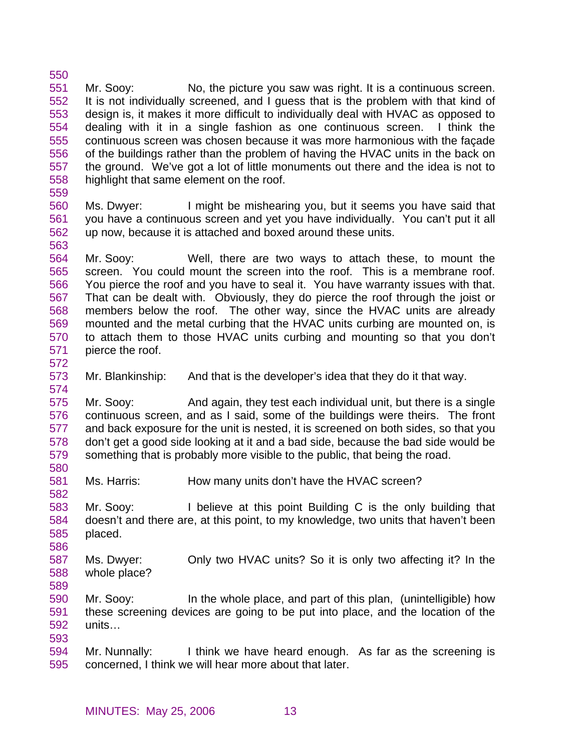Mr. Sooy: No, the picture you saw was right. It is a continuous screen. It is not individually screened, and I guess that is the problem with that kind of design is, it makes it more difficult to individually deal with HVAC as opposed to dealing with it in a single fashion as one continuous screen. I think the continuous screen was chosen because it was more harmonious with the façade of the buildings rather than the problem of having the HVAC units in the back on the ground. We've got a lot of little monuments out there and the idea is not to highlight that same element on the roof.

Ms. Dwyer: I might be mishearing you, but it seems you have said that you have a continuous screen and yet you have individually. You can't put it all up now, because it is attached and boxed around these units.

Mr. Sooy: Well, there are two ways to attach these, to mount the screen. You could mount the screen into the roof. This is a membrane roof. You pierce the roof and you have to seal it. You have warranty issues with that. That can be dealt with. Obviously, they do pierce the roof through the joist or members below the roof. The other way, since the HVAC units are already mounted and the metal curbing that the HVAC units curbing are mounted on, is to attach them to those HVAC units curbing and mounting so that you don't pierce the roof.

Mr. Blankinship: And that is the developer's idea that they do it that way.

Mr. Sooy: And again, they test each individual unit, but there is a single continuous screen, and as I said, some of the buildings were theirs. The front and back exposure for the unit is nested, it is screened on both sides, so that you don't get a good side looking at it and a bad side, because the bad side would be something that is probably more visible to the public, that being the road.

Ms. Harris: How many units don't have the HVAC screen?

Mr. Sooy: I believe at this point Building C is the only building that doesn't and there are, at this point, to my knowledge, two units that haven't been placed.

Ms. Dwyer: Only two HVAC units? So it is only two affecting it? In the whole place?

Mr. Sooy: In the whole place, and part of this plan, (unintelligible) how these screening devices are going to be put into place, and the location of the units…

Mr. Nunnally: I think we have heard enough. As far as the screening is concerned, I think we will hear more about that later.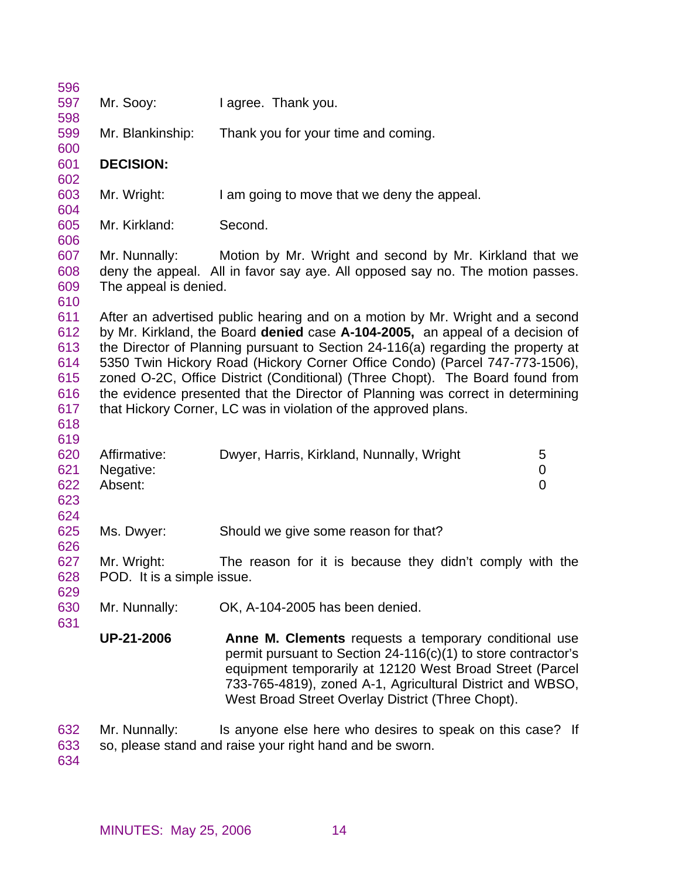Mr. Sooy: I agree. Thank you.

Mr. Blankinship: Thank you for your time and coming.

**DECISION:**

Mr. Wright: I am going to move that we deny the appeal.

Mr. Kirkland: Second.

Mr. Nunnally: Motion by Mr. Wright and second by Mr. Kirkland that we deny the appeal. All in favor say aye. All opposed say no. The motion passes. The appeal is denied.

After an advertised public hearing and on a motion by Mr. Wright and a second by Mr. Kirkland, the Board **denied** case **A-104-2005,** an appeal of a decision of the Director of Planning pursuant to Section 24-116(a) regarding the property at 5350 Twin Hickory Road (Hickory Corner Office Condo) (Parcel 747-773-1506), zoned O-2C, Office District (Conditional) (Three Chopt). The Board found from the evidence presented that the Director of Planning was correct in determining that Hickory Corner, LC was in violation of the approved plans.

| | | |
|---|---|---|
| Affirmative: | Dwyer, Harris, Kirkland, Nunnally, Wright | 5 |
| Negative: | | 0 |
| Absent: | | 0 |

Ms. Dwyer: Should we give some reason for that?

Mr. Wright: The reason for it is because they didn't comply with the POD. It is a simple issue.

Mr. Nunnally: OK, A-104-2005 has been denied.

**UP-21-2006** **Anne M. Clements** requests a temporary conditional use permit pursuant to Section 24-116(c)(1) to store contractor's equipment temporarily at 12120 West Broad Street (Parcel 733-765-4819), zoned A-1, Agricultural District and WBSO, West Broad Street Overlay District (Three Chopt).

Mr. Nunnally: Is anyone else here who desires to speak on this case? If so, please stand and raise your right hand and be sworn.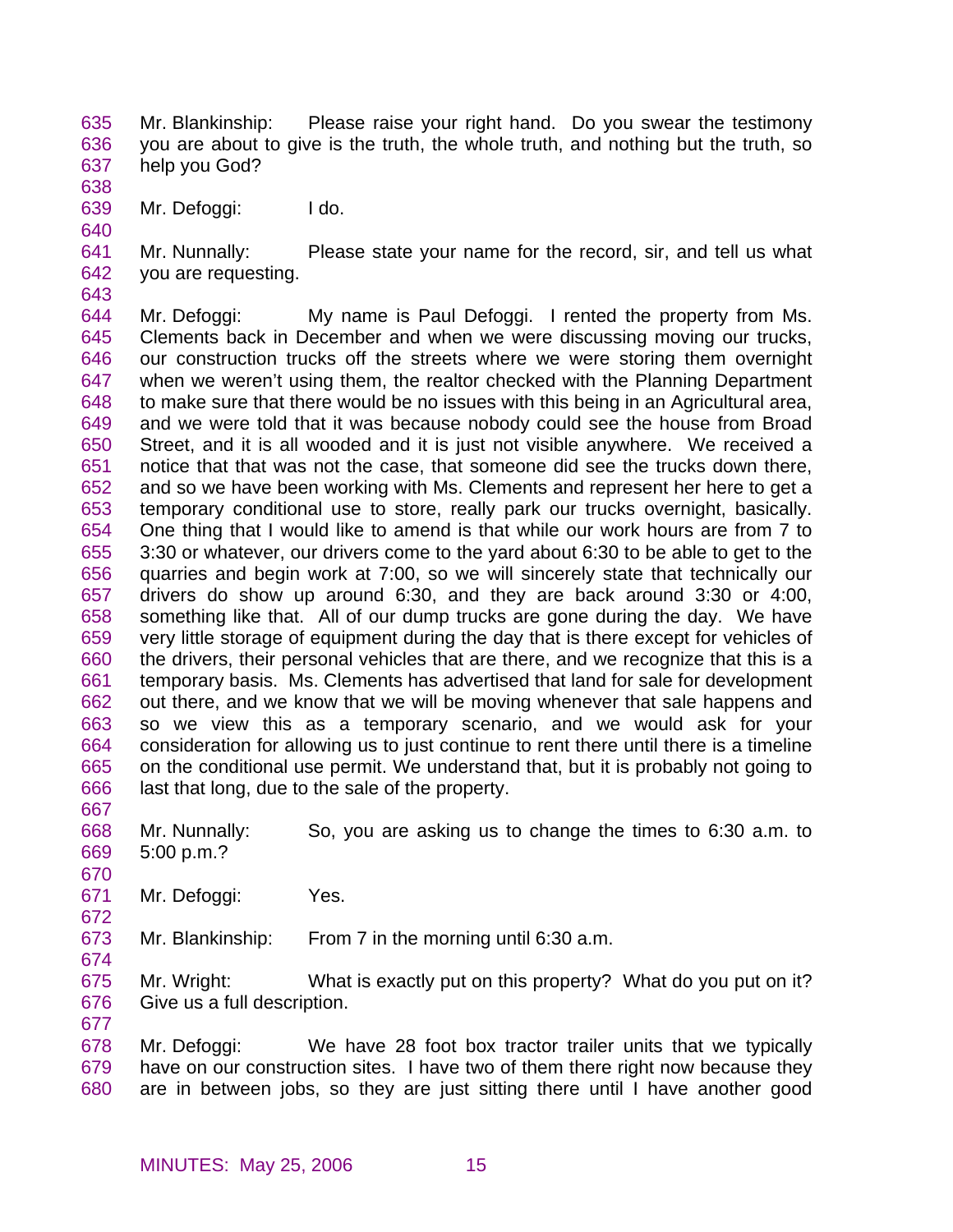Mr. Blankinship: Please raise your right hand. Do you swear the testimony you are about to give is the truth, the whole truth, and nothing but the truth, so help you God?

Mr. Defoggi: I do.

Mr. Nunnally: Please state your name for the record, sir, and tell us what you are requesting.

Mr. Defoggi: My name is Paul Defoggi. I rented the property from Ms. Clements back in December and when we were discussing moving our trucks, our construction trucks off the streets where we were storing them overnight when we weren't using them, the realtor checked with the Planning Department to make sure that there would be no issues with this being in an Agricultural area, and we were told that it was because nobody could see the house from Broad Street, and it is all wooded and it is just not visible anywhere. We received a notice that that was not the case, that someone did see the trucks down there, and so we have been working with Ms. Clements and represent her here to get a temporary conditional use to store, really park our trucks overnight, basically. One thing that I would like to amend is that while our work hours are from 7 to 3:30 or whatever, our drivers come to the yard about 6:30 to be able to get to the quarries and begin work at 7:00, so we will sincerely state that technically our drivers do show up around 6:30, and they are back around 3:30 or 4:00, something like that. All of our dump trucks are gone during the day. We have very little storage of equipment during the day that is there except for vehicles of the drivers, their personal vehicles that are there, and we recognize that this is a temporary basis. Ms. Clements has advertised that land for sale for development out there, and we know that we will be moving whenever that sale happens and so we view this as a temporary scenario, and we would ask for your consideration for allowing us to just continue to rent there until there is a timeline on the conditional use permit. We understand that, but it is probably not going to last that long, due to the sale of the property.

Mr. Nunnally: So, you are asking us to change the times to 6:30 a.m. to 5:00 p.m.?

Mr. Defoggi: Yes.

Mr. Blankinship: From 7 in the morning until 6:30 a.m.

Mr. Wright: What is exactly put on this property? What do you put on it? Give us a full description.

Mr. Defoggi: We have 28 foot box tractor trailer units that we typically have on our construction sites. I have two of them there right now because they are in between jobs, so they are just sitting there until I have another good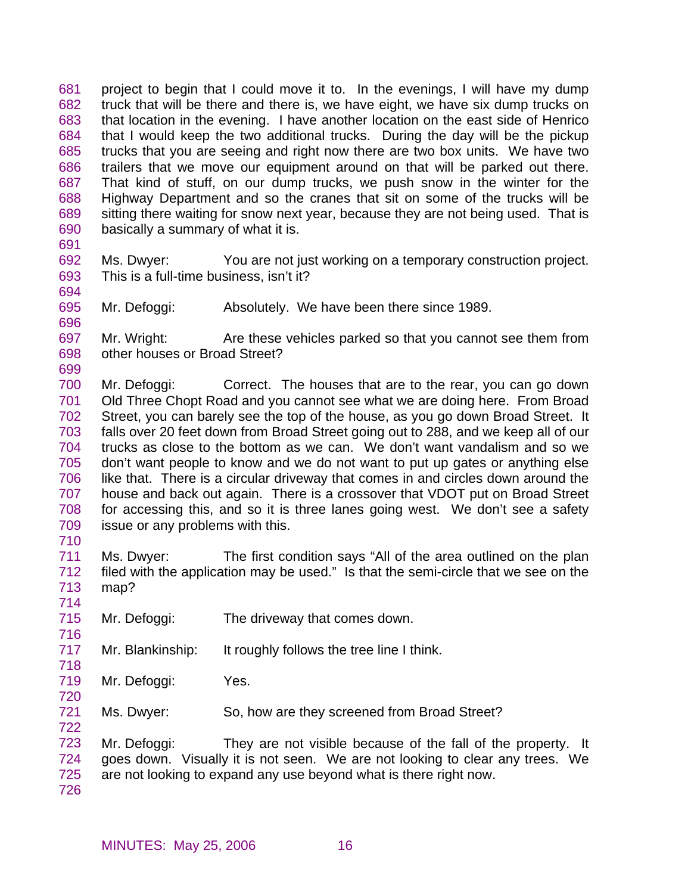project to begin that I could move it to. In the evenings, I will have my dump truck that will be there and there is, we have eight, we have six dump trucks on that location in the evening. I have another location on the east side of Henrico that I would keep the two additional trucks. During the day will be the pickup trucks that you are seeing and right now there are two box units. We have two trailers that we move our equipment around on that will be parked out there. That kind of stuff, on our dump trucks, we push snow in the winter for the Highway Department and so the cranes that sit on some of the trucks will be sitting there waiting for snow next year, because they are not being used. That is basically a summary of what it is.

Ms. Dwyer: You are not just working on a temporary construction project. This is a full-time business, isn't it?

Mr. Defoggi: Absolutely. We have been there since 1989.

Mr. Wright: Are these vehicles parked so that you cannot see them from other houses or Broad Street?

Mr. Defoggi: Correct. The houses that are to the rear, you can go down Old Three Chopt Road and you cannot see what we are doing here. From Broad Street, you can barely see the top of the house, as you go down Broad Street. It falls over 20 feet down from Broad Street going out to 288, and we keep all of our trucks as close to the bottom as we can. We don't want vandalism and so we don't want people to know and we do not want to put up gates or anything else like that. There is a circular driveway that comes in and circles down around the house and back out again. There is a crossover that VDOT put on Broad Street for accessing this, and so it is three lanes going west. We don't see a safety issue or any problems with this.

Ms. Dwyer: The first condition says "All of the area outlined on the plan filed with the application may be used." Is that the semi-circle that we see on the map?

Mr. Defoggi: The driveway that comes down.

Mr. Blankinship: It roughly follows the tree line I think.

Mr. Defoggi: Yes.

Ms. Dwyer: So, how are they screened from Broad Street?

Mr. Defoggi: They are not visible because of the fall of the property. It goes down. Visually it is not seen. We are not looking to clear any trees. We are not looking to expand any use beyond what is there right now.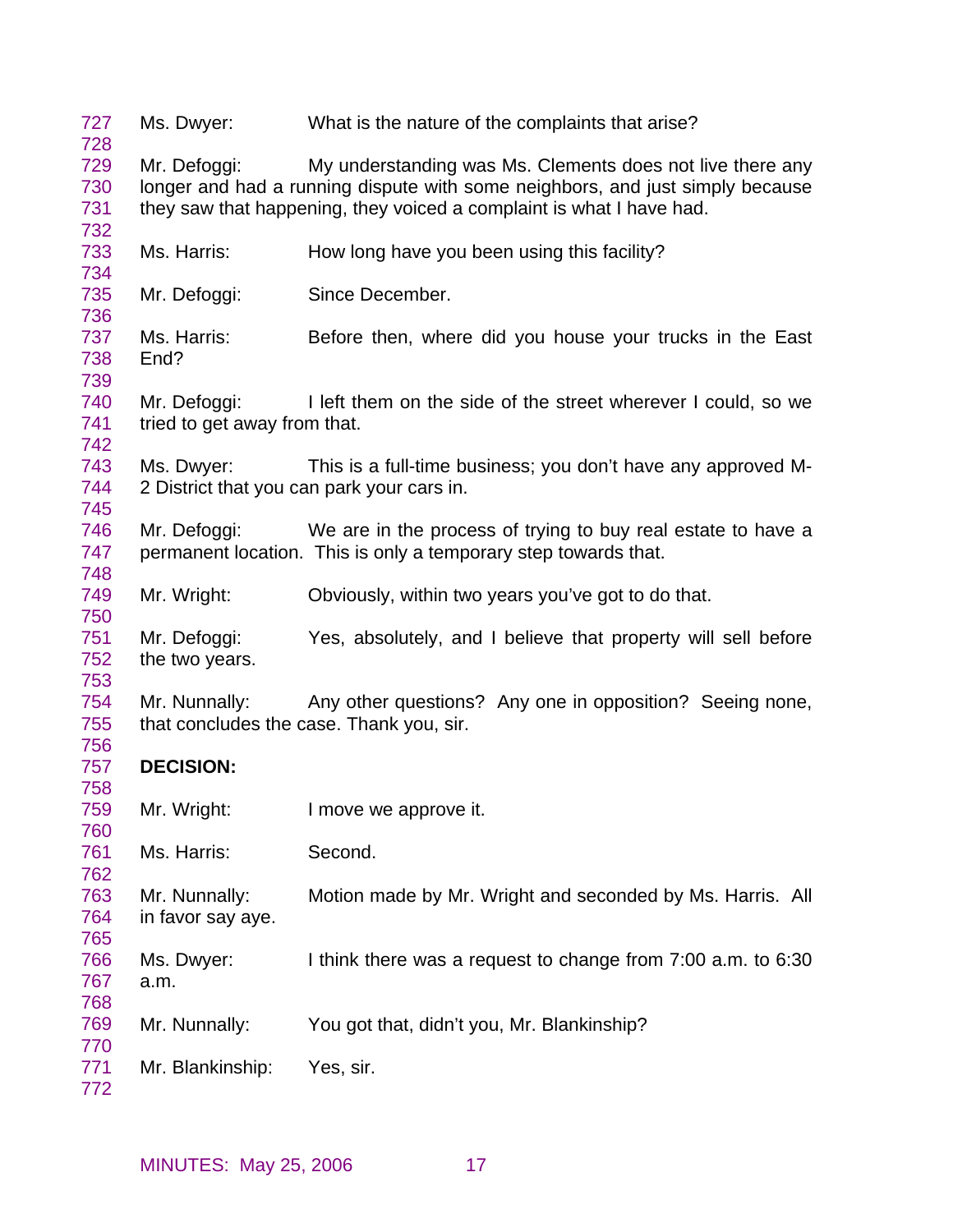Ms. Dwyer: What is the nature of the complaints that arise?

Mr. Defoggi: My understanding was Ms. Clements does not live there any longer and had a running dispute with some neighbors, and just simply because they saw that happening, they voiced a complaint is what I have had.

Ms. Harris: How long have you been using this facility?

Mr. Defoggi: Since December.

Ms. Harris: Before then, where did you house your trucks in the East End?

Mr. Defoggi: I left them on the side of the street wherever I could, so we tried to get away from that.

Ms. Dwyer: This is a full-time business; you don't have any approved M-2 District that you can park your cars in.

Mr. Defoggi: We are in the process of trying to buy real estate to have a permanent location. This is only a temporary step towards that.

Mr. Wright: Obviously, within two years you've got to do that.

Mr. Defoggi: Yes, absolutely, and I believe that property will sell before the two years.

Mr. Nunnally: Any other questions? Any one in opposition? Seeing none, that concludes the case. Thank you, sir.

**DECISION:**

Mr. Wright: I move we approve it.

Ms. Harris: Second.

Mr. Nunnally: Motion made by Mr. Wright and seconded by Ms. Harris. All in favor say aye.

Ms. Dwyer: I think there was a request to change from 7:00 a.m. to 6:30 a.m.

Mr. Nunnally: You got that, didn't you, Mr. Blankinship?

Mr. Blankinship: Yes, sir.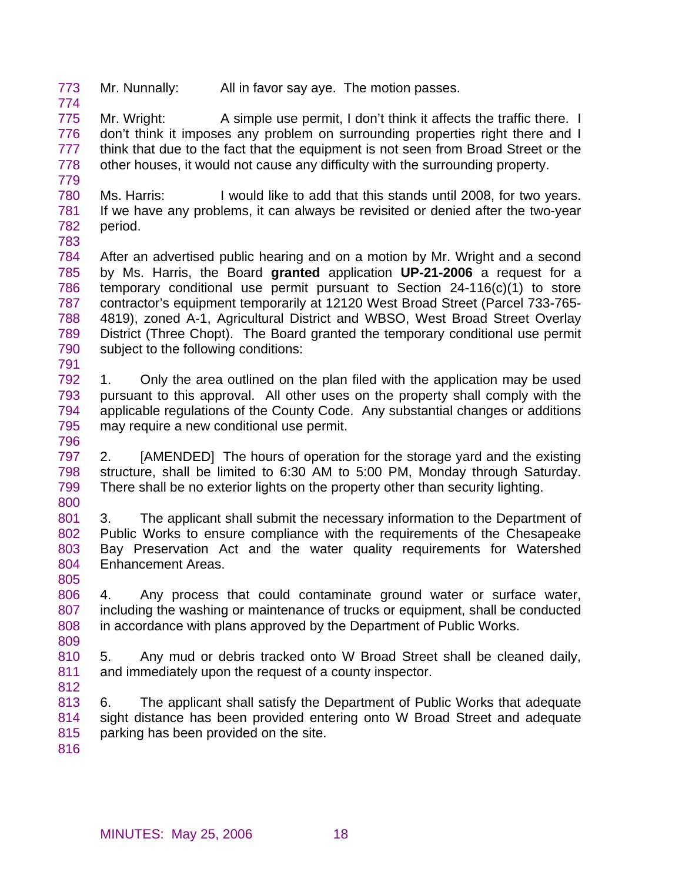Mr. Nunnally: All in favor say aye. The motion passes.

Mr. Wright: A simple use permit, I don't think it affects the traffic there. I don't think it imposes any problem on surrounding properties right there and I think that due to the fact that the equipment is not seen from Broad Street or the other houses, it would not cause any difficulty with the surrounding property.

Ms. Harris: I would like to add that this stands until 2008, for two years. If we have any problems, it can always be revisited or denied after the two-year period.

After an advertised public hearing and on a motion by Mr. Wright and a second by Ms. Harris, the Board **granted** application **UP-21-2006** a request for a temporary conditional use permit pursuant to Section 24-116(c)(1) to store contractor's equipment temporarily at 12120 West Broad Street (Parcel 733-765-4819), zoned A-1, Agricultural District and WBSO, West Broad Street Overlay District (Three Chopt). The Board granted the temporary conditional use permit subject to the following conditions:

1. Only the area outlined on the plan filed with the application may be used pursuant to this approval. All other uses on the property shall comply with the applicable regulations of the County Code. Any substantial changes or additions may require a new conditional use permit.

2. [AMENDED] The hours of operation for the storage yard and the existing structure, shall be limited to 6:30 AM to 5:00 PM, Monday through Saturday. There shall be no exterior lights on the property other than security lighting.

3. The applicant shall submit the necessary information to the Department of Public Works to ensure compliance with the requirements of the Chesapeake Bay Preservation Act and the water quality requirements for Watershed Enhancement Areas.

4. Any process that could contaminate ground water or surface water, including the washing or maintenance of trucks or equipment, shall be conducted in accordance with plans approved by the Department of Public Works.

5. Any mud or debris tracked onto W Broad Street shall be cleaned daily, and immediately upon the request of a county inspector.

6. The applicant shall satisfy the Department of Public Works that adequate sight distance has been provided entering onto W Broad Street and adequate parking has been provided on the site.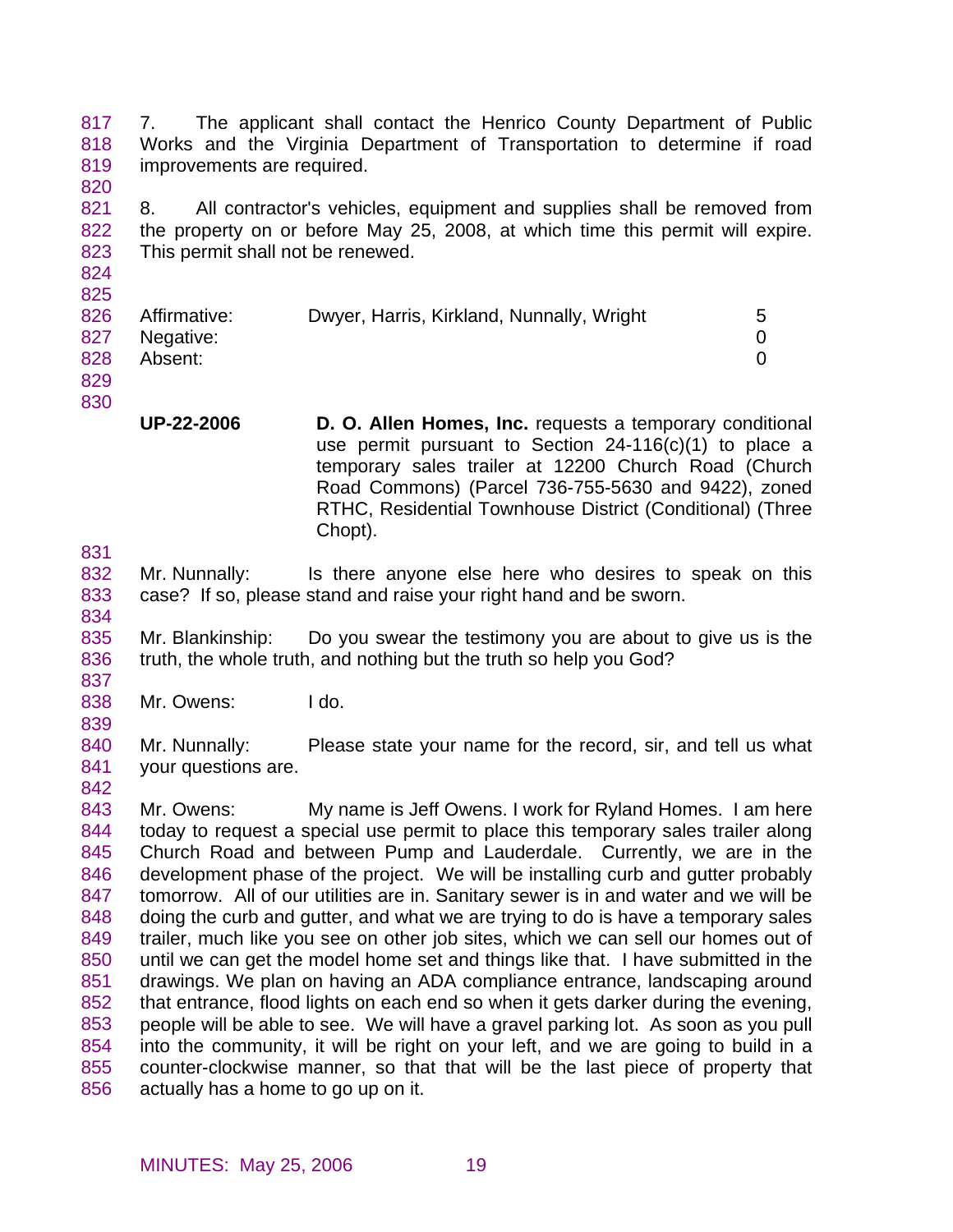7. The applicant shall contact the Henrico County Department of Public Works and the Virginia Department of Transportation to determine if road improvements are required.

8. All contractor's vehicles, equipment and supplies shall be removed from the property on or before May 25, 2008, at which time this permit will expire. This permit shall not be renewed.

| | | |
|---|---|---|
| Affirmative: | Dwyer, Harris, Kirkland, Nunnally, Wright | 5 |
| Negative: | | 0 |
| Absent: | | 0 |

**UP-22-2006** **D. O. Allen Homes, Inc.** requests a temporary conditional use permit pursuant to Section 24-116(c)(1) to place a temporary sales trailer at 12200 Church Road (Church Road Commons) (Parcel 736-755-5630 and 9422), zoned RTHC, Residential Townhouse District (Conditional) (Three Chopt).

Mr. Nunnally: Is there anyone else here who desires to speak on this case? If so, please stand and raise your right hand and be sworn.

Mr. Blankinship: Do you swear the testimony you are about to give us is the truth, the whole truth, and nothing but the truth so help you God?

Mr. Owens: I do.

Mr. Nunnally: Please state your name for the record, sir, and tell us what your questions are.

Mr. Owens: My name is Jeff Owens. I work for Ryland Homes. I am here today to request a special use permit to place this temporary sales trailer along Church Road and between Pump and Lauderdale. Currently, we are in the development phase of the project. We will be installing curb and gutter probably tomorrow. All of our utilities are in. Sanitary sewer is in and water and we will be doing the curb and gutter, and what we are trying to do is have a temporary sales trailer, much like you see on other job sites, which we can sell our homes out of until we can get the model home set and things like that. I have submitted in the drawings. We plan on having an ADA compliance entrance, landscaping around that entrance, flood lights on each end so when it gets darker during the evening, people will be able to see. We will have a gravel parking lot. As soon as you pull into the community, it will be right on your left, and we are going to build in a counter-clockwise manner, so that that will be the last piece of property that actually has a home to go up on it.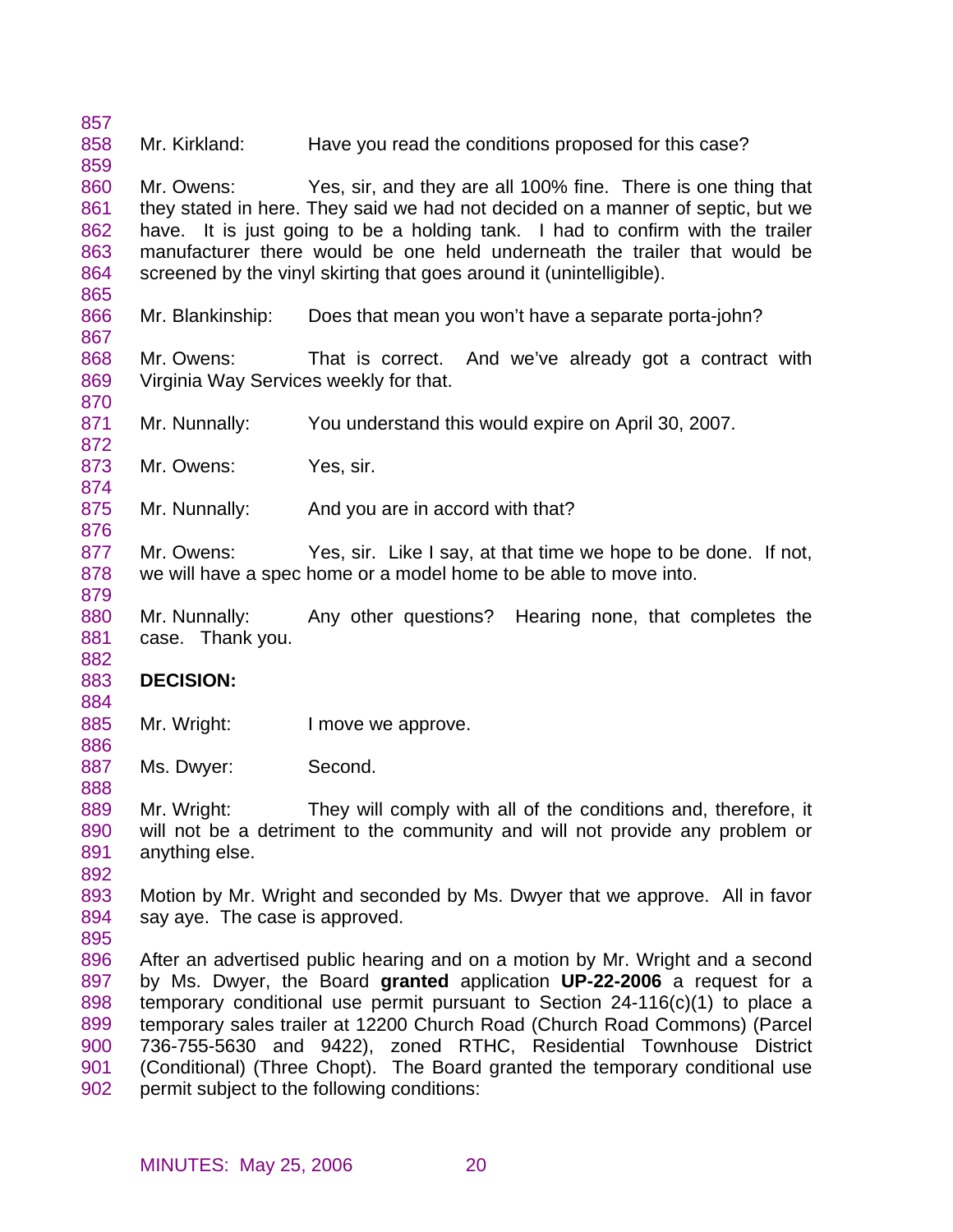Mr. Kirkland: Have you read the conditions proposed for this case?

Mr. Owens: Yes, sir, and they are all 100% fine. There is one thing that they stated in here. They said we had not decided on a manner of septic, but we have. It is just going to be a holding tank. I had to confirm with the trailer manufacturer there would be one held underneath the trailer that would be screened by the vinyl skirting that goes around it (unintelligible).

Mr. Blankinship: Does that mean you won't have a separate porta-john?

Mr. Owens: That is correct. And we've already got a contract with Virginia Way Services weekly for that.

Mr. Nunnally: You understand this would expire on April 30, 2007.

Mr. Owens: Yes, sir.

Mr. Nunnally: And you are in accord with that?

Mr. Owens: Yes, sir. Like I say, at that time we hope to be done. If not, we will have a spec home or a model home to be able to move into.

Mr. Nunnally: Any other questions? Hearing none, that completes the case. Thank you.

**DECISION:**

Mr. Wright: I move we approve.

Ms. Dwyer: Second.

Mr. Wright: They will comply with all of the conditions and, therefore, it will not be a detriment to the community and will not provide any problem or anything else.

Motion by Mr. Wright and seconded by Ms. Dwyer that we approve. All in favor say aye. The case is approved.

After an advertised public hearing and on a motion by Mr. Wright and a second by Ms. Dwyer, the Board **granted** application **UP-22-2006** a request for a temporary conditional use permit pursuant to Section 24-116(c)(1) to place a temporary sales trailer at 12200 Church Road (Church Road Commons) (Parcel 736-755-5630 and 9422), zoned RTHC, Residential Townhouse District (Conditional) (Three Chopt). The Board granted the temporary conditional use permit subject to the following conditions: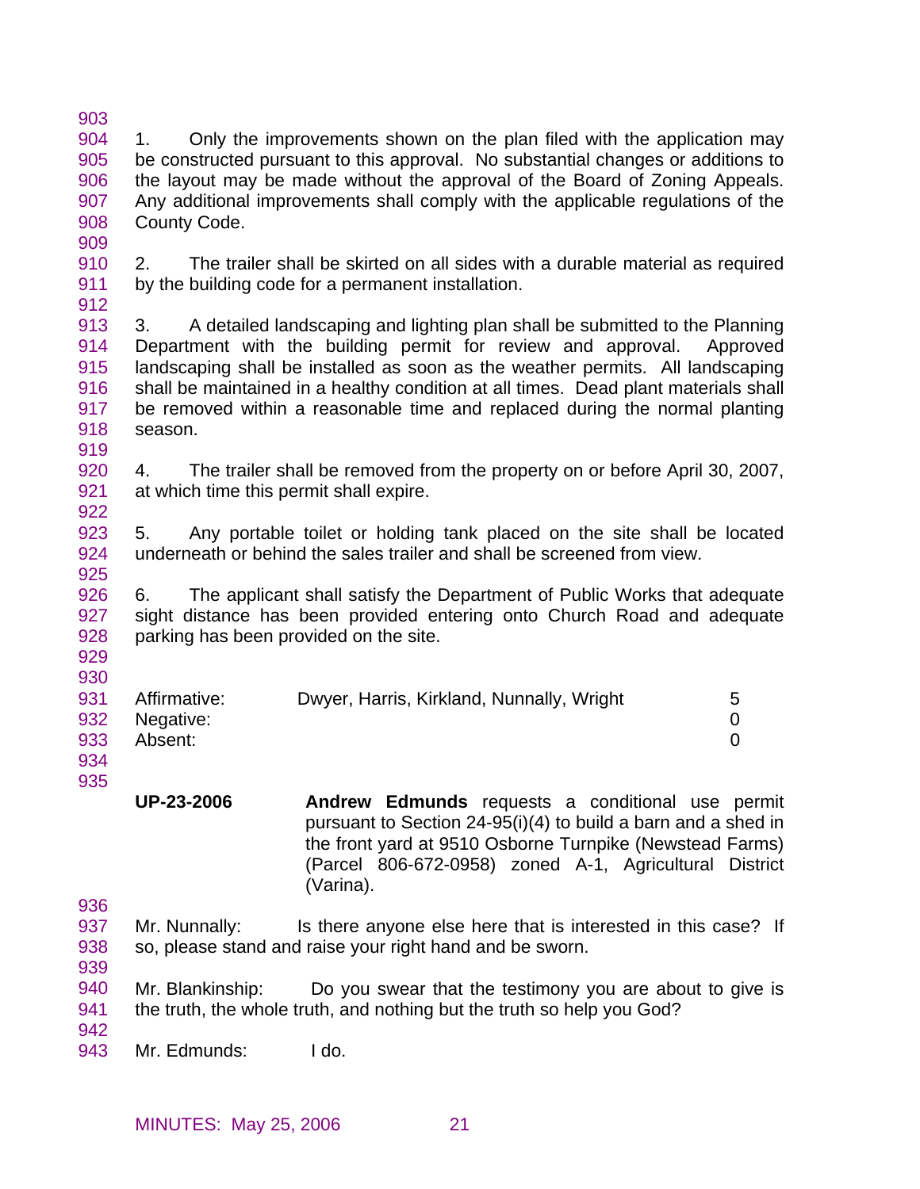1. Only the improvements shown on the plan filed with the application may be constructed pursuant to this approval. No substantial changes or additions to the layout may be made without the approval of the Board of Zoning Appeals. Any additional improvements shall comply with the applicable regulations of the County Code.

2. The trailer shall be skirted on all sides with a durable material as required by the building code for a permanent installation.

3. A detailed landscaping and lighting plan shall be submitted to the Planning Department with the building permit for review and approval. Approved landscaping shall be installed as soon as the weather permits. All landscaping shall be maintained in a healthy condition at all times. Dead plant materials shall be removed within a reasonable time and replaced during the normal planting season.

4. The trailer shall be removed from the property on or before April 30, 2007, at which time this permit shall expire.

5. Any portable toilet or holding tank placed on the site shall be located underneath or behind the sales trailer and shall be screened from view.

6. The applicant shall satisfy the Department of Public Works that adequate sight distance has been provided entering onto Church Road and adequate parking has been provided on the site.

| | | |
|---|---|---|
| Affirmative: | Dwyer, Harris, Kirkland, Nunnally, Wright | 5 |
| Negative: | | 0 |
| Absent: | | 0 |

**UP-23-2006** **Andrew Edmunds** requests a conditional use permit pursuant to Section 24-95(i)(4) to build a barn and a shed in the front yard at 9510 Osborne Turnpike (Newstead Farms) (Parcel 806-672-0958) zoned A-1, Agricultural District (Varina).

Mr. Nunnally: Is there anyone else here that is interested in this case? If so, please stand and raise your right hand and be sworn.

Mr. Blankinship: Do you swear that the testimony you are about to give is the truth, the whole truth, and nothing but the truth so help you God?

Mr. Edmunds: I do.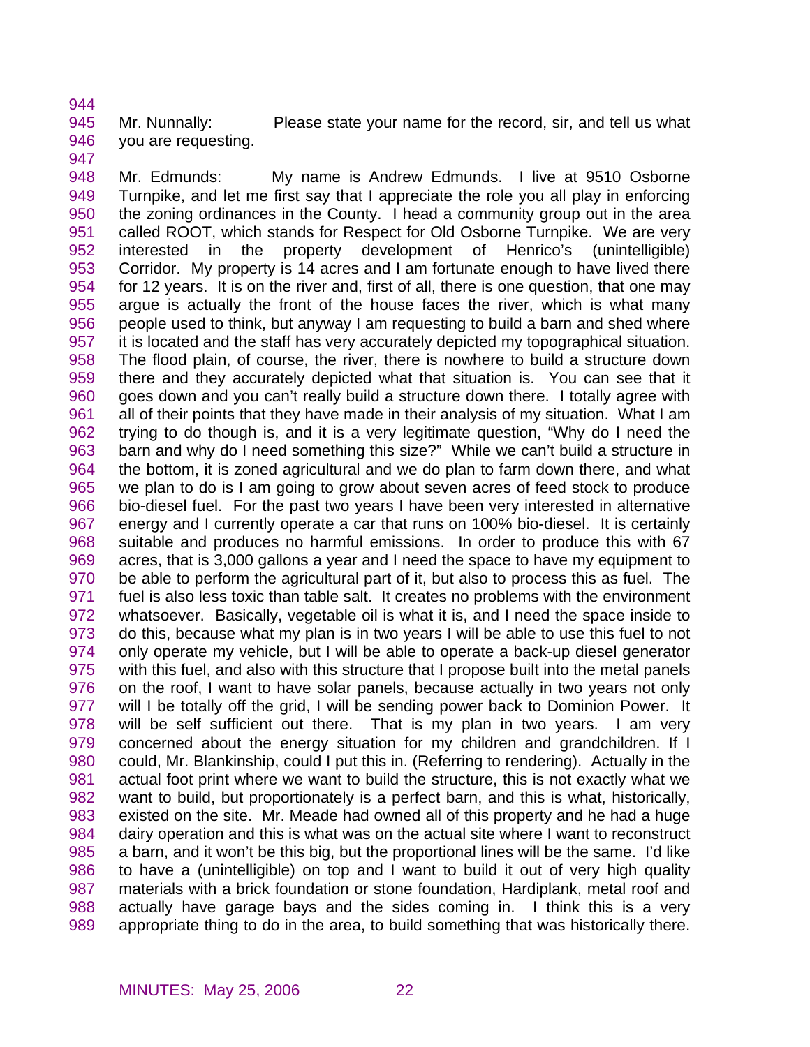Mr. Nunnally: Please state your name for the record, sir, and tell us what you are requesting.

Mr. Edmunds: My name is Andrew Edmunds. I live at 9510 Osborne Turnpike, and let me first say that I appreciate the role you all play in enforcing the zoning ordinances in the County. I head a community group out in the area called ROOT, which stands for Respect for Old Osborne Turnpike. We are very interested in the property development of Henrico's (unintelligible) Corridor. My property is 14 acres and I am fortunate enough to have lived there for 12 years. It is on the river and, first of all, there is one question, that one may argue is actually the front of the house faces the river, which is what many people used to think, but anyway I am requesting to build a barn and shed where it is located and the staff has very accurately depicted my topographical situation. The flood plain, of course, the river, there is nowhere to build a structure down there and they accurately depicted what that situation is. You can see that it goes down and you can't really build a structure down there. I totally agree with all of their points that they have made in their analysis of my situation. What I am trying to do though is, and it is a very legitimate question, "Why do I need the barn and why do I need something this size?" While we can't build a structure in the bottom, it is zoned agricultural and we do plan to farm down there, and what we plan to do is I am going to grow about seven acres of feed stock to produce bio-diesel fuel. For the past two years I have been very interested in alternative energy and I currently operate a car that runs on 100% bio-diesel. It is certainly suitable and produces no harmful emissions. In order to produce this with 67 acres, that is 3,000 gallons a year and I need the space to have my equipment to be able to perform the agricultural part of it, but also to process this as fuel. The fuel is also less toxic than table salt. It creates no problems with the environment whatsoever. Basically, vegetable oil is what it is, and I need the space inside to do this, because what my plan is in two years I will be able to use this fuel to not only operate my vehicle, but I will be able to operate a back-up diesel generator with this fuel, and also with this structure that I propose built into the metal panels on the roof, I want to have solar panels, because actually in two years not only will I be totally off the grid, I will be sending power back to Dominion Power. It will be self sufficient out there. That is my plan in two years. I am very concerned about the energy situation for my children and grandchildren. If I could, Mr. Blankinship, could I put this in. (Referring to rendering). Actually in the actual foot print where we want to build the structure, this is not exactly what we want to build, but proportionately is a perfect barn, and this is what, historically, existed on the site. Mr. Meade had owned all of this property and he had a huge dairy operation and this is what was on the actual site where I want to reconstruct a barn, and it won't be this big, but the proportional lines will be the same. I'd like to have a (unintelligible) on top and I want to build it out of very high quality materials with a brick foundation or stone foundation, Hardiplank, metal roof and actually have garage bays and the sides coming in. I think this is a very appropriate thing to do in the area, to build something that was historically there.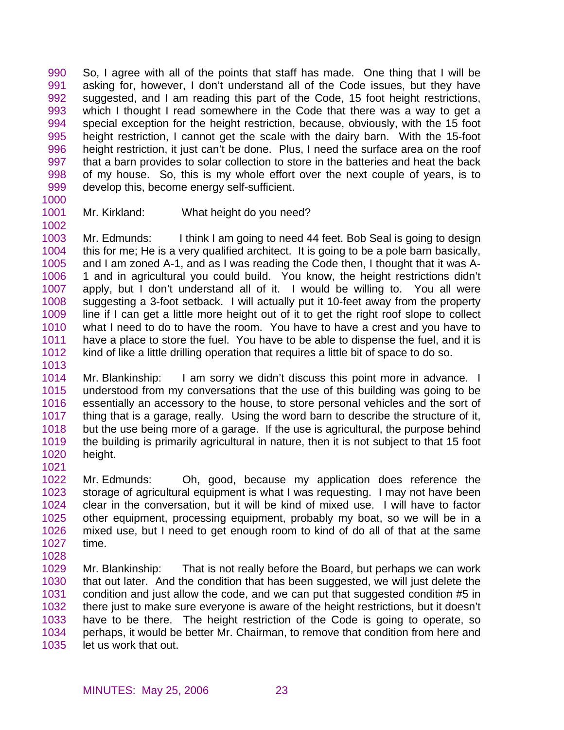So, I agree with all of the points that staff has made. One thing that I will be asking for, however, I don't understand all of the Code issues, but they have suggested, and I am reading this part of the Code, 15 foot height restrictions, which I thought I read somewhere in the Code that there was a way to get a special exception for the height restriction, because, obviously, with the 15 foot height restriction, I cannot get the scale with the dairy barn. With the 15-foot height restriction, it just can't be done. Plus, I need the surface area on the roof that a barn provides to solar collection to store in the batteries and heat the back of my house. So, this is my whole effort over the next couple of years, is to develop this, become energy self-sufficient.

Mr. Kirkland: What height do you need?

Mr. Edmunds: I think I am going to need 44 feet. Bob Seal is going to design this for me; He is a very qualified architect. It is going to be a pole barn basically, and I am zoned A-1, and as I was reading the Code then, I thought that it was A-1 and in agricultural you could build. You know, the height restrictions didn't apply, but I don't understand all of it. I would be willing to. You all were suggesting a 3-foot setback. I will actually put it 10-feet away from the property line if I can get a little more height out of it to get the right roof slope to collect what I need to do to have the room. You have to have a crest and you have to have a place to store the fuel. You have to be able to dispense the fuel, and it is kind of like a little drilling operation that requires a little bit of space to do so.

Mr. Blankinship: I am sorry we didn't discuss this point more in advance. I understood from my conversations that the use of this building was going to be essentially an accessory to the house, to store personal vehicles and the sort of thing that is a garage, really. Using the word barn to describe the structure of it, but the use being more of a garage. If the use is agricultural, the purpose behind the building is primarily agricultural in nature, then it is not subject to that 15 foot height.

Mr. Edmunds: Oh, good, because my application does reference the storage of agricultural equipment is what I was requesting. I may not have been clear in the conversation, but it will be kind of mixed use. I will have to factor other equipment, processing equipment, probably my boat, so we will be in a mixed use, but I need to get enough room to kind of do all of that at the same time.

Mr. Blankinship: That is not really before the Board, but perhaps we can work that out later. And the condition that has been suggested, we will just delete the condition and just allow the code, and we can put that suggested condition #5 in there just to make sure everyone is aware of the height restrictions, but it doesn't have to be there. The height restriction of the Code is going to operate, so perhaps, it would be better Mr. Chairman, to remove that condition from here and let us work that out.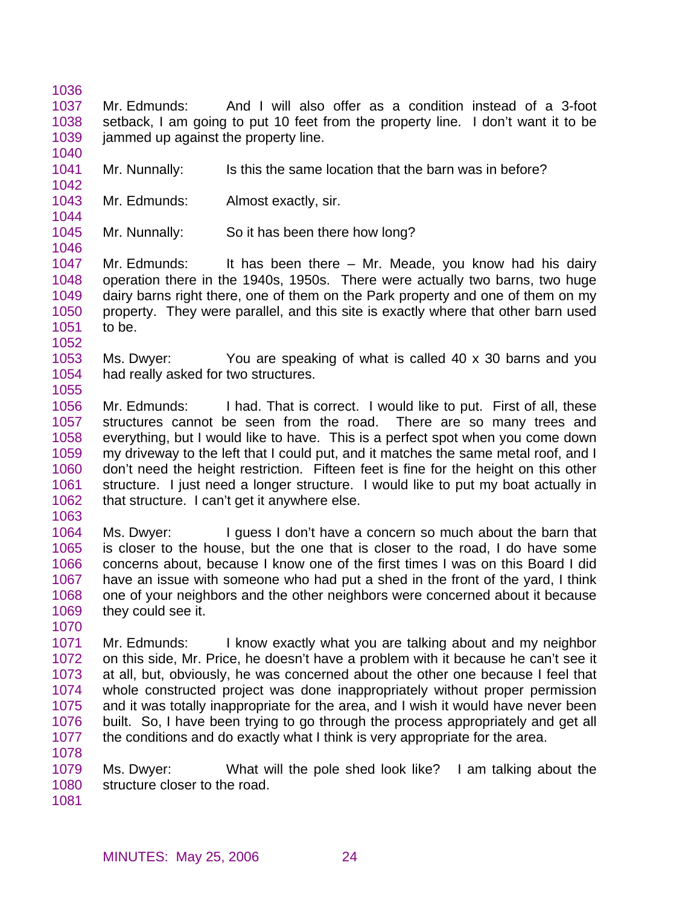Mr. Edmunds: And I will also offer as a condition instead of a 3-foot setback, I am going to put 10 feet from the property line. I don't want it to be jammed up against the property line.

Mr. Nunnally: Is this the same location that the barn was in before?

Mr. Edmunds: Almost exactly, sir.

Mr. Nunnally: So it has been there how long?

Mr. Edmunds: It has been there – Mr. Meade, you know had his dairy operation there in the 1940s, 1950s. There were actually two barns, two huge dairy barns right there, one of them on the Park property and one of them on my property. They were parallel, and this site is exactly where that other barn used to be.

Ms. Dwyer: You are speaking of what is called 40 x 30 barns and you had really asked for two structures.

Mr. Edmunds: I had. That is correct. I would like to put. First of all, these structures cannot be seen from the road. There are so many trees and everything, but I would like to have. This is a perfect spot when you come down my driveway to the left that I could put, and it matches the same metal roof, and I don't need the height restriction. Fifteen feet is fine for the height on this other structure. I just need a longer structure. I would like to put my boat actually in that structure. I can't get it anywhere else.

Ms. Dwyer: I guess I don't have a concern so much about the barn that is closer to the house, but the one that is closer to the road, I do have some concerns about, because I know one of the first times I was on this Board I did have an issue with someone who had put a shed in the front of the yard, I think one of your neighbors and the other neighbors were concerned about it because they could see it.

Mr. Edmunds: I know exactly what you are talking about and my neighbor on this side, Mr. Price, he doesn't have a problem with it because he can't see it at all, but, obviously, he was concerned about the other one because I feel that whole constructed project was done inappropriately without proper permission and it was totally inappropriate for the area, and I wish it would have never been built. So, I have been trying to go through the process appropriately and get all the conditions and do exactly what I think is very appropriate for the area.

Ms. Dwyer: What will the pole shed look like? I am talking about the structure closer to the road.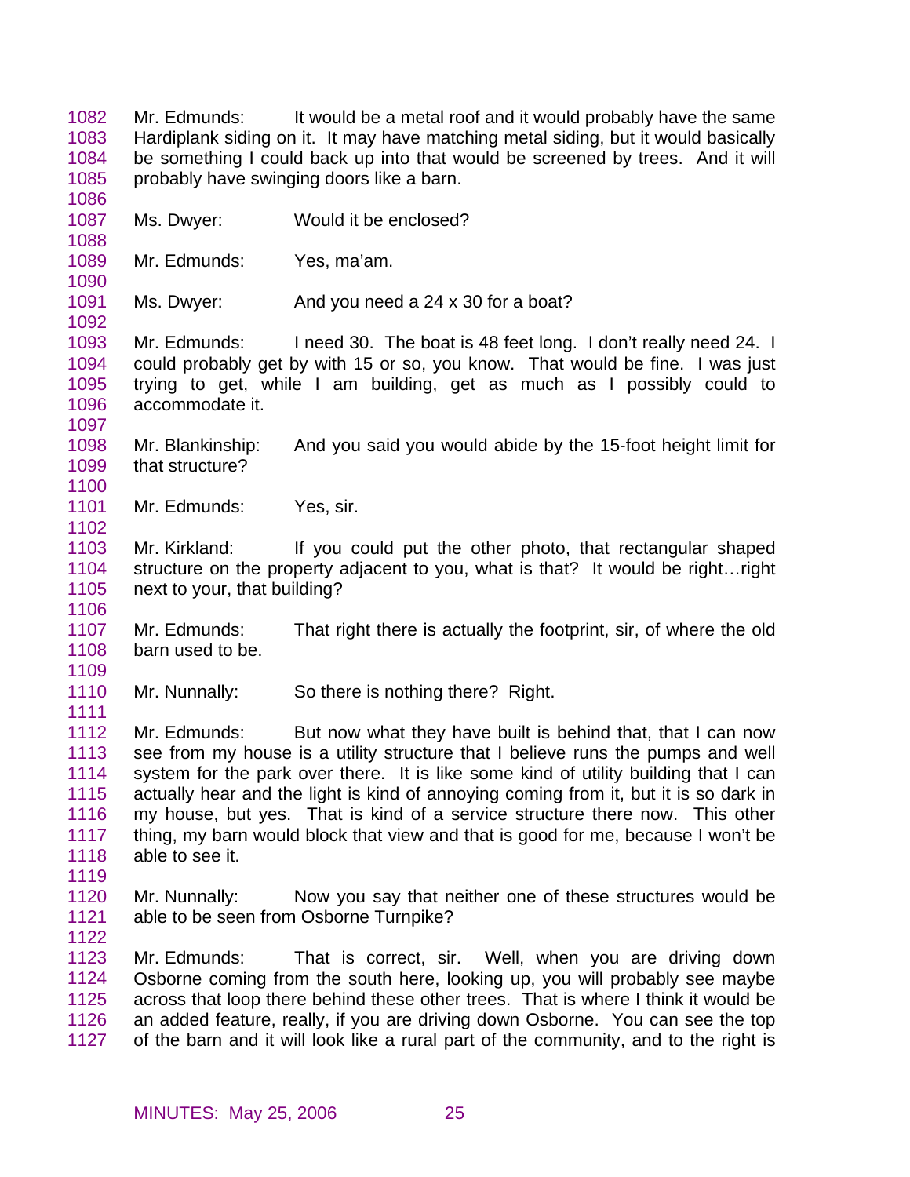Mr. Edmunds: It would be a metal roof and it would probably have the same Hardiplank siding on it. It may have matching metal siding, but it would basically be something I could back up into that would be screened by trees. And it will probably have swinging doors like a barn.

Ms. Dwyer: Would it be enclosed?

Mr. Edmunds: Yes, ma'am.

Ms. Dwyer: And you need a 24 x 30 for a boat?

Mr. Edmunds: I need 30. The boat is 48 feet long. I don't really need 24. I could probably get by with 15 or so, you know. That would be fine. I was just trying to get, while I am building, get as much as I possibly could to accommodate it.

Mr. Blankinship: And you said you would abide by the 15-foot height limit for that structure?

Mr. Edmunds: Yes, sir.

Mr. Kirkland: If you could put the other photo, that rectangular shaped structure on the property adjacent to you, what is that? It would be right…right next to your, that building?

Mr. Edmunds: That right there is actually the footprint, sir, of where the old barn used to be.

Mr. Nunnally: So there is nothing there? Right.

Mr. Edmunds: But now what they have built is behind that, that I can now see from my house is a utility structure that I believe runs the pumps and well system for the park over there. It is like some kind of utility building that I can actually hear and the light is kind of annoying coming from it, but it is so dark in my house, but yes. That is kind of a service structure there now. This other thing, my barn would block that view and that is good for me, because I won't be able to see it.

Mr. Nunnally: Now you say that neither one of these structures would be able to be seen from Osborne Turnpike?

Mr. Edmunds: That is correct, sir. Well, when you are driving down Osborne coming from the south here, looking up, you will probably see maybe across that loop there behind these other trees. That is where I think it would be an added feature, really, if you are driving down Osborne. You can see the top of the barn and it will look like a rural part of the community, and to the right is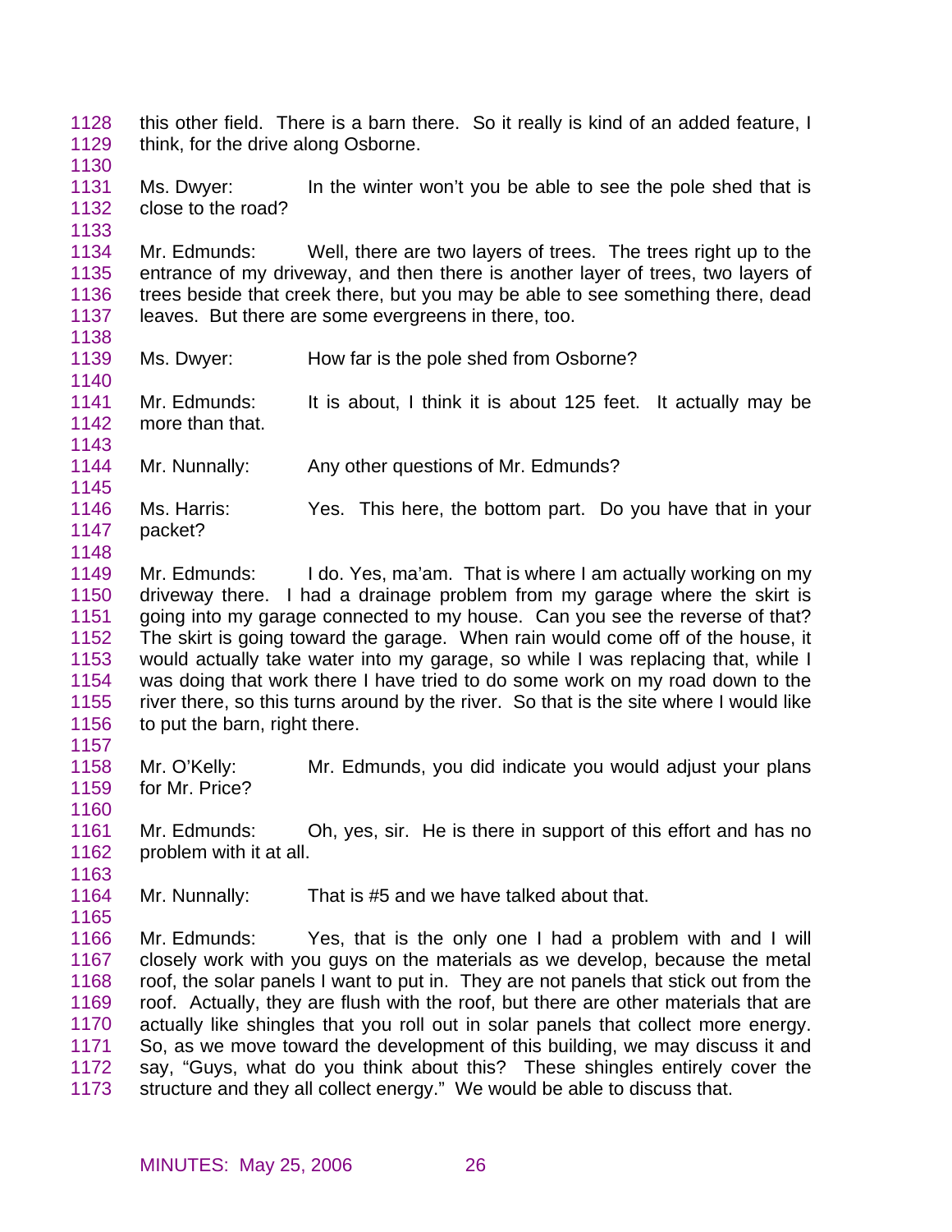this other field. There is a barn there. So it really is kind of an added feature, I think, for the drive along Osborne.

Ms. Dwyer: In the winter won't you be able to see the pole shed that is close to the road?

Mr. Edmunds: Well, there are two layers of trees. The trees right up to the entrance of my driveway, and then there is another layer of trees, two layers of trees beside that creek there, but you may be able to see something there, dead leaves. But there are some evergreens in there, too.

Ms. Dwyer: How far is the pole shed from Osborne?

Mr. Edmunds: It is about, I think it is about 125 feet. It actually may be more than that.

Mr. Nunnally: Any other questions of Mr. Edmunds?

Ms. Harris: Yes. This here, the bottom part. Do you have that in your packet?

Mr. Edmunds: I do. Yes, ma'am. That is where I am actually working on my driveway there. I had a drainage problem from my garage where the skirt is going into my garage connected to my house. Can you see the reverse of that? The skirt is going toward the garage. When rain would come off of the house, it would actually take water into my garage, so while I was replacing that, while I was doing that work there I have tried to do some work on my road down to the river there, so this turns around by the river. So that is the site where I would like to put the barn, right there.

Mr. O'Kelly: Mr. Edmunds, you did indicate you would adjust your plans for Mr. Price?

Mr. Edmunds: Oh, yes, sir. He is there in support of this effort and has no problem with it at all.

Mr. Nunnally: That is #5 and we have talked about that.

Mr. Edmunds: Yes, that is the only one I had a problem with and I will closely work with you guys on the materials as we develop, because the metal roof, the solar panels I want to put in. They are not panels that stick out from the roof. Actually, they are flush with the roof, but there are other materials that are actually like shingles that you roll out in solar panels that collect more energy. So, as we move toward the development of this building, we may discuss it and say, "Guys, what do you think about this? These shingles entirely cover the structure and they all collect energy." We would be able to discuss that.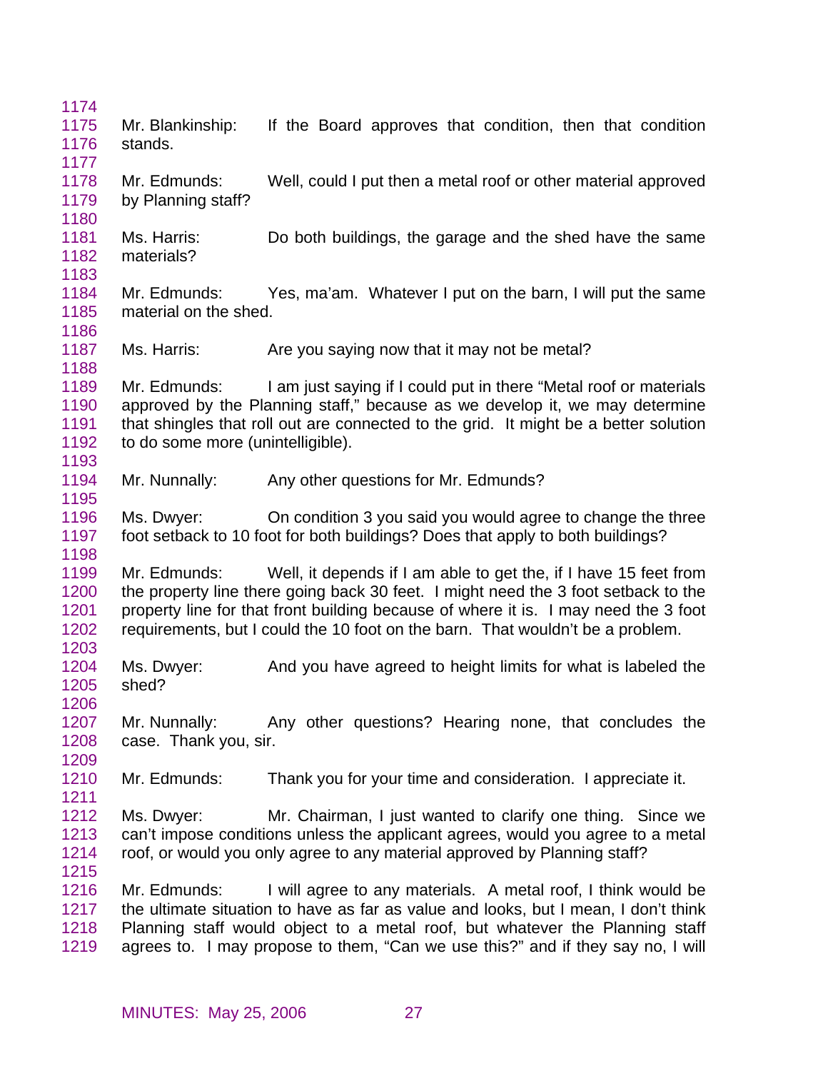Mr. Blankinship: If the Board approves that condition, then that condition stands.

Mr. Edmunds: Well, could I put then a metal roof or other material approved by Planning staff?

Ms. Harris: Do both buildings, the garage and the shed have the same materials?

Mr. Edmunds: Yes, ma'am. Whatever I put on the barn, I will put the same material on the shed.

Ms. Harris: Are you saying now that it may not be metal?

Mr. Edmunds: I am just saying if I could put in there "Metal roof or materials approved by the Planning staff," because as we develop it, we may determine that shingles that roll out are connected to the grid. It might be a better solution to do some more (unintelligible).

Mr. Nunnally: Any other questions for Mr. Edmunds?

Ms. Dwyer: On condition 3 you said you would agree to change the three foot setback to 10 foot for both buildings? Does that apply to both buildings?

Mr. Edmunds: Well, it depends if I am able to get the, if I have 15 feet from the property line there going back 30 feet. I might need the 3 foot setback to the property line for that front building because of where it is. I may need the 3 foot requirements, but I could the 10 foot on the barn. That wouldn't be a problem.

Ms. Dwyer: And you have agreed to height limits for what is labeled the shed?

Mr. Nunnally: Any other questions? Hearing none, that concludes the case. Thank you, sir.

Mr. Edmunds: Thank you for your time and consideration. I appreciate it.

Ms. Dwyer: Mr. Chairman, I just wanted to clarify one thing. Since we can't impose conditions unless the applicant agrees, would you agree to a metal roof, or would you only agree to any material approved by Planning staff?

Mr. Edmunds: I will agree to any materials. A metal roof, I think would be the ultimate situation to have as far as value and looks, but I mean, I don't think Planning staff would object to a metal roof, but whatever the Planning staff agrees to. I may propose to them, "Can we use this?" and if they say no, I will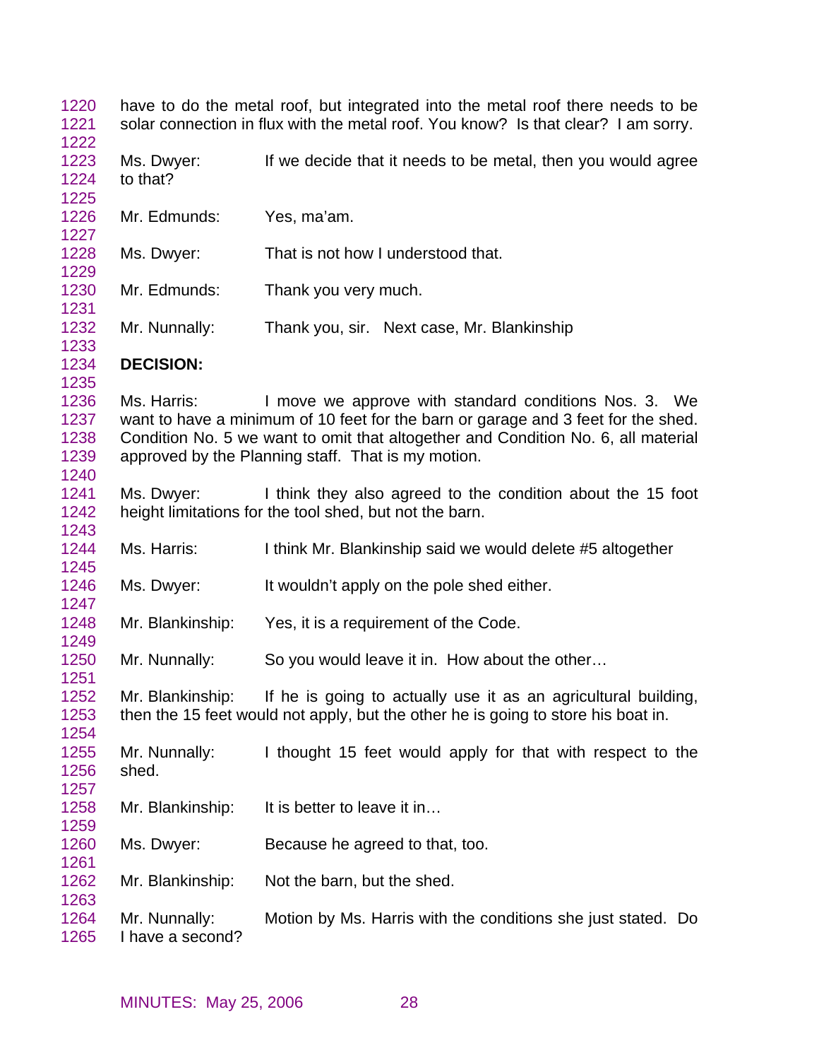have to do the metal roof, but integrated into the metal roof there needs to be solar connection in flux with the metal roof. You know? Is that clear? I am sorry.

Ms. Dwyer: If we decide that it needs to be metal, then you would agree to that?

Mr. Edmunds: Yes, ma'am.

Ms. Dwyer: That is not how I understood that.

Mr. Edmunds: Thank you very much.

Mr. Nunnally: Thank you, sir. Next case, Mr. Blankinship

**DECISION:**

Ms. Harris: I move we approve with standard conditions Nos. 3. We want to have a minimum of 10 feet for the barn or garage and 3 feet for the shed. Condition No. 5 we want to omit that altogether and Condition No. 6, all material approved by the Planning staff. That is my motion.

Ms. Dwyer: I think they also agreed to the condition about the 15 foot height limitations for the tool shed, but not the barn.

Ms. Harris: I think Mr. Blankinship said we would delete #5 altogether

Ms. Dwyer: It wouldn't apply on the pole shed either.

Mr. Blankinship: Yes, it is a requirement of the Code.

Mr. Nunnally: So you would leave it in. How about the other…

Mr. Blankinship: If he is going to actually use it as an agricultural building, then the 15 feet would not apply, but the other he is going to store his boat in.

Mr. Nunnally: I thought 15 feet would apply for that with respect to the shed.

Mr. Blankinship: It is better to leave it in…

Ms. Dwyer: Because he agreed to that, too.

Mr. Blankinship: Not the barn, but the shed.

Mr. Nunnally: Motion by Ms. Harris with the conditions she just stated. Do I have a second?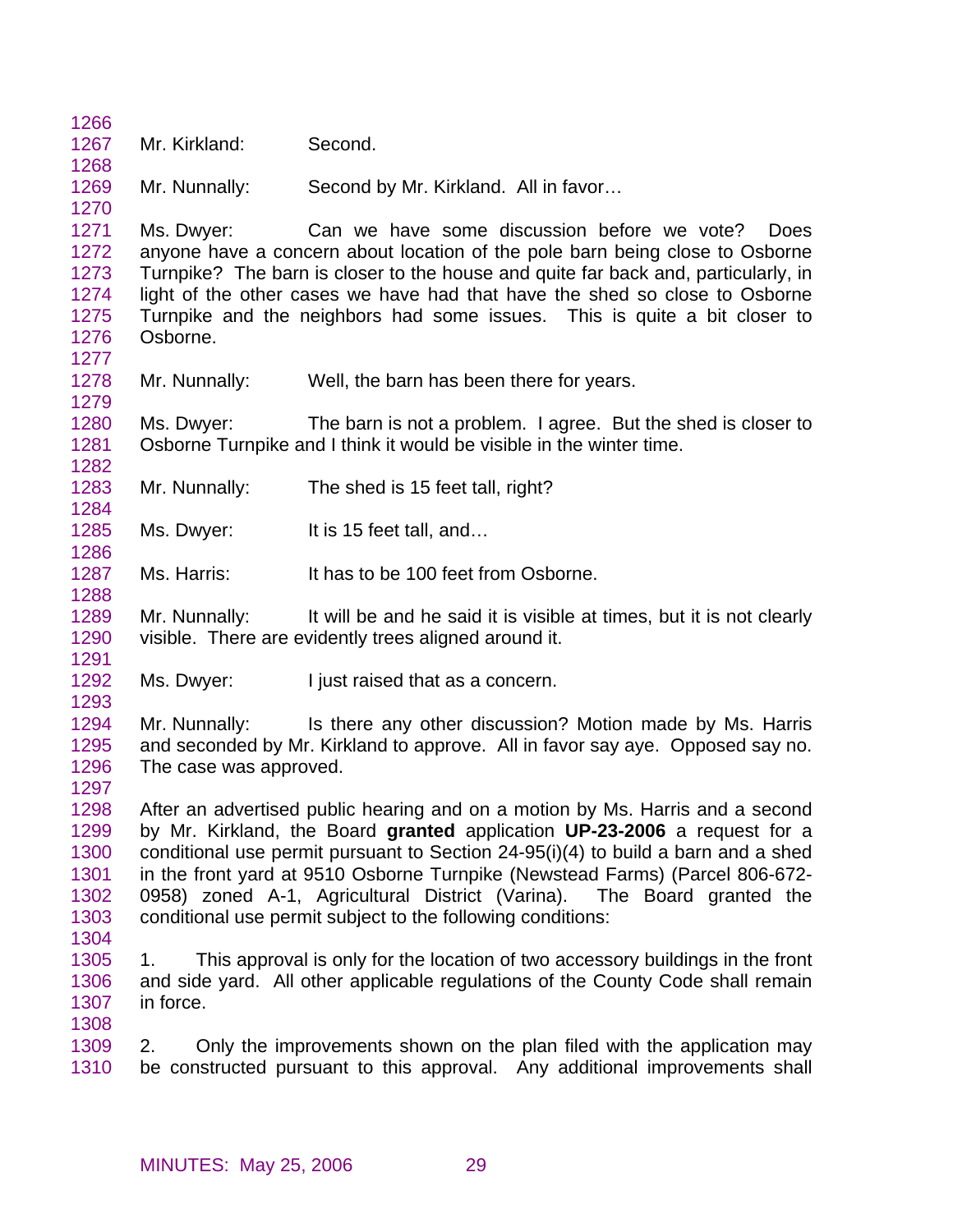Mr. Kirkland: Second.

Mr. Nunnally: Second by Mr. Kirkland. All in favor…

Ms. Dwyer: Can we have some discussion before we vote? Does anyone have a concern about location of the pole barn being close to Osborne Turnpike? The barn is closer to the house and quite far back and, particularly, in light of the other cases we have had that have the shed so close to Osborne Turnpike and the neighbors had some issues. This is quite a bit closer to Osborne.

Mr. Nunnally: Well, the barn has been there for years.

Ms. Dwyer: The barn is not a problem. I agree. But the shed is closer to Osborne Turnpike and I think it would be visible in the winter time.

Mr. Nunnally: The shed is 15 feet tall, right?

Ms. Dwyer: It is 15 feet tall, and…

Ms. Harris: It has to be 100 feet from Osborne.

Mr. Nunnally: It will be and he said it is visible at times, but it is not clearly visible. There are evidently trees aligned around it.

Ms. Dwyer: I just raised that as a concern.

Mr. Nunnally: Is there any other discussion? Motion made by Ms. Harris and seconded by Mr. Kirkland to approve. All in favor say aye. Opposed say no. The case was approved.

After an advertised public hearing and on a motion by Ms. Harris and a second by Mr. Kirkland, the Board **granted** application **UP-23-2006** a request for a conditional use permit pursuant to Section 24-95(i)(4) to build a barn and a shed in the front yard at 9510 Osborne Turnpike (Newstead Farms) (Parcel 806-672-0958) zoned A-1, Agricultural District (Varina). The Board granted the conditional use permit subject to the following conditions:

1. This approval is only for the location of two accessory buildings in the front and side yard. All other applicable regulations of the County Code shall remain in force.

2. Only the improvements shown on the plan filed with the application may be constructed pursuant to this approval. Any additional improvements shall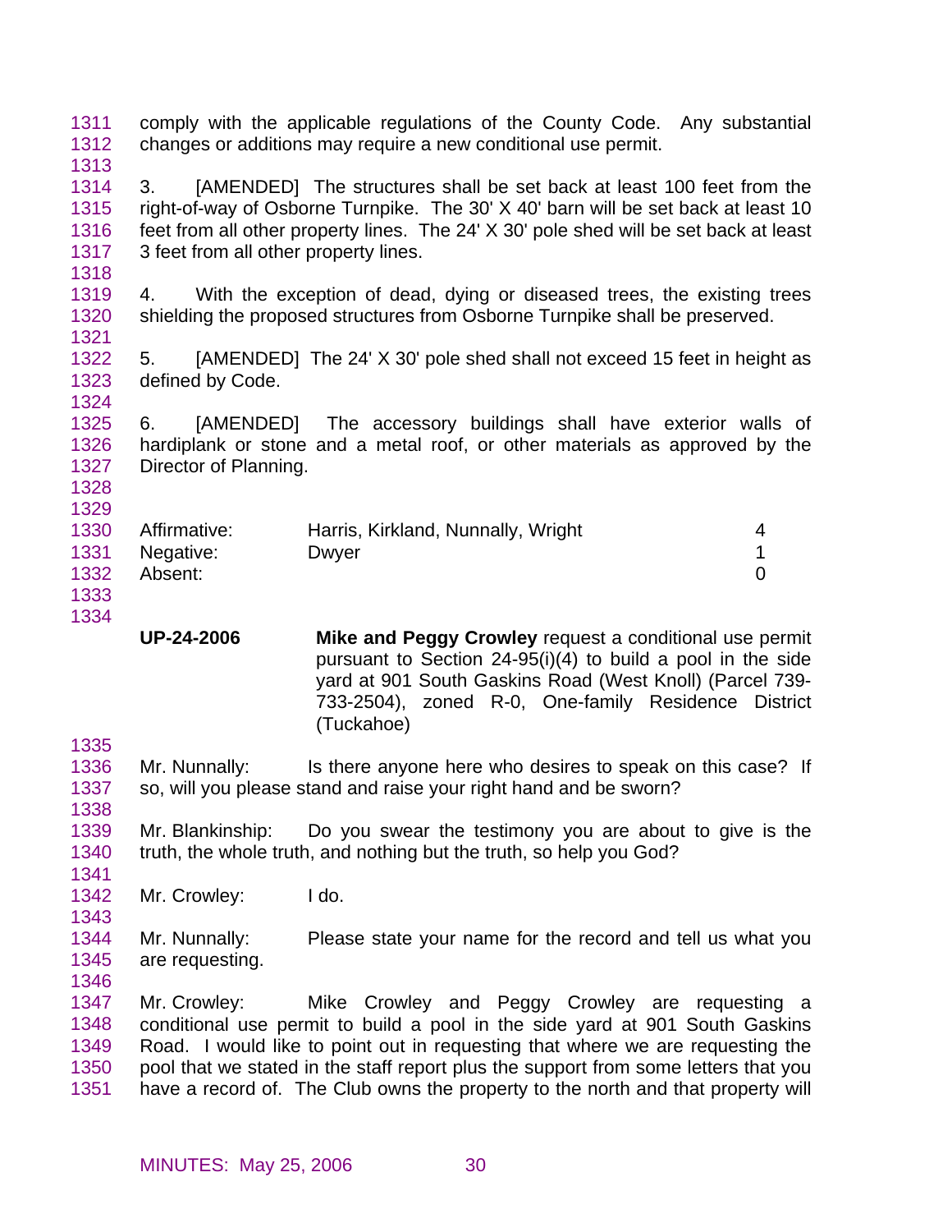comply with the applicable regulations of the County Code. Any substantial changes or additions may require a new conditional use permit.

3. [AMENDED] The structures shall be set back at least 100 feet from the right-of-way of Osborne Turnpike. The 30' X 40' barn will be set back at least 10 feet from all other property lines. The 24' X 30' pole shed will be set back at least 3 feet from all other property lines.

4. With the exception of dead, dying or diseased trees, the existing trees shielding the proposed structures from Osborne Turnpike shall be preserved.

5. [AMENDED] The 24' X 30' pole shed shall not exceed 15 feet in height as defined by Code.

6. [AMENDED] The accessory buildings shall have exterior walls of hardiplank or stone and a metal roof, or other materials as approved by the Director of Planning.

| | | |
|---|---|---|
| Affirmative: | Harris, Kirkland, Nunnally, Wright | 4 |
| Negative: | Dwyer | 1 |
| Absent: | | 0 |

**UP-24-2006** **Mike and Peggy Crowley** request a conditional use permit pursuant to Section 24-95(i)(4) to build a pool in the side yard at 901 South Gaskins Road (West Knoll) (Parcel 739-733-2504), zoned R-0, One-family Residence District (Tuckahoe)

Mr. Nunnally: Is there anyone here who desires to speak on this case? If so, will you please stand and raise your right hand and be sworn?

Mr. Blankinship: Do you swear the testimony you are about to give is the truth, the whole truth, and nothing but the truth, so help you God?

Mr. Crowley: I do.

Mr. Nunnally: Please state your name for the record and tell us what you are requesting.

Mr. Crowley: Mike Crowley and Peggy Crowley are requesting a conditional use permit to build a pool in the side yard at 901 South Gaskins Road. I would like to point out in requesting that where we are requesting the pool that we stated in the staff report plus the support from some letters that you have a record of. The Club owns the property to the north and that property will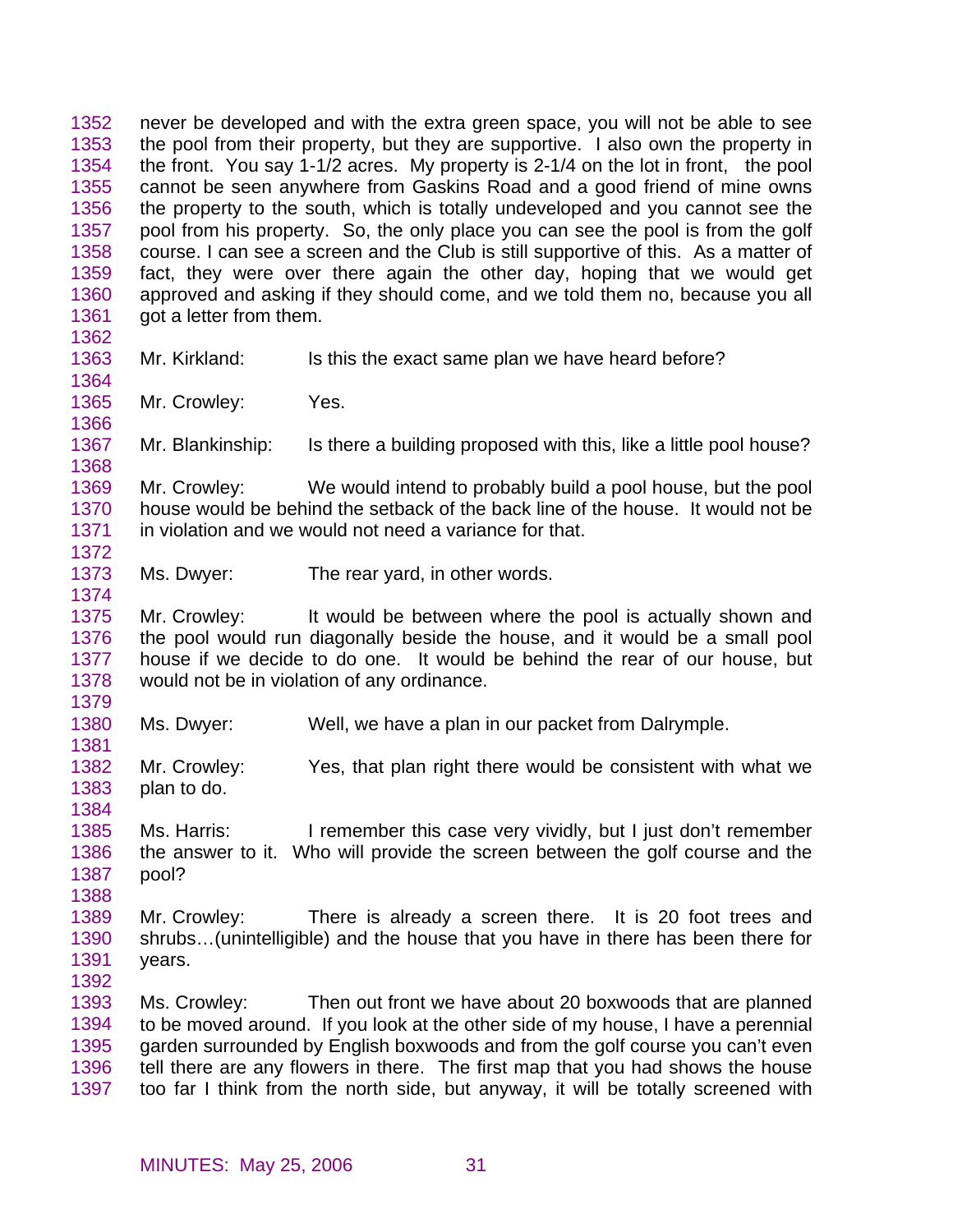never be developed and with the extra green space, you will not be able to see the pool from their property, but they are supportive. I also own the property in the front. You say 1-1/2 acres. My property is 2-1/4 on the lot in front, the pool cannot be seen anywhere from Gaskins Road and a good friend of mine owns the property to the south, which is totally undeveloped and you cannot see the pool from his property. So, the only place you can see the pool is from the golf course. I can see a screen and the Club is still supportive of this. As a matter of fact, they were over there again the other day, hoping that we would get approved and asking if they should come, and we told them no, because you all got a letter from them.

Mr. Kirkland: Is this the exact same plan we have heard before?

Mr. Crowley: Yes.

Mr. Blankinship: Is there a building proposed with this, like a little pool house?

Mr. Crowley: We would intend to probably build a pool house, but the pool house would be behind the setback of the back line of the house. It would not be in violation and we would not need a variance for that.

Ms. Dwyer: The rear yard, in other words.

Mr. Crowley: It would be between where the pool is actually shown and the pool would run diagonally beside the house, and it would be a small pool house if we decide to do one. It would be behind the rear of our house, but would not be in violation of any ordinance.

Ms. Dwyer: Well, we have a plan in our packet from Dalrymple.

Mr. Crowley: Yes, that plan right there would be consistent with what we plan to do.

Ms. Harris: I remember this case very vividly, but I just don't remember the answer to it. Who will provide the screen between the golf course and the pool?

Mr. Crowley: There is already a screen there. It is 20 foot trees and shrubs…(unintelligible) and the house that you have in there has been there for years.

Ms. Crowley: Then out front we have about 20 boxwoods that are planned to be moved around. If you look at the other side of my house, I have a perennial garden surrounded by English boxwoods and from the golf course you can't even tell there are any flowers in there. The first map that you had shows the house too far I think from the north side, but anyway, it will be totally screened with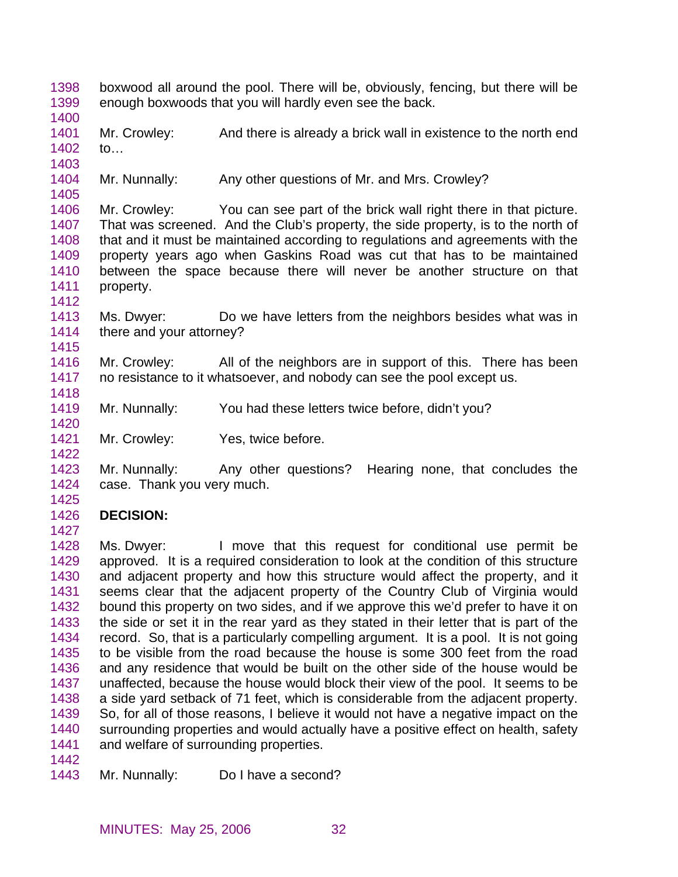boxwood all around the pool. There will be, obviously, fencing, but there will be enough boxwoods that you will hardly even see the back.

Mr. Crowley: And there is already a brick wall in existence to the north end to…

Mr. Nunnally: Any other questions of Mr. and Mrs. Crowley?

Mr. Crowley: You can see part of the brick wall right there in that picture. That was screened. And the Club's property, the side property, is to the north of that and it must be maintained according to regulations and agreements with the property years ago when Gaskins Road was cut that has to be maintained between the space because there will never be another structure on that property.

Ms. Dwyer: Do we have letters from the neighbors besides what was in there and your attorney?

Mr. Crowley: All of the neighbors are in support of this. There has been no resistance to it whatsoever, and nobody can see the pool except us.

Mr. Nunnally: You had these letters twice before, didn't you?

Mr. Crowley: Yes, twice before.

Mr. Nunnally: Any other questions? Hearing none, that concludes the case. Thank you very much.

**DECISION:**

Ms. Dwyer: I move that this request for conditional use permit be approved. It is a required consideration to look at the condition of this structure and adjacent property and how this structure would affect the property, and it seems clear that the adjacent property of the Country Club of Virginia would bound this property on two sides, and if we approve this we'd prefer to have it on the side or set it in the rear yard as they stated in their letter that is part of the record. So, that is a particularly compelling argument. It is a pool. It is not going to be visible from the road because the house is some 300 feet from the road and any residence that would be built on the other side of the house would be unaffected, because the house would block their view of the pool. It seems to be a side yard setback of 71 feet, which is considerable from the adjacent property. So, for all of those reasons, I believe it would not have a negative impact on the surrounding properties and would actually have a positive effect on health, safety and welfare of surrounding properties.

Mr. Nunnally: Do I have a second?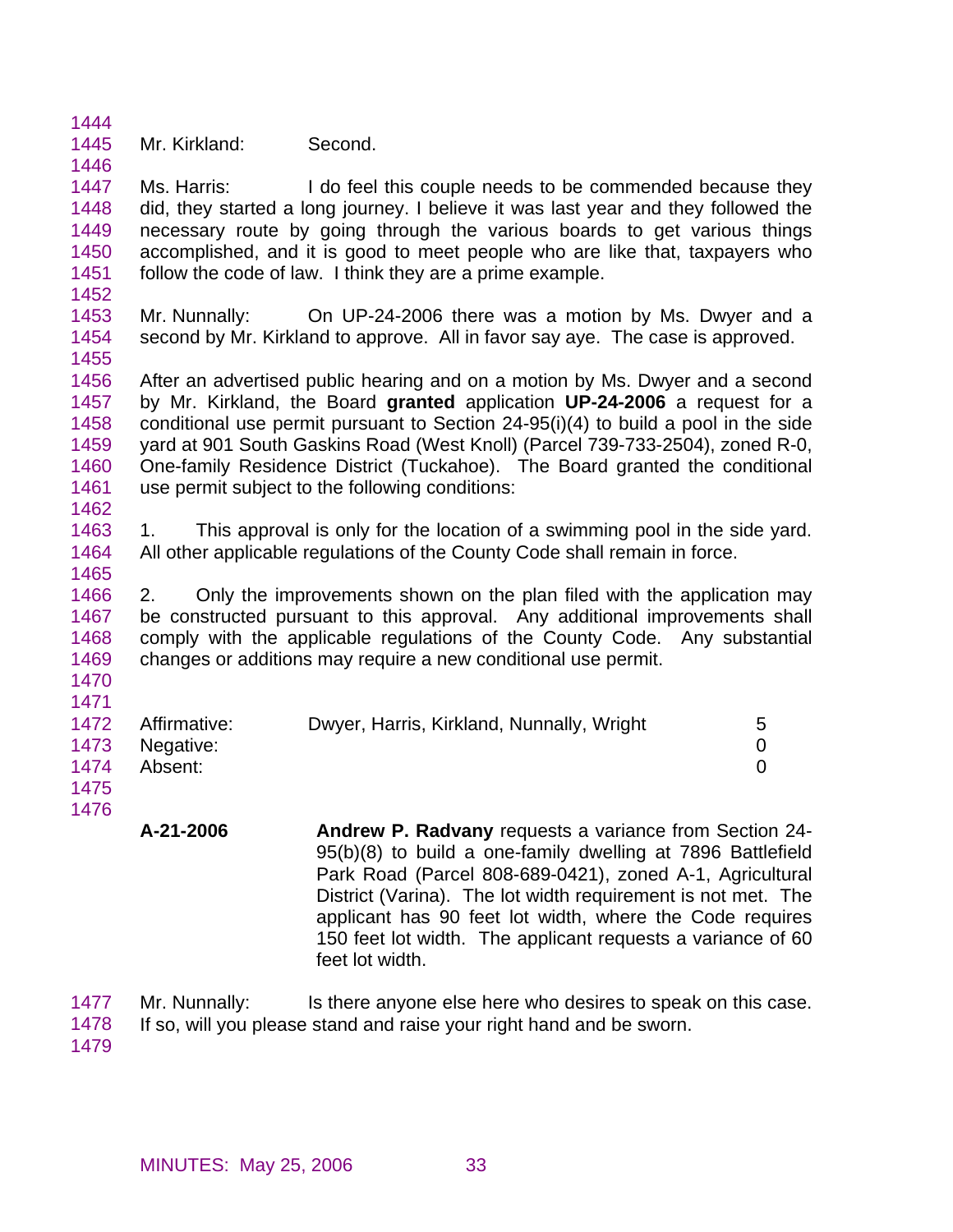Mr. Kirkland: Second.

Ms. Harris: I do feel this couple needs to be commended because they did, they started a long journey. I believe it was last year and they followed the necessary route by going through the various boards to get various things accomplished, and it is good to meet people who are like that, taxpayers who follow the code of law. I think they are a prime example.

Mr. Nunnally: On UP-24-2006 there was a motion by Ms. Dwyer and a second by Mr. Kirkland to approve. All in favor say aye. The case is approved.

After an advertised public hearing and on a motion by Ms. Dwyer and a second by Mr. Kirkland, the Board **granted** application **UP-24-2006** a request for a conditional use permit pursuant to Section 24-95(i)(4) to build a pool in the side yard at 901 South Gaskins Road (West Knoll) (Parcel 739-733-2504), zoned R-0, One-family Residence District (Tuckahoe). The Board granted the conditional use permit subject to the following conditions:

1. This approval is only for the location of a swimming pool in the side yard. All other applicable regulations of the County Code shall remain in force.

2. Only the improvements shown on the plan filed with the application may be constructed pursuant to this approval. Any additional improvements shall comply with the applicable regulations of the County Code. Any substantial changes or additions may require a new conditional use permit.

| | | |
|---|---|---|
| Affirmative: | Dwyer, Harris, Kirkland, Nunnally, Wright | 5 |
| Negative: | | 0 |
| Absent: | | 0 |

**A-21-2006** **Andrew P. Radvany** requests a variance from Section 24-95(b)(8) to build a one-family dwelling at 7896 Battlefield Park Road (Parcel 808-689-0421), zoned A-1, Agricultural District (Varina). The lot width requirement is not met. The applicant has 90 feet lot width, where the Code requires 150 feet lot width. The applicant requests a variance of 60 feet lot width.

Mr. Nunnally: Is there anyone else here who desires to speak on this case. If so, will you please stand and raise your right hand and be sworn.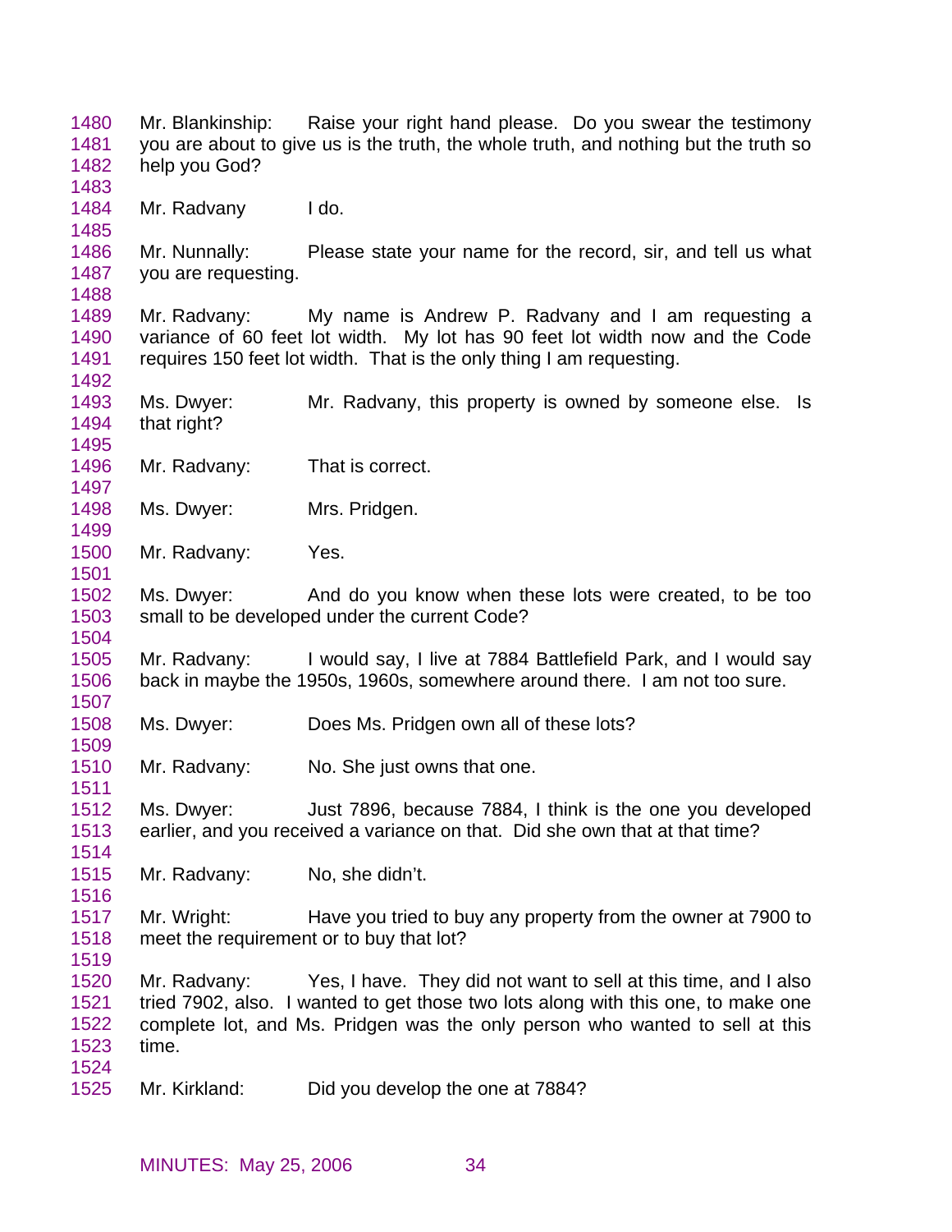1480 Mr. Blankinship: Raise your right hand please. Do you swear the testimony
1481 you are about to give us is the truth, the whole truth, and nothing but the truth so
1482 help you God?
1483
1484 Mr. Radvany I do.
1485
1486 Mr. Nunnally: Please state your name for the record, sir, and tell us what
1487 you are requesting.
1488
1489 Mr. Radvany: My name is Andrew P. Radvany and I am requesting a
1490 variance of 60 feet lot width. My lot has 90 feet lot width now and the Code
1491 requires 150 feet lot width. That is the only thing I am requesting.
1492
1493 Ms. Dwyer: Mr. Radvany, this property is owned by someone else. Is
1494 that right?
1495
1496 Mr. Radvany: That is correct.
1497
1498 Ms. Dwyer: Mrs. Pridgen.
1499
1500 Mr. Radvany: Yes.
1501
1502 Ms. Dwyer: And do you know when these lots were created, to be too
1503 small to be developed under the current Code?
1504
1505 Mr. Radvany: I would say, I live at 7884 Battlefield Park, and I would say
1506 back in maybe the 1950s, 1960s, somewhere around there. I am not too sure.
1507
1508 Ms. Dwyer: Does Ms. Pridgen own all of these lots?
1509
1510 Mr. Radvany: No. She just owns that one.
1511
1512 Ms. Dwyer: Just 7896, because 7884, I think is the one you developed
1513 earlier, and you received a variance on that. Did she own that at that time?
1514
1515 Mr. Radvany: No, she didn't.
1516
1517 Mr. Wright: Have you tried to buy any property from the owner at 7900 to
1518 meet the requirement or to buy that lot?
1519
1520 Mr. Radvany: Yes, I have. They did not want to sell at this time, and I also
1521 tried 7902, also. I wanted to get those two lots along with this one, to make one
1522 complete lot, and Ms. Pridgen was the only person who wanted to sell at this
1523 time.
1524
1525 Mr. Kirkland: Did you develop the one at 7884?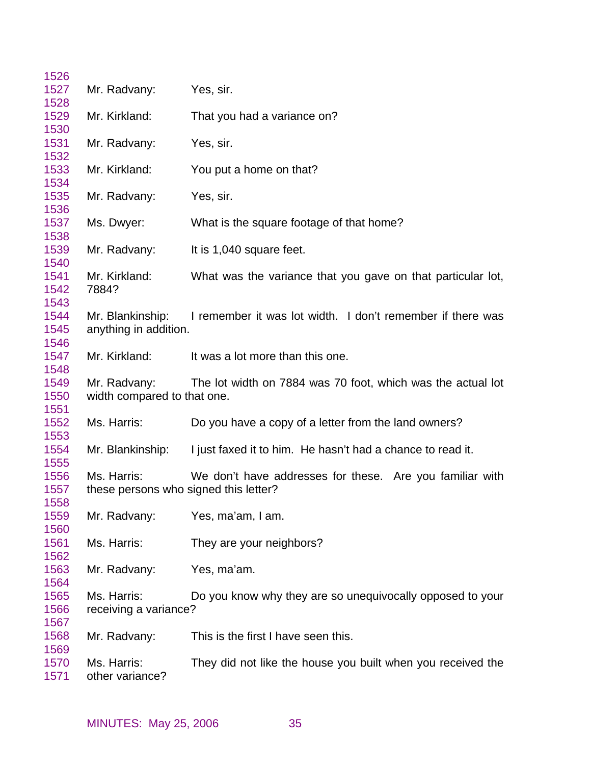Mr. Radvany: Yes, sir.

Mr. Kirkland: That you had a variance on?

Mr. Radvany: Yes, sir.

Mr. Kirkland: You put a home on that?

Mr. Radvany: Yes, sir.

Ms. Dwyer: What is the square footage of that home?

Mr. Radvany: It is 1,040 square feet.

Mr. Kirkland: What was the variance that you gave on that particular lot, 7884?

Mr. Blankinship: I remember it was lot width. I don't remember if there was anything in addition.

Mr. Kirkland: It was a lot more than this one.

Mr. Radvany: The lot width on 7884 was 70 foot, which was the actual lot width compared to that one.

Ms. Harris: Do you have a copy of a letter from the land owners?

Mr. Blankinship: I just faxed it to him. He hasn't had a chance to read it.

Ms. Harris: We don't have addresses for these. Are you familiar with these persons who signed this letter?

Mr. Radvany: Yes, ma'am, I am.

Ms. Harris: They are your neighbors?

Mr. Radvany: Yes, ma'am.

Ms. Harris: Do you know why they are so unequivocally opposed to your receiving a variance?

Mr. Radvany: This is the first I have seen this.

Ms. Harris: They did not like the house you built when you received the other variance?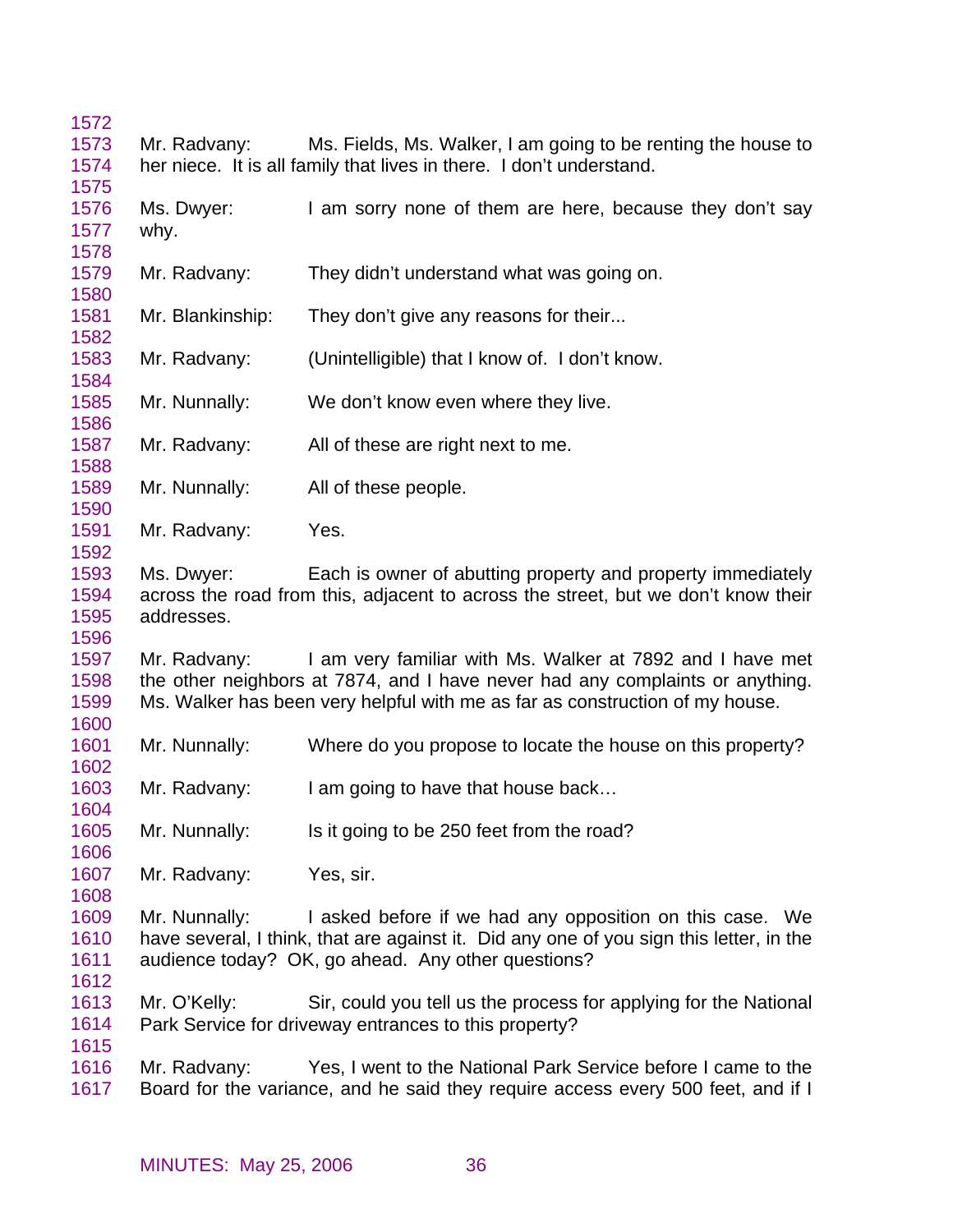Mr. Radvany: Ms. Fields, Ms. Walker, I am going to be renting the house to her niece. It is all family that lives in there. I don't understand.

Ms. Dwyer: I am sorry none of them are here, because they don't say why.

Mr. Radvany: They didn't understand what was going on.

Mr. Blankinship: They don't give any reasons for their...

Mr. Radvany: (Unintelligible) that I know of. I don't know.

Mr. Nunnally: We don't know even where they live.

Mr. Radvany: All of these are right next to me.

Mr. Nunnally: All of these people.

Mr. Radvany: Yes.

Ms. Dwyer: Each is owner of abutting property and property immediately across the road from this, adjacent to across the street, but we don't know their addresses.

Mr. Radvany: I am very familiar with Ms. Walker at 7892 and I have met the other neighbors at 7874, and I have never had any complaints or anything. Ms. Walker has been very helpful with me as far as construction of my house.

Mr. Nunnally: Where do you propose to locate the house on this property?

Mr. Radvany: I am going to have that house back…

Mr. Nunnally: Is it going to be 250 feet from the road?

Mr. Radvany: Yes, sir.

Mr. Nunnally: I asked before if we had any opposition on this case. We have several, I think, that are against it. Did any one of you sign this letter, in the audience today? OK, go ahead. Any other questions?

Mr. O'Kelly: Sir, could you tell us the process for applying for the National Park Service for driveway entrances to this property?

Mr. Radvany: Yes, I went to the National Park Service before I came to the Board for the variance, and he said they require access every 500 feet, and if I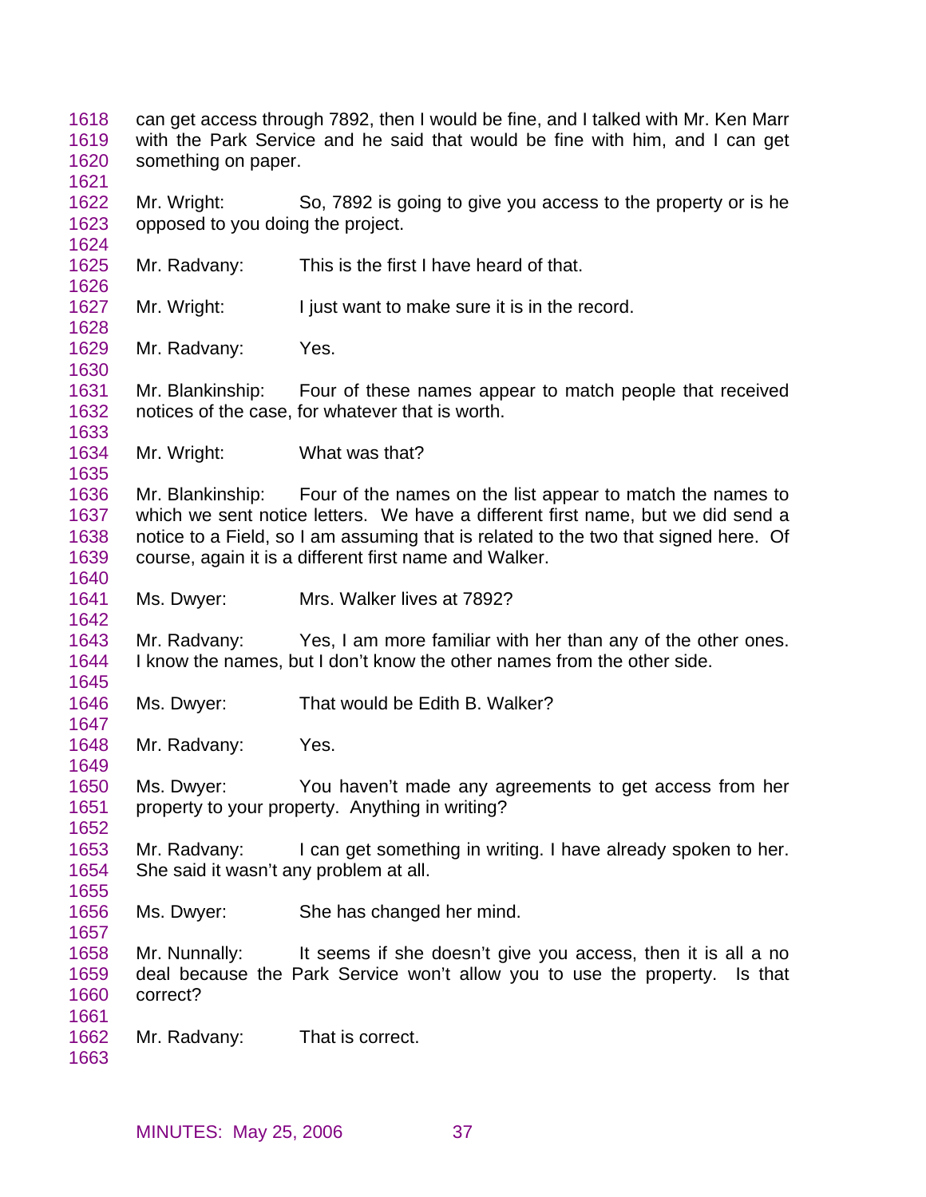can get access through 7892, then I would be fine, and I talked with Mr. Ken Marr with the Park Service and he said that would be fine with him, and I can get something on paper.

Mr. Wright: So, 7892 is going to give you access to the property or is he opposed to you doing the project.

Mr. Radvany: This is the first I have heard of that.

Mr. Wright: I just want to make sure it is in the record.

Mr. Radvany: Yes.

Mr. Blankinship: Four of these names appear to match people that received notices of the case, for whatever that is worth.

Mr. Wright: What was that?

Mr. Blankinship: Four of the names on the list appear to match the names to which we sent notice letters. We have a different first name, but we did send a notice to a Field, so I am assuming that is related to the two that signed here. Of course, again it is a different first name and Walker.

Ms. Dwyer: Mrs. Walker lives at 7892?

Mr. Radvany: Yes, I am more familiar with her than any of the other ones. I know the names, but I don't know the other names from the other side.

Ms. Dwyer: That would be Edith B. Walker?

Mr. Radvany: Yes.

Ms. Dwyer: You haven't made any agreements to get access from her property to your property. Anything in writing?

Mr. Radvany: I can get something in writing. I have already spoken to her. She said it wasn't any problem at all.

Ms. Dwyer: She has changed her mind.

Mr. Nunnally: It seems if she doesn't give you access, then it is all a no deal because the Park Service won't allow you to use the property. Is that correct?

Mr. Radvany: That is correct.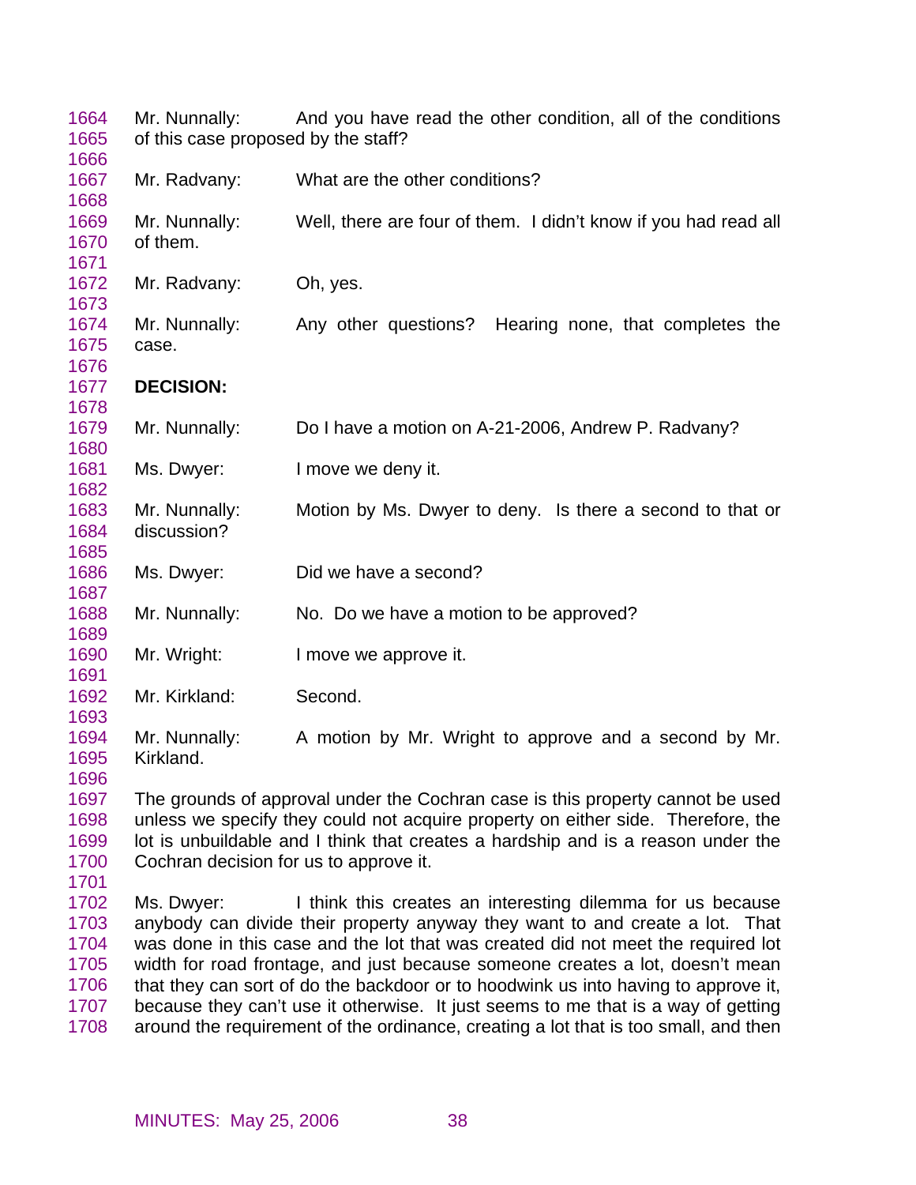Mr. Nunnally: And you have read the other condition, all of the conditions of this case proposed by the staff?

Mr. Radvany: What are the other conditions?

Mr. Nunnally: Well, there are four of them. I didn't know if you had read all of them.

Mr. Radvany: Oh, yes.

Mr. Nunnally: Any other questions? Hearing none, that completes the case.

**DECISION:**

Mr. Nunnally: Do I have a motion on A-21-2006, Andrew P. Radvany?

Ms. Dwyer: I move we deny it.

Mr. Nunnally: Motion by Ms. Dwyer to deny. Is there a second to that or discussion?

Ms. Dwyer: Did we have a second?

Mr. Nunnally: No. Do we have a motion to be approved?

Mr. Wright: I move we approve it.

Mr. Kirkland: Second.

Mr. Nunnally: A motion by Mr. Wright to approve and a second by Mr. Kirkland.

The grounds of approval under the Cochran case is this property cannot be used unless we specify they could not acquire property on either side. Therefore, the lot is unbuildable and I think that creates a hardship and is a reason under the Cochran decision for us to approve it.

Ms. Dwyer: I think this creates an interesting dilemma for us because anybody can divide their property anyway they want to and create a lot. That was done in this case and the lot that was created did not meet the required lot width for road frontage, and just because someone creates a lot, doesn't mean that they can sort of do the backdoor or to hoodwink us into having to approve it, because they can't use it otherwise. It just seems to me that is a way of getting around the requirement of the ordinance, creating a lot that is too small, and then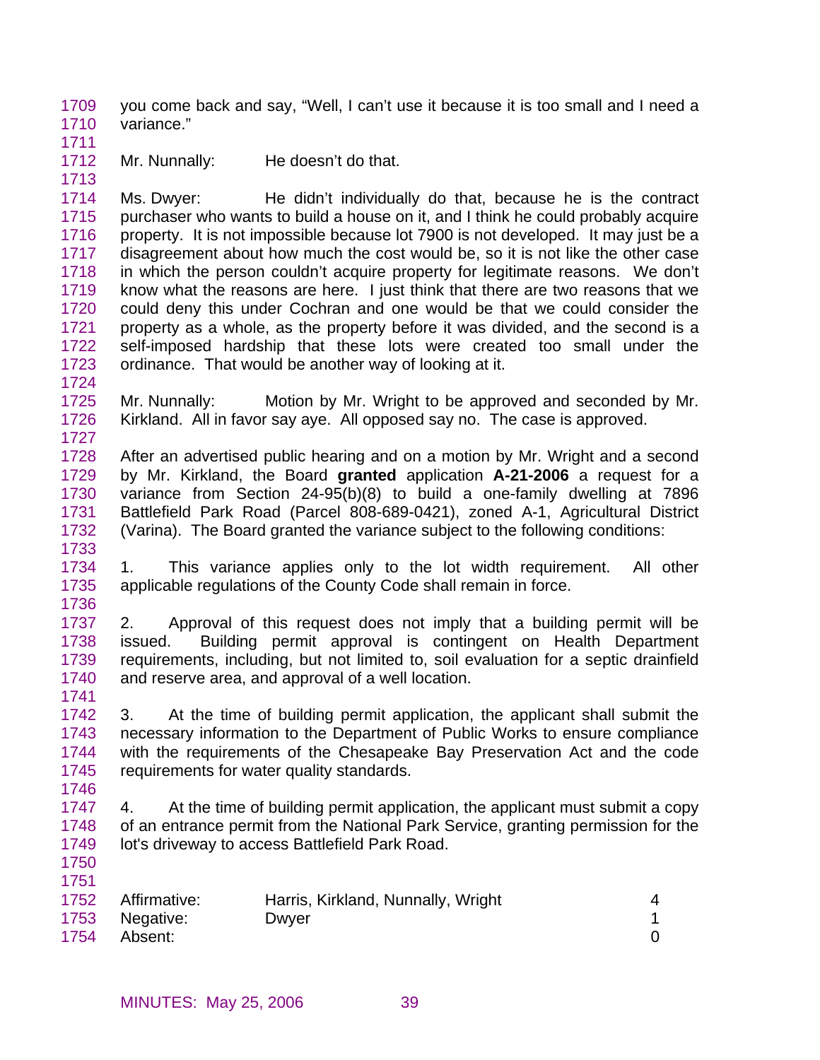you come back and say, "Well, I can't use it because it is too small and I need a variance."

Mr. Nunnally: He doesn't do that.

Ms. Dwyer: He didn't individually do that, because he is the contract purchaser who wants to build a house on it, and I think he could probably acquire property. It is not impossible because lot 7900 is not developed. It may just be a disagreement about how much the cost would be, so it is not like the other case in which the person couldn't acquire property for legitimate reasons. We don't know what the reasons are here. I just think that there are two reasons that we could deny this under Cochran and one would be that we could consider the property as a whole, as the property before it was divided, and the second is a self-imposed hardship that these lots were created too small under the ordinance. That would be another way of looking at it.

Mr. Nunnally: Motion by Mr. Wright to be approved and seconded by Mr. Kirkland. All in favor say aye. All opposed say no. The case is approved.

After an advertised public hearing and on a motion by Mr. Wright and a second by Mr. Kirkland, the Board **granted** application **A-21-2006** a request for a variance from Section 24-95(b)(8) to build a one-family dwelling at 7896 Battlefield Park Road (Parcel 808-689-0421), zoned A-1, Agricultural District (Varina). The Board granted the variance subject to the following conditions:

1. This variance applies only to the lot width requirement. All other applicable regulations of the County Code shall remain in force.

2. Approval of this request does not imply that a building permit will be issued. Building permit approval is contingent on Health Department requirements, including, but not limited to, soil evaluation for a septic drainfield and reserve area, and approval of a well location.

3. At the time of building permit application, the applicant shall submit the necessary information to the Department of Public Works to ensure compliance with the requirements of the Chesapeake Bay Preservation Act and the code requirements for water quality standards.

4. At the time of building permit application, the applicant must submit a copy of an entrance permit from the National Park Service, granting permission for the lot's driveway to access Battlefield Park Road.

| | | |
|---|---|---|
| Affirmative: | Harris, Kirkland, Nunnally, Wright | 4 |
| Negative: | Dwyer | 1 |
| Absent: | | 0 |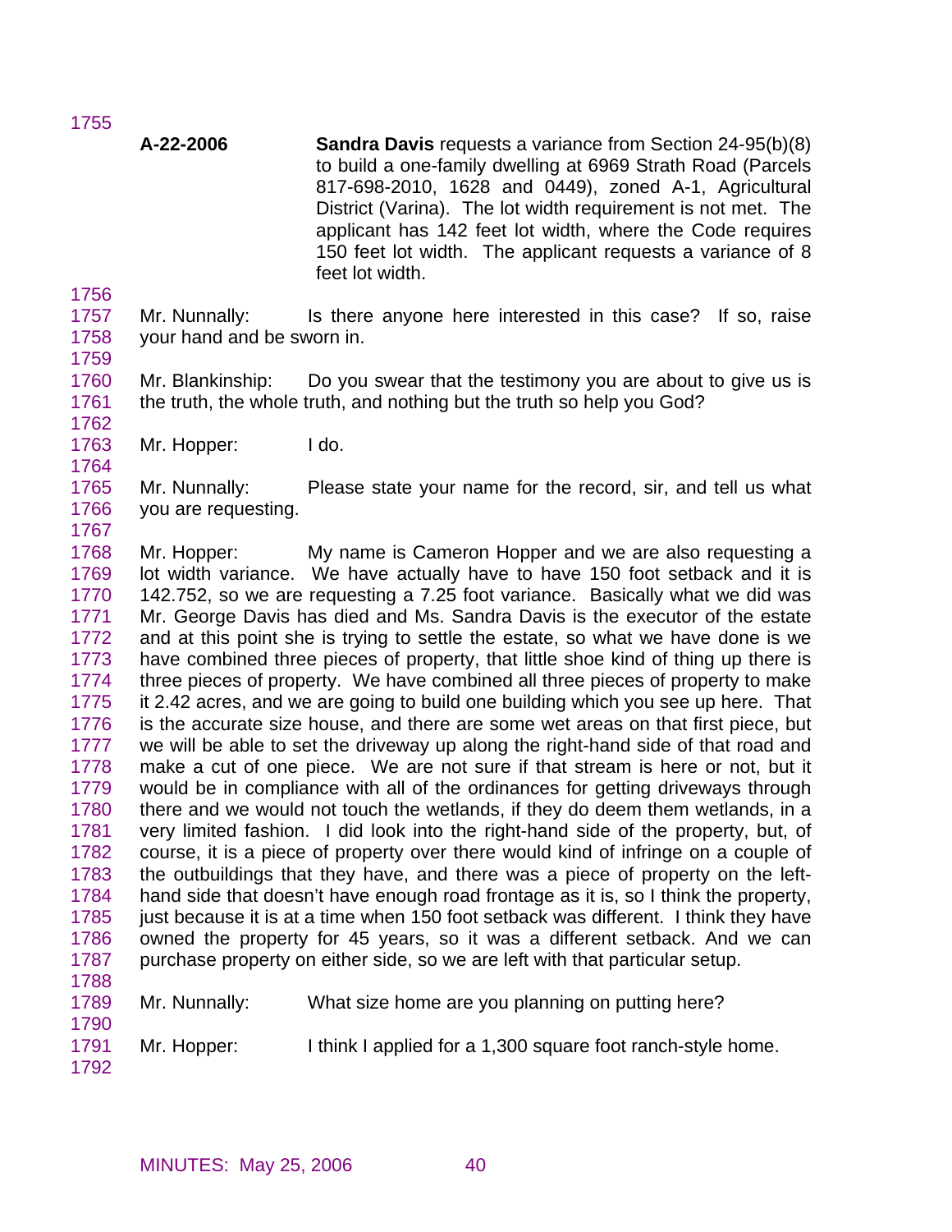**A-22-2006** **Sandra Davis** requests a variance from Section 24-95(b)(8) to build a one-family dwelling at 6969 Strath Road (Parcels 817-698-2010, 1628 and 0449), zoned A-1, Agricultural District (Varina). The lot width requirement is not met. The applicant has 142 feet lot width, where the Code requires 150 feet lot width. The applicant requests a variance of 8 feet lot width.

Mr. Nunnally: Is there anyone here interested in this case? If so, raise your hand and be sworn in.

Mr. Blankinship: Do you swear that the testimony you are about to give us is the truth, the whole truth, and nothing but the truth so help you God?

Mr. Hopper: I do.

Mr. Nunnally: Please state your name for the record, sir, and tell us what you are requesting.

Mr. Hopper: My name is Cameron Hopper and we are also requesting a lot width variance. We have actually have to have 150 foot setback and it is 142.752, so we are requesting a 7.25 foot variance. Basically what we did was Mr. George Davis has died and Ms. Sandra Davis is the executor of the estate and at this point she is trying to settle the estate, so what we have done is we have combined three pieces of property, that little shoe kind of thing up there is three pieces of property. We have combined all three pieces of property to make it 2.42 acres, and we are going to build one building which you see up here. That is the accurate size house, and there are some wet areas on that first piece, but we will be able to set the driveway up along the right-hand side of that road and make a cut of one piece. We are not sure if that stream is here or not, but it would be in compliance with all of the ordinances for getting driveways through there and we would not touch the wetlands, if they do deem them wetlands, in a very limited fashion. I did look into the right-hand side of the property, but, of course, it is a piece of property over there would kind of infringe on a couple of the outbuildings that they have, and there was a piece of property on the left-hand side that doesn't have enough road frontage as it is, so I think the property, just because it is at a time when 150 foot setback was different. I think they have owned the property for 45 years, so it was a different setback. And we can purchase property on either side, so we are left with that particular setup.

Mr. Nunnally: What size home are you planning on putting here?

Mr. Hopper: I think I applied for a 1,300 square foot ranch-style home.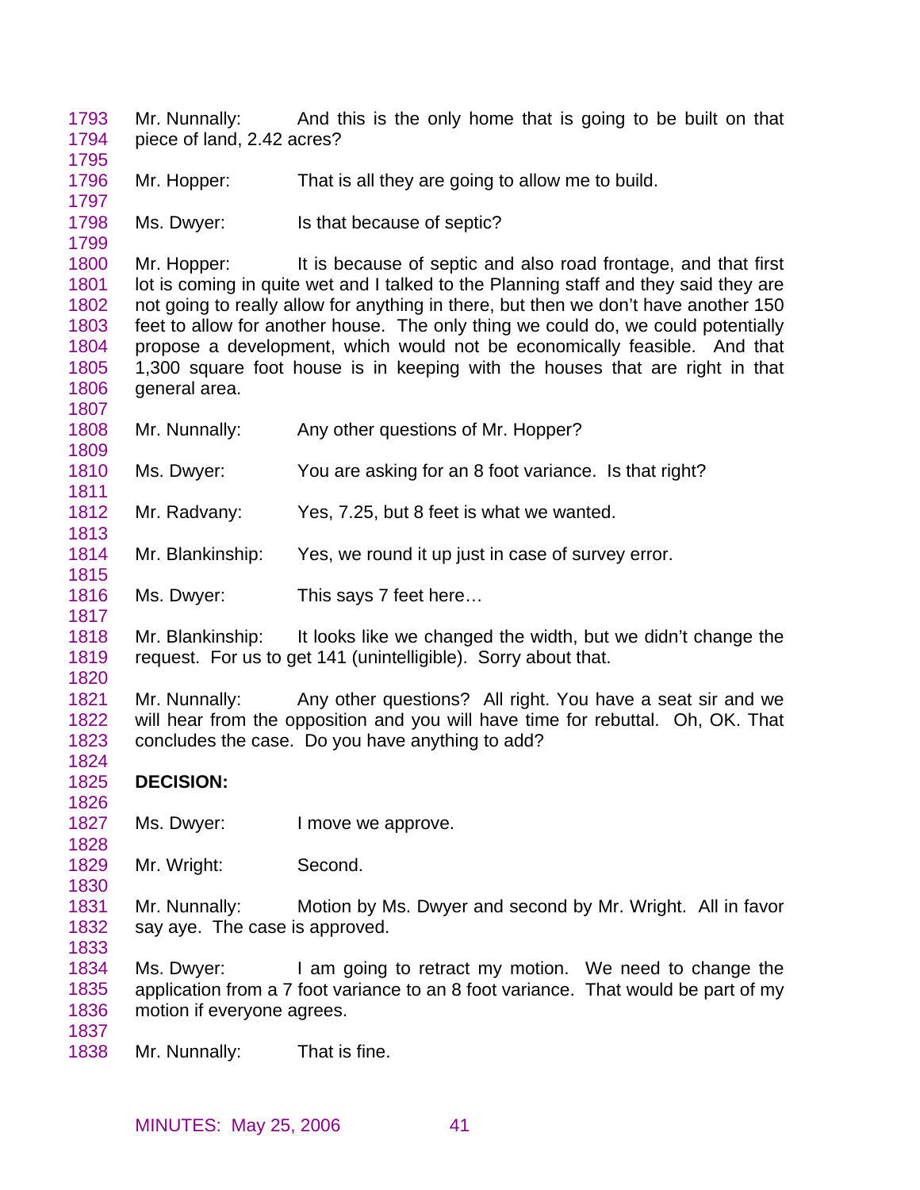Mr. Nunnally: And this is the only home that is going to be built on that piece of land, 2.42 acres?

Mr. Hopper: That is all they are going to allow me to build.

Ms. Dwyer: Is that because of septic?

Mr. Hopper: It is because of septic and also road frontage, and that first lot is coming in quite wet and I talked to the Planning staff and they said they are not going to really allow for anything in there, but then we don't have another 150 feet to allow for another house. The only thing we could do, we could potentially propose a development, which would not be economically feasible. And that 1,300 square foot house is in keeping with the houses that are right in that general area.

Mr. Nunnally: Any other questions of Mr. Hopper?

Ms. Dwyer: You are asking for an 8 foot variance. Is that right?

Mr. Radvany: Yes, 7.25, but 8 feet is what we wanted.

Mr. Blankinship: Yes, we round it up just in case of survey error.

Ms. Dwyer: This says 7 feet here…

Mr. Blankinship: It looks like we changed the width, but we didn't change the request. For us to get 141 (unintelligible). Sorry about that.

Mr. Nunnally: Any other questions? All right. You have a seat sir and we will hear from the opposition and you will have time for rebuttal. Oh, OK. That concludes the case. Do you have anything to add?

**DECISION:**

Ms. Dwyer: I move we approve.

Mr. Wright: Second.

Mr. Nunnally: Motion by Ms. Dwyer and second by Mr. Wright. All in favor say aye. The case is approved.

Ms. Dwyer: I am going to retract my motion. We need to change the application from a 7 foot variance to an 8 foot variance. That would be part of my motion if everyone agrees.

Mr. Nunnally: That is fine.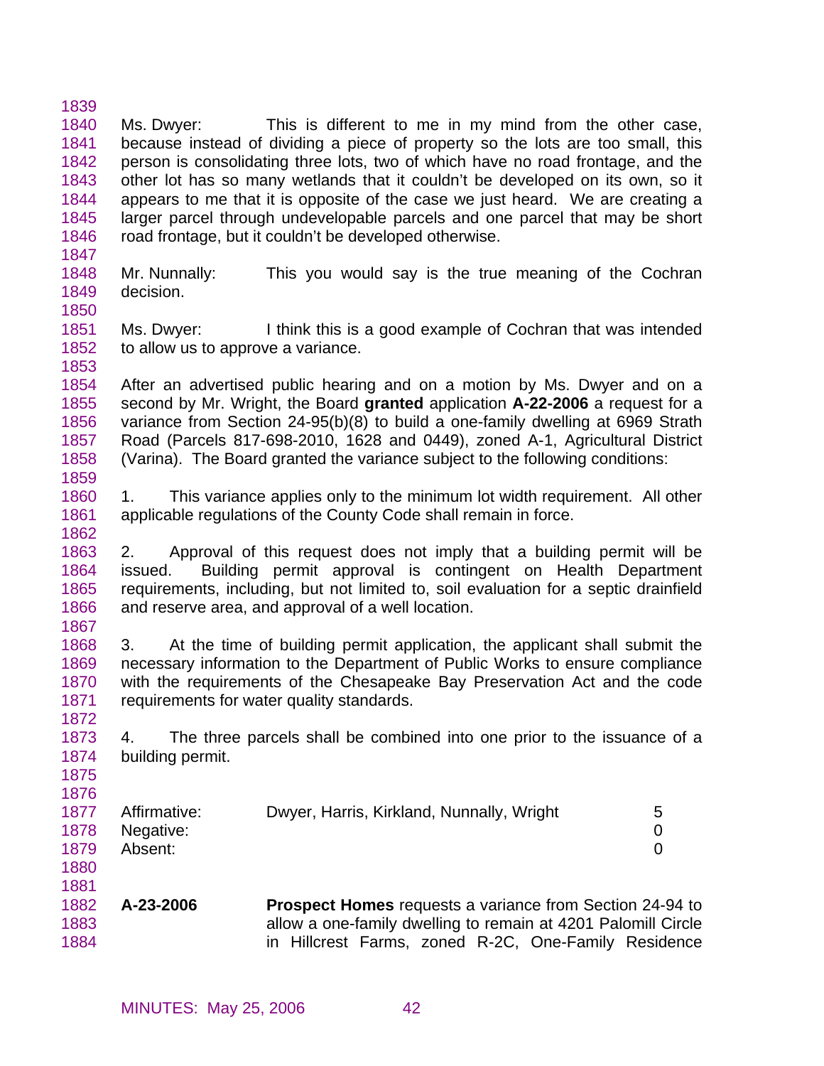Ms. Dwyer: This is different to me in my mind from the other case, because instead of dividing a piece of property so the lots are too small, this person is consolidating three lots, two of which have no road frontage, and the other lot has so many wetlands that it couldn't be developed on its own, so it appears to me that it is opposite of the case we just heard. We are creating a larger parcel through undevelopable parcels and one parcel that may be short road frontage, but it couldn't be developed otherwise.

Mr. Nunnally: This you would say is the true meaning of the Cochran decision.

Ms. Dwyer: I think this is a good example of Cochran that was intended to allow us to approve a variance.

After an advertised public hearing and on a motion by Ms. Dwyer and on a second by Mr. Wright, the Board **granted** application **A-22-2006** a request for a variance from Section 24-95(b)(8) to build a one-family dwelling at 6969 Strath Road (Parcels 817-698-2010, 1628 and 0449), zoned A-1, Agricultural District (Varina). The Board granted the variance subject to the following conditions:

1. This variance applies only to the minimum lot width requirement. All other applicable regulations of the County Code shall remain in force.

2. Approval of this request does not imply that a building permit will be issued. Building permit approval is contingent on Health Department requirements, including, but not limited to, soil evaluation for a septic drainfield and reserve area, and approval of a well location.

3. At the time of building permit application, the applicant shall submit the necessary information to the Department of Public Works to ensure compliance with the requirements of the Chesapeake Bay Preservation Act and the code requirements for water quality standards.

4. The three parcels shall be combined into one prior to the issuance of a building permit.

| | | |
|---|---|---|
| Affirmative: | Dwyer, Harris, Kirkland, Nunnally, Wright | 5 |
| Negative: | | 0 |
| Absent: | | 0 |

**A-23-2006** **Prospect Homes** requests a variance from Section 24-94 to allow a one-family dwelling to remain at 4201 Palomill Circle in Hillcrest Farms, zoned R-2C, One-Family Residence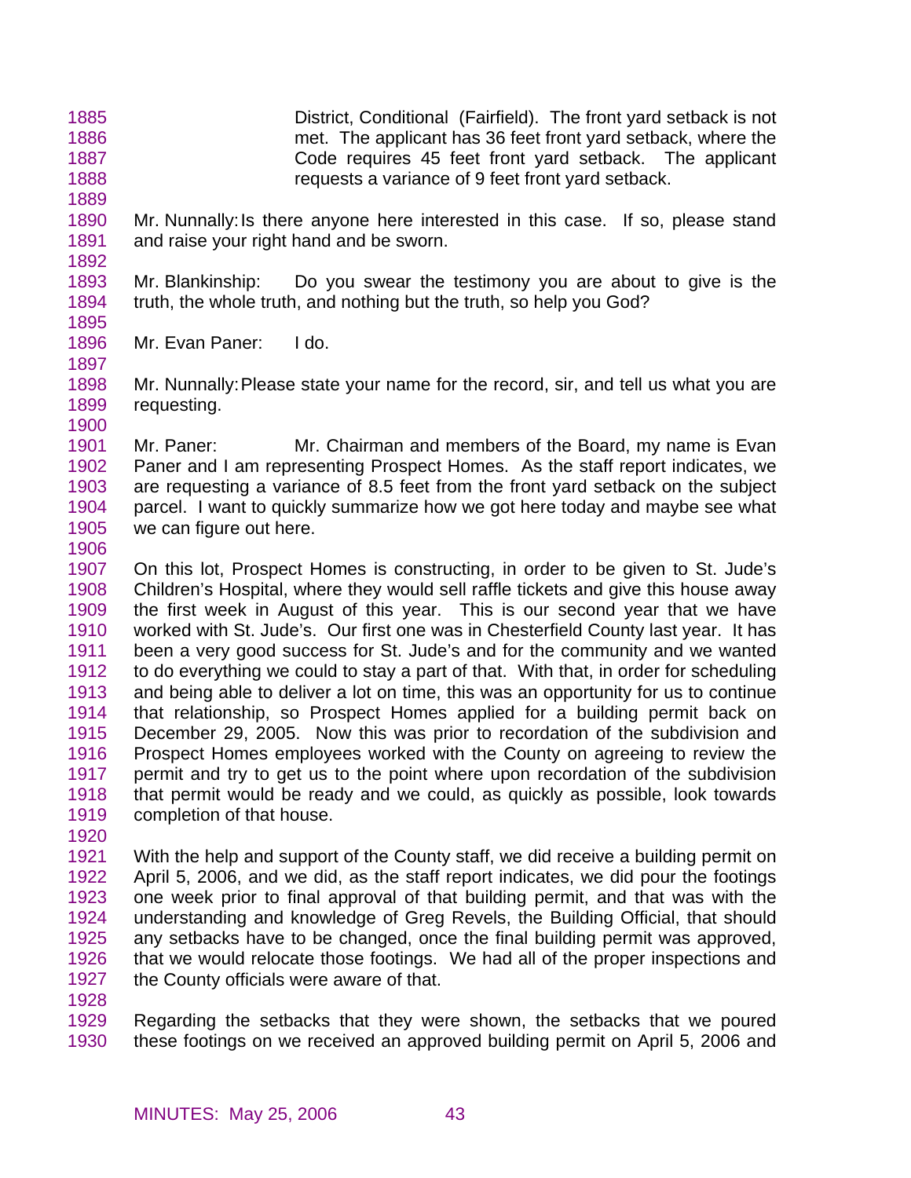District, Conditional (Fairfield). The front yard setback is not met. The applicant has 36 feet front yard setback, where the Code requires 45 feet front yard setback. The applicant requests a variance of 9 feet front yard setback.

Mr. Nunnally: Is there anyone here interested in this case. If so, please stand and raise your right hand and be sworn.

Mr. Blankinship: Do you swear the testimony you are about to give is the truth, the whole truth, and nothing but the truth, so help you God?

Mr. Evan Paner: I do.

Mr. Nunnally: Please state your name for the record, sir, and tell us what you are requesting.

Mr. Paner: Mr. Chairman and members of the Board, my name is Evan Paner and I am representing Prospect Homes. As the staff report indicates, we are requesting a variance of 8.5 feet from the front yard setback on the subject parcel. I want to quickly summarize how we got here today and maybe see what we can figure out here.

On this lot, Prospect Homes is constructing, in order to be given to St. Jude's Children's Hospital, where they would sell raffle tickets and give this house away the first week in August of this year. This is our second year that we have worked with St. Jude's. Our first one was in Chesterfield County last year. It has been a very good success for St. Jude's and for the community and we wanted to do everything we could to stay a part of that. With that, in order for scheduling and being able to deliver a lot on time, this was an opportunity for us to continue that relationship, so Prospect Homes applied for a building permit back on December 29, 2005. Now this was prior to recordation of the subdivision and Prospect Homes employees worked with the County on agreeing to review the permit and try to get us to the point where upon recordation of the subdivision that permit would be ready and we could, as quickly as possible, look towards completion of that house.

With the help and support of the County staff, we did receive a building permit on April 5, 2006, and we did, as the staff report indicates, we did pour the footings one week prior to final approval of that building permit, and that was with the understanding and knowledge of Greg Revels, the Building Official, that should any setbacks have to be changed, once the final building permit was approved, that we would relocate those footings. We had all of the proper inspections and the County officials were aware of that.

Regarding the setbacks that they were shown, the setbacks that we poured these footings on we received an approved building permit on April 5, 2006 and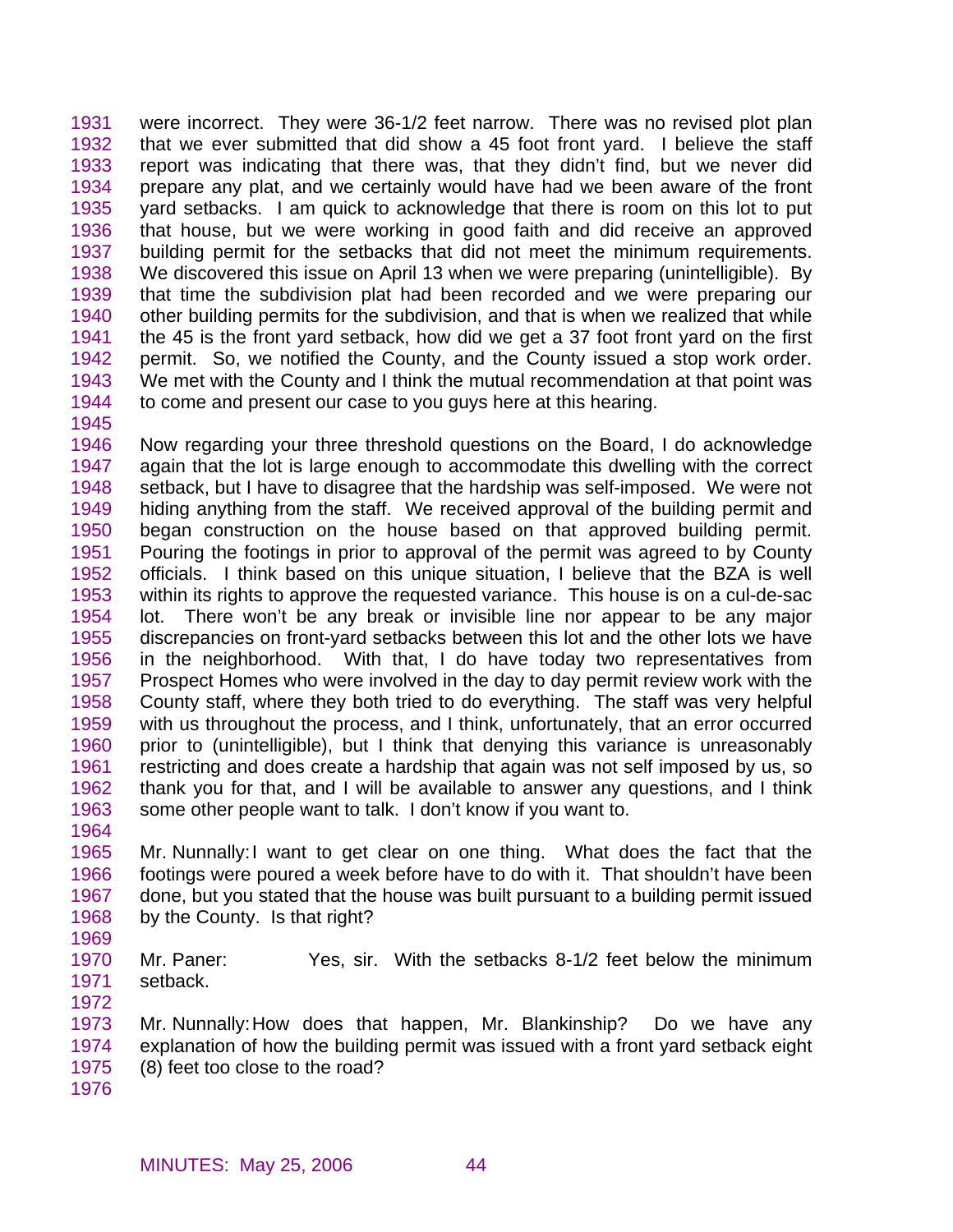were incorrect. They were 36-1/2 feet narrow. There was no revised plot plan that we ever submitted that did show a 45 foot front yard. I believe the staff report was indicating that there was, that they didn't find, but we never did prepare any plat, and we certainly would have had we been aware of the front yard setbacks. I am quick to acknowledge that there is room on this lot to put that house, but we were working in good faith and did receive an approved building permit for the setbacks that did not meet the minimum requirements. We discovered this issue on April 13 when we were preparing (unintelligible). By that time the subdivision plat had been recorded and we were preparing our other building permits for the subdivision, and that is when we realized that while the 45 is the front yard setback, how did we get a 37 foot front yard on the first permit. So, we notified the County, and the County issued a stop work order. We met with the County and I think the mutual recommendation at that point was to come and present our case to you guys here at this hearing.

Now regarding your three threshold questions on the Board, I do acknowledge again that the lot is large enough to accommodate this dwelling with the correct setback, but I have to disagree that the hardship was self-imposed. We were not hiding anything from the staff. We received approval of the building permit and began construction on the house based on that approved building permit. Pouring the footings in prior to approval of the permit was agreed to by County officials. I think based on this unique situation, I believe that the BZA is well within its rights to approve the requested variance. This house is on a cul-de-sac lot. There won't be any break or invisible line nor appear to be any major discrepancies on front-yard setbacks between this lot and the other lots we have in the neighborhood. With that, I do have today two representatives from Prospect Homes who were involved in the day to day permit review work with the County staff, where they both tried to do everything. The staff was very helpful with us throughout the process, and I think, unfortunately, that an error occurred prior to (unintelligible), but I think that denying this variance is unreasonably restricting and does create a hardship that again was not self imposed by us, so thank you for that, and I will be available to answer any questions, and I think some other people want to talk. I don't know if you want to.

Mr. Nunnally: I want to get clear on one thing. What does the fact that the footings were poured a week before have to do with it. That shouldn't have been done, but you stated that the house was built pursuant to a building permit issued by the County. Is that right?

Mr. Paner: Yes, sir. With the setbacks 8-1/2 feet below the minimum setback.

Mr. Nunnally: How does that happen, Mr. Blankinship? Do we have any explanation of how the building permit was issued with a front yard setback eight (8) feet too close to the road?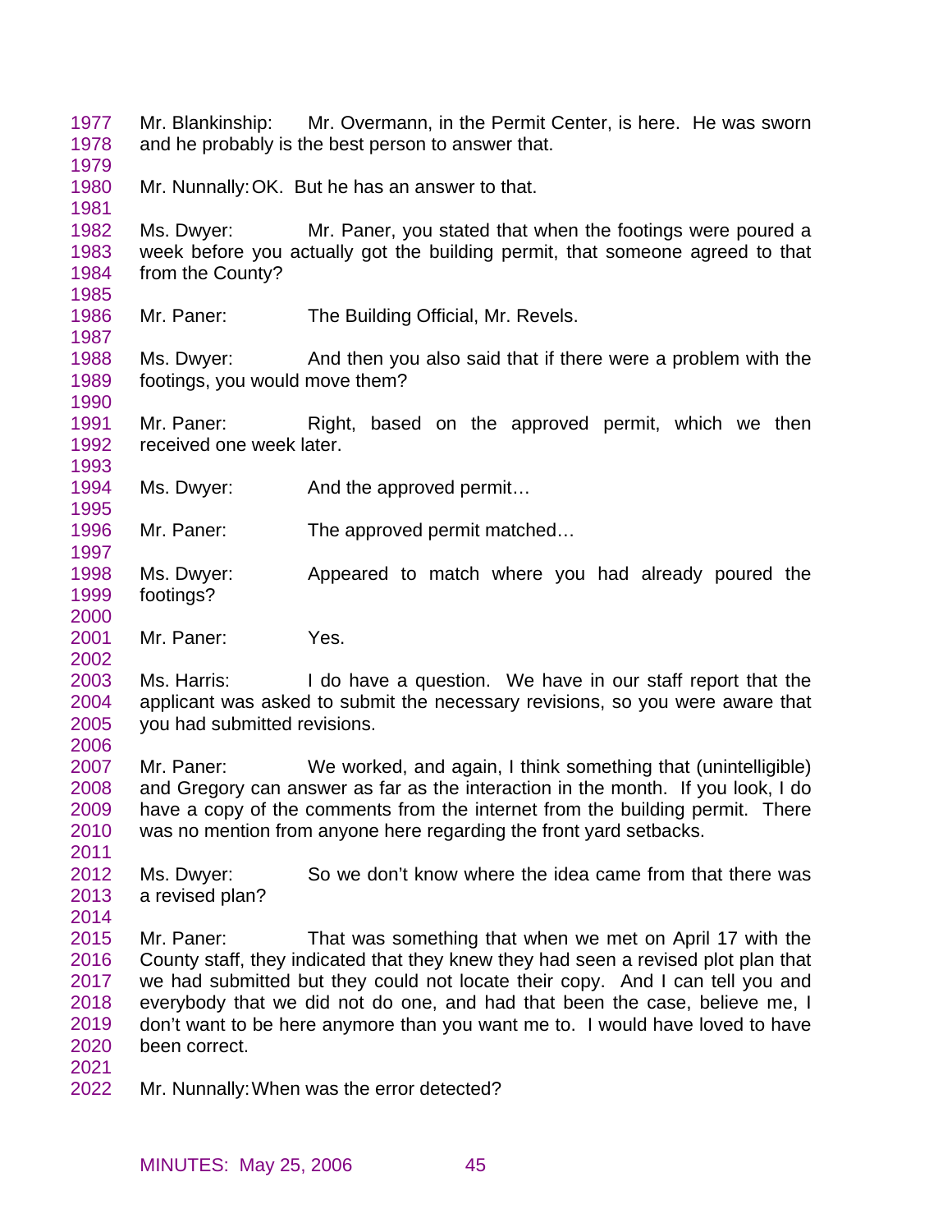1977 Mr. Blankinship: Mr. Overmann, in the Permit Center, is here. He was sworn
1978 and he probably is the best person to answer that.
1979
1980 Mr. Nunnally: OK. But he has an answer to that.
1981
1982 Ms. Dwyer: Mr. Paner, you stated that when the footings were poured a
1983 week before you actually got the building permit, that someone agreed to that
1984 from the County?
1985
1986 Mr. Paner: The Building Official, Mr. Revels.
1987
1988 Ms. Dwyer: And then you also said that if there were a problem with the
1989 footings, you would move them?
1990
1991 Mr. Paner: Right, based on the approved permit, which we then
1992 received one week later.
1993
1994 Ms. Dwyer: And the approved permit…
1995
1996 Mr. Paner: The approved permit matched…
1997
1998 Ms. Dwyer: Appeared to match where you had already poured the
1999 footings?
2000
2001 Mr. Paner: Yes.
2002
2003 Ms. Harris: I do have a question. We have in our staff report that the
2004 applicant was asked to submit the necessary revisions, so you were aware that
2005 you had submitted revisions.
2006
2007 Mr. Paner: We worked, and again, I think something that (unintelligible)
2008 and Gregory can answer as far as the interaction in the month. If you look, I do
2009 have a copy of the comments from the internet from the building permit. There
2010 was no mention from anyone here regarding the front yard setbacks.
2011
2012 Ms. Dwyer: So we don't know where the idea came from that there was
2013 a revised plan?
2014
2015 Mr. Paner: That was something that when we met on April 17 with the
2016 County staff, they indicated that they knew they had seen a revised plot plan that
2017 we had submitted but they could not locate their copy. And I can tell you and
2018 everybody that we did not do one, and had that been the case, believe me, I
2019 don't want to be here anymore than you want me to. I would have loved to have
2020 been correct.
2021
2022 Mr. Nunnally: When was the error detected?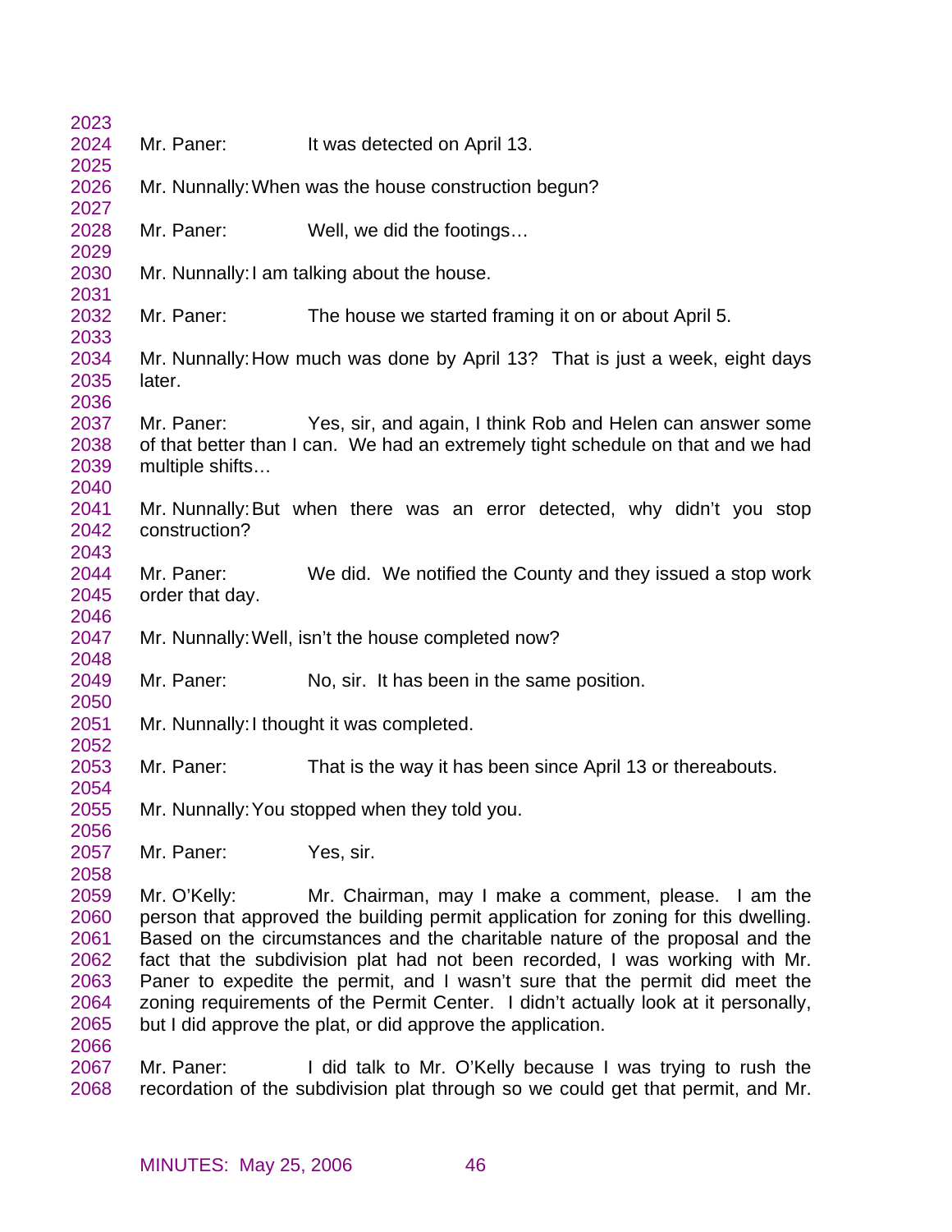Mr. Paner: It was detected on April 13.

Mr. Nunnally: When was the house construction begun?

Mr. Paner: Well, we did the footings…

Mr. Nunnally: I am talking about the house.

Mr. Paner: The house we started framing it on or about April 5.

Mr. Nunnally: How much was done by April 13? That is just a week, eight days later.

Mr. Paner: Yes, sir, and again, I think Rob and Helen can answer some of that better than I can. We had an extremely tight schedule on that and we had multiple shifts…

Mr. Nunnally: But when there was an error detected, why didn't you stop construction?

Mr. Paner: We did. We notified the County and they issued a stop work order that day.

Mr. Nunnally: Well, isn't the house completed now?

Mr. Paner: No, sir. It has been in the same position.

Mr. Nunnally: I thought it was completed.

Mr. Paner: That is the way it has been since April 13 or thereabouts.

Mr. Nunnally: You stopped when they told you.

Mr. Paner: Yes, sir.

Mr. O'Kelly: Mr. Chairman, may I make a comment, please. I am the person that approved the building permit application for zoning for this dwelling. Based on the circumstances and the charitable nature of the proposal and the fact that the subdivision plat had not been recorded, I was working with Mr. Paner to expedite the permit, and I wasn't sure that the permit did meet the zoning requirements of the Permit Center. I didn't actually look at it personally, but I did approve the plat, or did approve the application.

Mr. Paner: I did talk to Mr. O'Kelly because I was trying to rush the recordation of the subdivision plat through so we could get that permit, and Mr.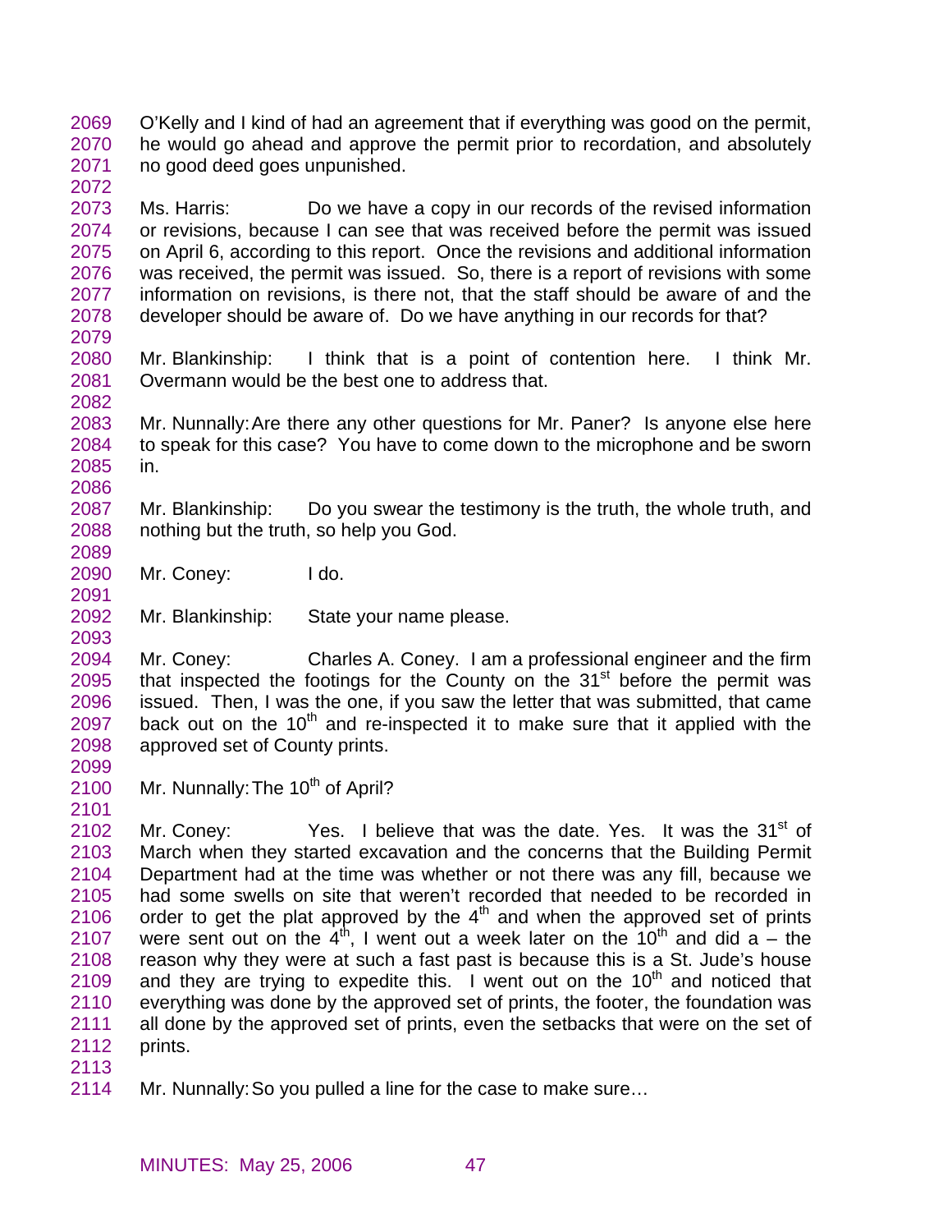O'Kelly and I kind of had an agreement that if everything was good on the permit, he would go ahead and approve the permit prior to recordation, and absolutely no good deed goes unpunished.

Ms. Harris: Do we have a copy in our records of the revised information or revisions, because I can see that was received before the permit was issued on April 6, according to this report. Once the revisions and additional information was received, the permit was issued. So, there is a report of revisions with some information on revisions, is there not, that the staff should be aware of and the developer should be aware of. Do we have anything in our records for that?

Mr. Blankinship: I think that is a point of contention here. I think Mr. Overmann would be the best one to address that.

Mr. Nunnally: Are there any other questions for Mr. Paner? Is anyone else here to speak for this case? You have to come down to the microphone and be sworn in.

Mr. Blankinship: Do you swear the testimony is the truth, the whole truth, and nothing but the truth, so help you God.

Mr. Coney: I do.

Mr. Blankinship: State your name please.

Mr. Coney: Charles A. Coney. I am a professional engineer and the firm that inspected the footings for the County on the 31st before the permit was issued. Then, I was the one, if you saw the letter that was submitted, that came back out on the 10th and re-inspected it to make sure that it applied with the approved set of County prints.

Mr. Nunnally: The 10th of April?

Mr. Coney: Yes. I believe that was the date. Yes. It was the 31st of March when they started excavation and the concerns that the Building Permit Department had at the time was whether or not there was any fill, because we had some swells on site that weren't recorded that needed to be recorded in order to get the plat approved by the 4th and when the approved set of prints were sent out on the 4th, I went out a week later on the 10th and did a – the reason why they were at such a fast past is because this is a St. Jude's house and they are trying to expedite this. I went out on the 10th and noticed that everything was done by the approved set of prints, the footer, the foundation was all done by the approved set of prints, even the setbacks that were on the set of prints.

Mr. Nunnally: So you pulled a line for the case to make sure…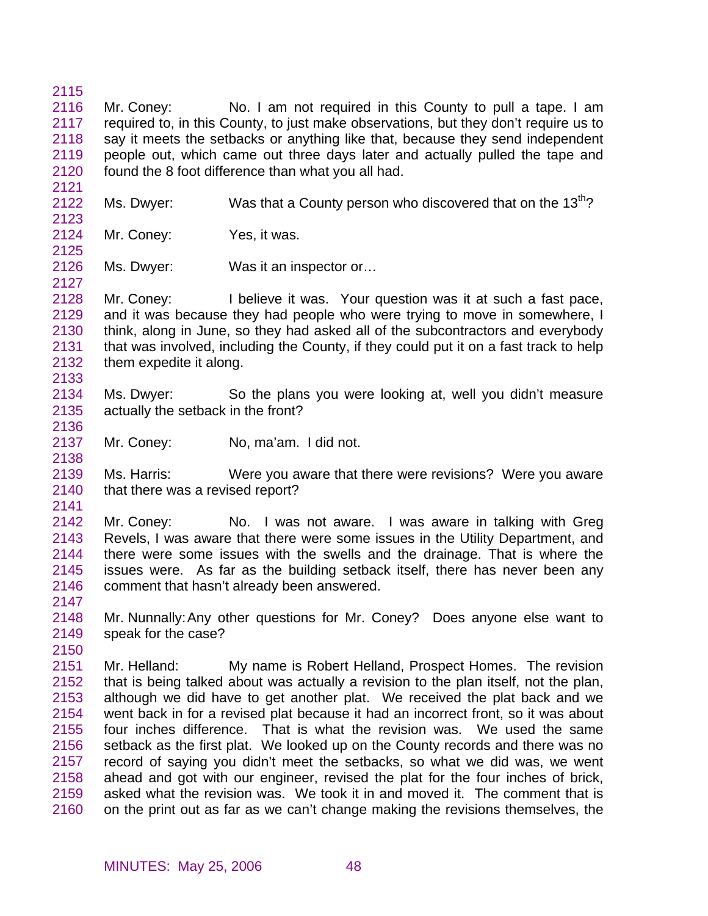Mr. Coney: No. I am not required in this County to pull a tape. I am required to, in this County, to just make observations, but they don't require us to say it meets the setbacks or anything like that, because they send independent people out, which came out three days later and actually pulled the tape and found the 8 foot difference than what you all had.

Ms. Dwyer: Was that a County person who discovered that on the 13th?

Mr. Coney: Yes, it was.

Ms. Dwyer: Was it an inspector or…

Mr. Coney: I believe it was. Your question was it at such a fast pace, and it was because they had people who were trying to move in somewhere, I think, along in June, so they had asked all of the subcontractors and everybody that was involved, including the County, if they could put it on a fast track to help them expedite it along.

Ms. Dwyer: So the plans you were looking at, well you didn't measure actually the setback in the front?

Mr. Coney: No, ma'am. I did not.

Ms. Harris: Were you aware that there were revisions? Were you aware that there was a revised report?

Mr. Coney: No. I was not aware. I was aware in talking with Greg Revels, I was aware that there were some issues in the Utility Department, and there were some issues with the swells and the drainage. That is where the issues were. As far as the building setback itself, there has never been any comment that hasn't already been answered.

Mr. Nunnally: Any other questions for Mr. Coney? Does anyone else want to speak for the case?

Mr. Helland: My name is Robert Helland, Prospect Homes. The revision that is being talked about was actually a revision to the plan itself, not the plan, although we did have to get another plat. We received the plat back and we went back in for a revised plat because it had an incorrect front, so it was about four inches difference. That is what the revision was. We used the same setback as the first plat. We looked up on the County records and there was no record of saying you didn't meet the setbacks, so what we did was, we went ahead and got with our engineer, revised the plat for the four inches of brick, asked what the revision was. We took it in and moved it. The comment that is on the print out as far as we can't change making the revisions themselves, the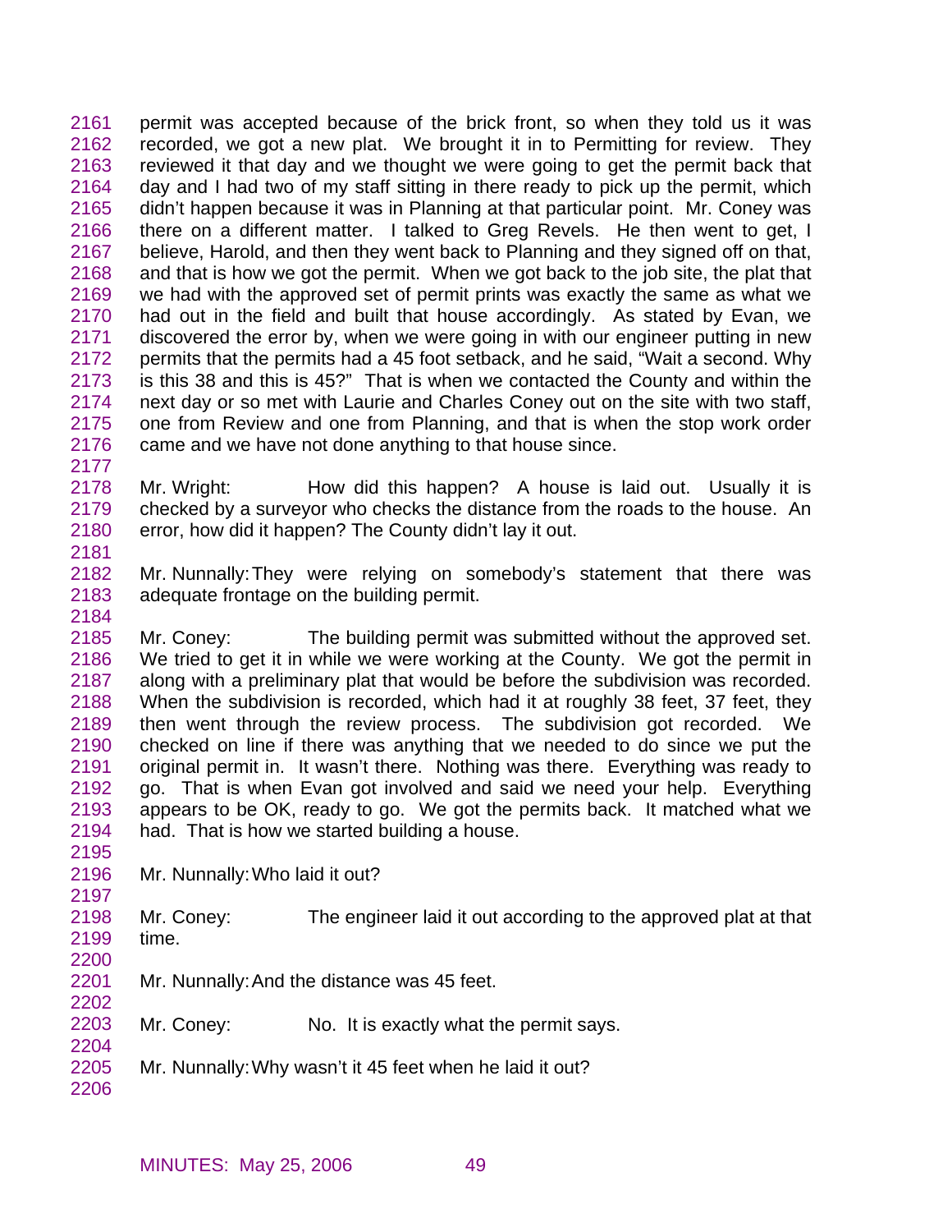permit was accepted because of the brick front, so when they told us it was recorded, we got a new plat. We brought it in to Permitting for review. They reviewed it that day and we thought we were going to get the permit back that day and I had two of my staff sitting in there ready to pick up the permit, which didn't happen because it was in Planning at that particular point. Mr. Coney was there on a different matter. I talked to Greg Revels. He then went to get, I believe, Harold, and then they went back to Planning and they signed off on that, and that is how we got the permit. When we got back to the job site, the plat that we had with the approved set of permit prints was exactly the same as what we had out in the field and built that house accordingly. As stated by Evan, we discovered the error by, when we were going in with our engineer putting in new permits that the permits had a 45 foot setback, and he said, "Wait a second. Why is this 38 and this is 45?" That is when we contacted the County and within the next day or so met with Laurie and Charles Coney out on the site with two staff, one from Review and one from Planning, and that is when the stop work order came and we have not done anything to that house since.

Mr. Wright: How did this happen? A house is laid out. Usually it is checked by a surveyor who checks the distance from the roads to the house. An error, how did it happen? The County didn't lay it out.

Mr. Nunnally: They were relying on somebody's statement that there was adequate frontage on the building permit.

Mr. Coney: The building permit was submitted without the approved set. We tried to get it in while we were working at the County. We got the permit in along with a preliminary plat that would be before the subdivision was recorded. When the subdivision is recorded, which had it at roughly 38 feet, 37 feet, they then went through the review process. The subdivision got recorded. We checked on line if there was anything that we needed to do since we put the original permit in. It wasn't there. Nothing was there. Everything was ready to go. That is when Evan got involved and said we need your help. Everything appears to be OK, ready to go. We got the permits back. It matched what we had. That is how we started building a house.

Mr. Nunnally: Who laid it out?

Mr. Coney: The engineer laid it out according to the approved plat at that time.

Mr. Nunnally: And the distance was 45 feet.

Mr. Coney: No. It is exactly what the permit says.

Mr. Nunnally: Why wasn't it 45 feet when he laid it out?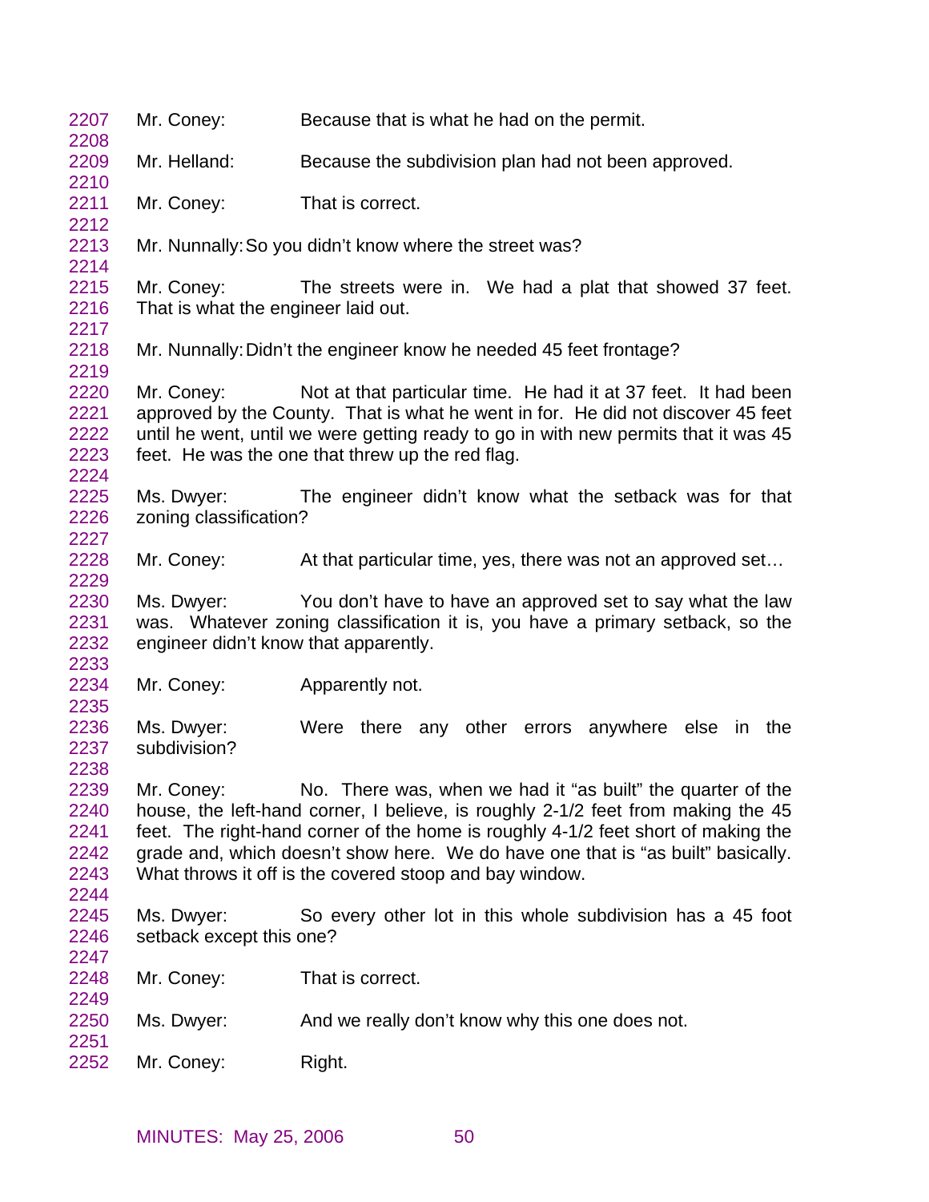2207 Mr. Coney: Because that is what he had on the permit.
2208
2209 Mr. Helland: Because the subdivision plan had not been approved.
2210
2211 Mr. Coney: That is correct.
2212
2213 Mr. Nunnally: So you didn't know where the street was?
2214
2215 Mr. Coney: The streets were in. We had a plat that showed 37 feet.
2216 That is what the engineer laid out.
2217
2218 Mr. Nunnally: Didn't the engineer know he needed 45 feet frontage?
2219
2220 Mr. Coney: Not at that particular time. He had it at 37 feet. It had been
2221 approved by the County. That is what he went in for. He did not discover 45 feet
2222 until he went, until we were getting ready to go in with new permits that it was 45
2223 feet. He was the one that threw up the red flag.
2224
2225 Ms. Dwyer: The engineer didn't know what the setback was for that
2226 zoning classification?
2227
2228 Mr. Coney: At that particular time, yes, there was not an approved set…
2229
2230 Ms. Dwyer: You don't have to have an approved set to say what the law
2231 was. Whatever zoning classification it is, you have a primary setback, so the
2232 engineer didn't know that apparently.
2233
2234 Mr. Coney: Apparently not.
2235
2236 Ms. Dwyer: Were there any other errors anywhere else in the
2237 subdivision?
2238
2239 Mr. Coney: No. There was, when we had it "as built" the quarter of the
2240 house, the left-hand corner, I believe, is roughly 2-1/2 feet from making the 45
2241 feet. The right-hand corner of the home is roughly 4-1/2 feet short of making the
2242 grade and, which doesn't show here. We do have one that is "as built" basically.
2243 What throws it off is the covered stoop and bay window.
2244
2245 Ms. Dwyer: So every other lot in this whole subdivision has a 45 foot
2246 setback except this one?
2247
2248 Mr. Coney: That is correct.
2249
2250 Ms. Dwyer: And we really don't know why this one does not.
2251
2252 Mr. Coney: Right.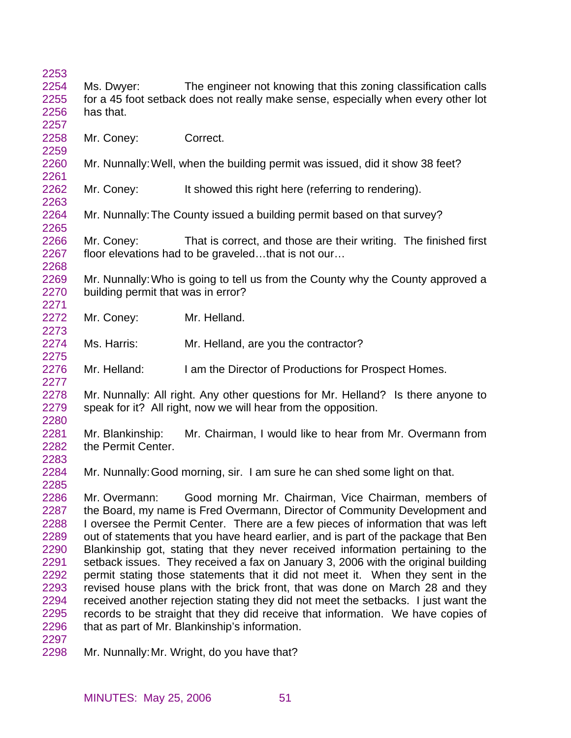Ms. Dwyer: The engineer not knowing that this zoning classification calls for a 45 foot setback does not really make sense, especially when every other lot has that.

Mr. Coney: Correct.

Mr. Nunnally: Well, when the building permit was issued, did it show 38 feet?

Mr. Coney: It showed this right here (referring to rendering).

Mr. Nunnally: The County issued a building permit based on that survey?

Mr. Coney: That is correct, and those are their writing. The finished first floor elevations had to be graveled…that is not our…

Mr. Nunnally: Who is going to tell us from the County why the County approved a building permit that was in error?

Mr. Coney: Mr. Helland.

Ms. Harris: Mr. Helland, are you the contractor?

Mr. Helland: I am the Director of Productions for Prospect Homes.

Mr. Nunnally: All right. Any other questions for Mr. Helland? Is there anyone to speak for it? All right, now we will hear from the opposition.

Mr. Blankinship: Mr. Chairman, I would like to hear from Mr. Overmann from the Permit Center.

Mr. Nunnally: Good morning, sir. I am sure he can shed some light on that.

Mr. Overmann: Good morning Mr. Chairman, Vice Chairman, members of the Board, my name is Fred Overmann, Director of Community Development and I oversee the Permit Center. There are a few pieces of information that was left out of statements that you have heard earlier, and is part of the package that Ben Blankinship got, stating that they never received information pertaining to the setback issues. They received a fax on January 3, 2006 with the original building permit stating those statements that it did not meet it. When they sent in the revised house plans with the brick front, that was done on March 28 and they received another rejection stating they did not meet the setbacks. I just want the records to be straight that they did receive that information. We have copies of that as part of Mr. Blankinship's information.

Mr. Nunnally: Mr. Wright, do you have that?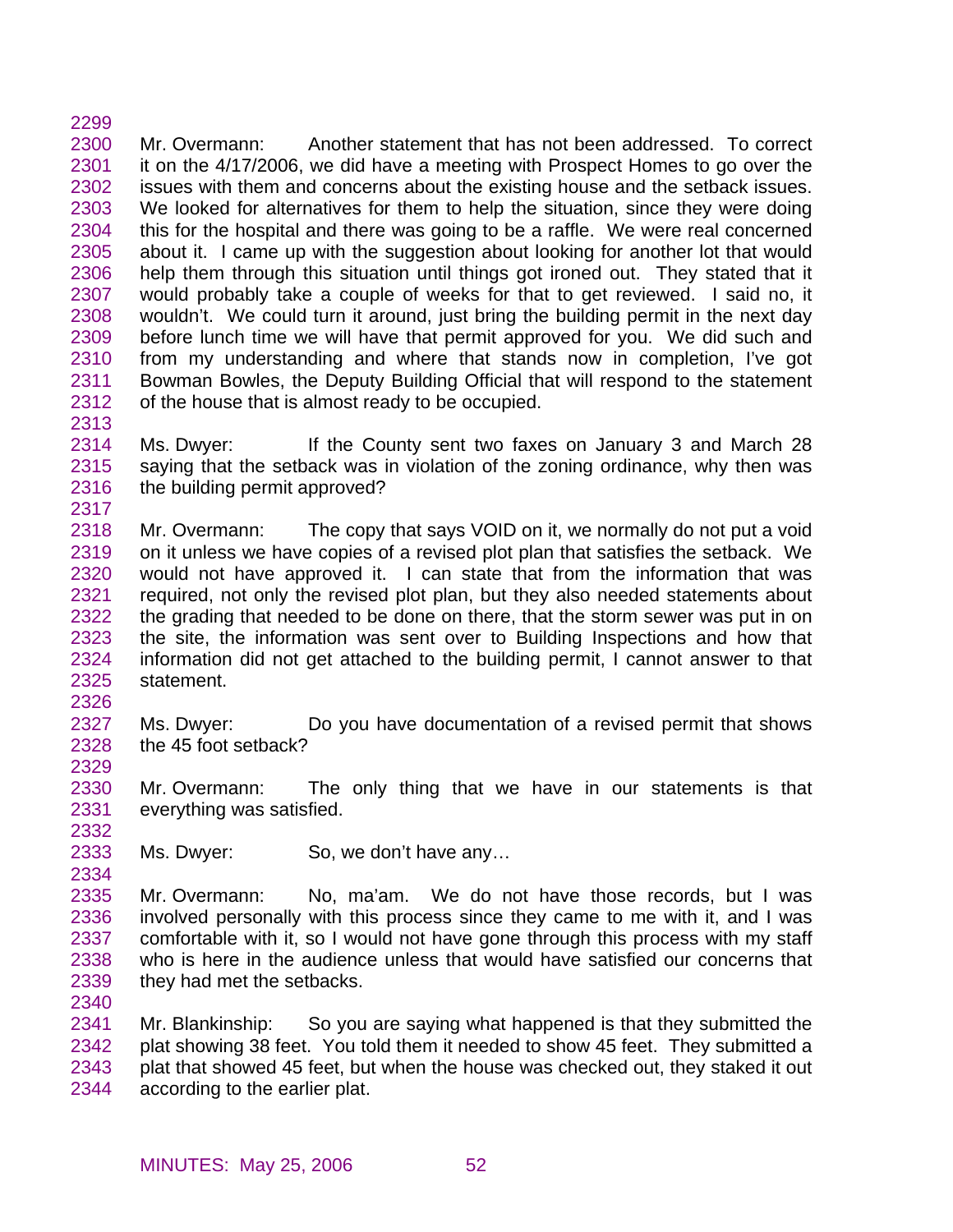Mr. Overmann: Another statement that has not been addressed. To correct it on the 4/17/2006, we did have a meeting with Prospect Homes to go over the issues with them and concerns about the existing house and the setback issues. We looked for alternatives for them to help the situation, since they were doing this for the hospital and there was going to be a raffle. We were real concerned about it. I came up with the suggestion about looking for another lot that would help them through this situation until things got ironed out. They stated that it would probably take a couple of weeks for that to get reviewed. I said no, it wouldn't. We could turn it around, just bring the building permit in the next day before lunch time we will have that permit approved for you. We did such and from my understanding and where that stands now in completion, I've got Bowman Bowles, the Deputy Building Official that will respond to the statement of the house that is almost ready to be occupied.

Ms. Dwyer: If the County sent two faxes on January 3 and March 28 saying that the setback was in violation of the zoning ordinance, why then was the building permit approved?

Mr. Overmann: The copy that says VOID on it, we normally do not put a void on it unless we have copies of a revised plot plan that satisfies the setback. We would not have approved it. I can state that from the information that was required, not only the revised plot plan, but they also needed statements about the grading that needed to be done on there, that the storm sewer was put in on the site, the information was sent over to Building Inspections and how that information did not get attached to the building permit, I cannot answer to that statement.

Ms. Dwyer: Do you have documentation of a revised permit that shows the 45 foot setback?

Mr. Overmann: The only thing that we have in our statements is that everything was satisfied.

Ms. Dwyer: So, we don't have any…

Mr. Overmann: No, ma'am. We do not have those records, but I was involved personally with this process since they came to me with it, and I was comfortable with it, so I would not have gone through this process with my staff who is here in the audience unless that would have satisfied our concerns that they had met the setbacks.

Mr. Blankinship: So you are saying what happened is that they submitted the plat showing 38 feet. You told them it needed to show 45 feet. They submitted a plat that showed 45 feet, but when the house was checked out, they staked it out according to the earlier plat.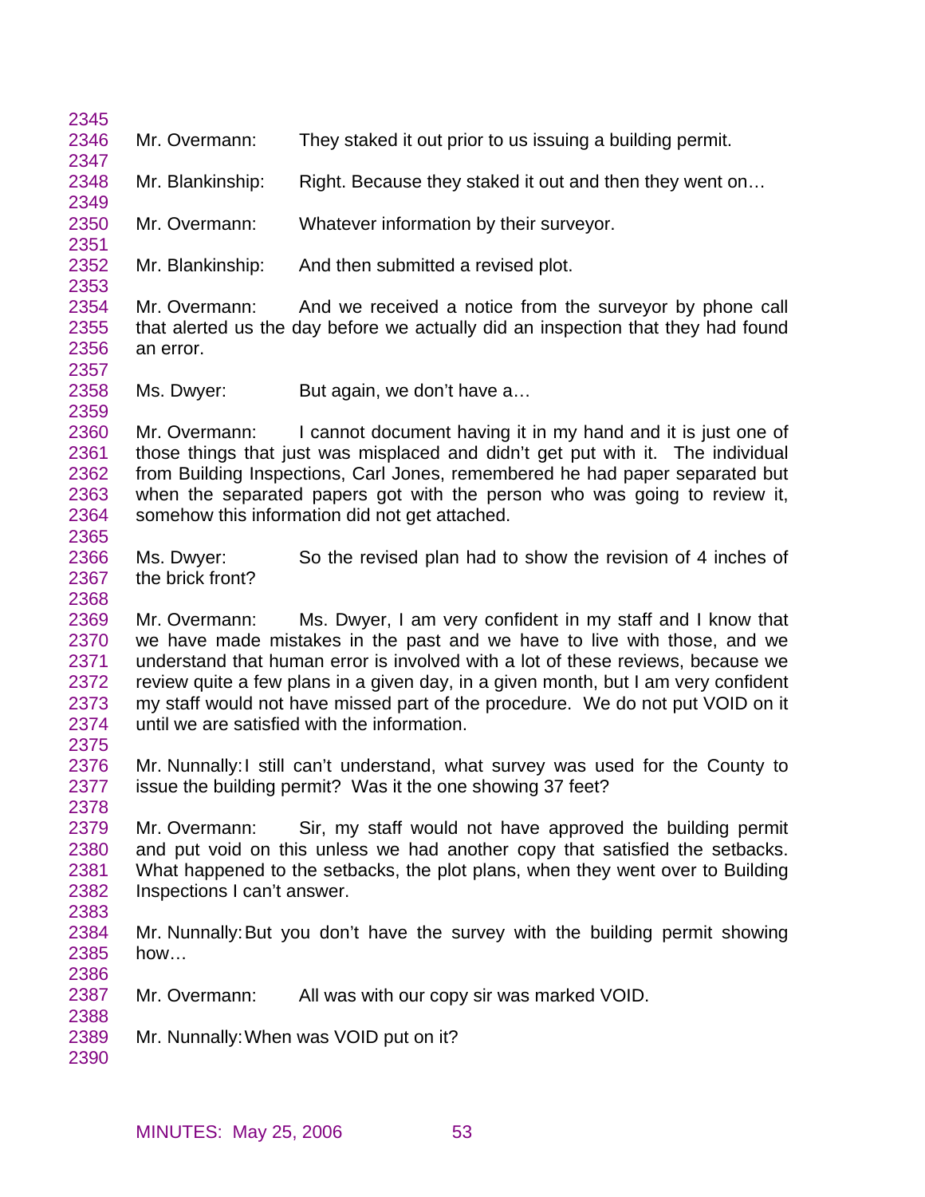Mr. Overmann: They staked it out prior to us issuing a building permit.

Mr. Blankinship: Right. Because they staked it out and then they went on…

Mr. Overmann: Whatever information by their surveyor.

Mr. Blankinship: And then submitted a revised plot.

Mr. Overmann: And we received a notice from the surveyor by phone call that alerted us the day before we actually did an inspection that they had found an error.

Ms. Dwyer: But again, we don't have a…

Mr. Overmann: I cannot document having it in my hand and it is just one of those things that just was misplaced and didn't get put with it. The individual from Building Inspections, Carl Jones, remembered he had paper separated but when the separated papers got with the person who was going to review it, somehow this information did not get attached.

Ms. Dwyer: So the revised plan had to show the revision of 4 inches of the brick front?

Mr. Overmann: Ms. Dwyer, I am very confident in my staff and I know that we have made mistakes in the past and we have to live with those, and we understand that human error is involved with a lot of these reviews, because we review quite a few plans in a given day, in a given month, but I am very confident my staff would not have missed part of the procedure. We do not put VOID on it until we are satisfied with the information.

Mr. Nunnally: I still can't understand, what survey was used for the County to issue the building permit? Was it the one showing 37 feet?

Mr. Overmann: Sir, my staff would not have approved the building permit and put void on this unless we had another copy that satisfied the setbacks. What happened to the setbacks, the plot plans, when they went over to Building Inspections I can't answer.

Mr. Nunnally: But you don't have the survey with the building permit showing how…

Mr. Overmann: All was with our copy sir was marked VOID.

Mr. Nunnally: When was VOID put on it?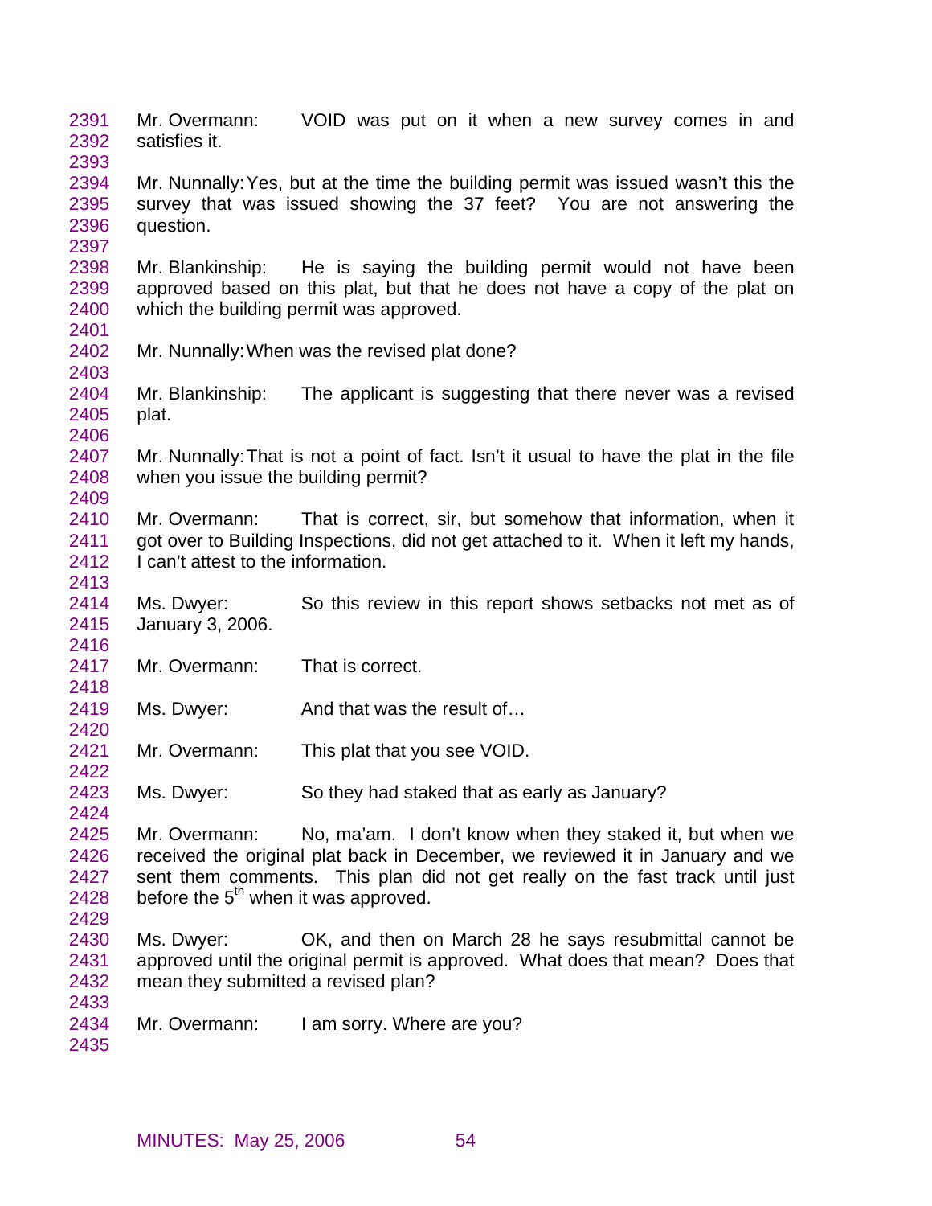Mr. Overmann: VOID was put on it when a new survey comes in and satisfies it.

Mr. Nunnally: Yes, but at the time the building permit was issued wasn't this the survey that was issued showing the 37 feet? You are not answering the question.

Mr. Blankinship: He is saying the building permit would not have been approved based on this plat, but that he does not have a copy of the plat on which the building permit was approved.

Mr. Nunnally: When was the revised plat done?

Mr. Blankinship: The applicant is suggesting that there never was a revised plat.

Mr. Nunnally: That is not a point of fact. Isn't it usual to have the plat in the file when you issue the building permit?

Mr. Overmann: That is correct, sir, but somehow that information, when it got over to Building Inspections, did not get attached to it. When it left my hands, I can't attest to the information.

Ms. Dwyer: So this review in this report shows setbacks not met as of January 3, 2006.

Mr. Overmann: That is correct.

Ms. Dwyer: And that was the result of…

Mr. Overmann: This plat that you see VOID.

Ms. Dwyer: So they had staked that as early as January?

Mr. Overmann: No, ma'am. I don't know when they staked it, but when we received the original plat back in December, we reviewed it in January and we sent them comments. This plan did not get really on the fast track until just before the 5th when it was approved.

Ms. Dwyer: OK, and then on March 28 he says resubmittal cannot be approved until the original permit is approved. What does that mean? Does that mean they submitted a revised plan?

Mr. Overmann: I am sorry. Where are you?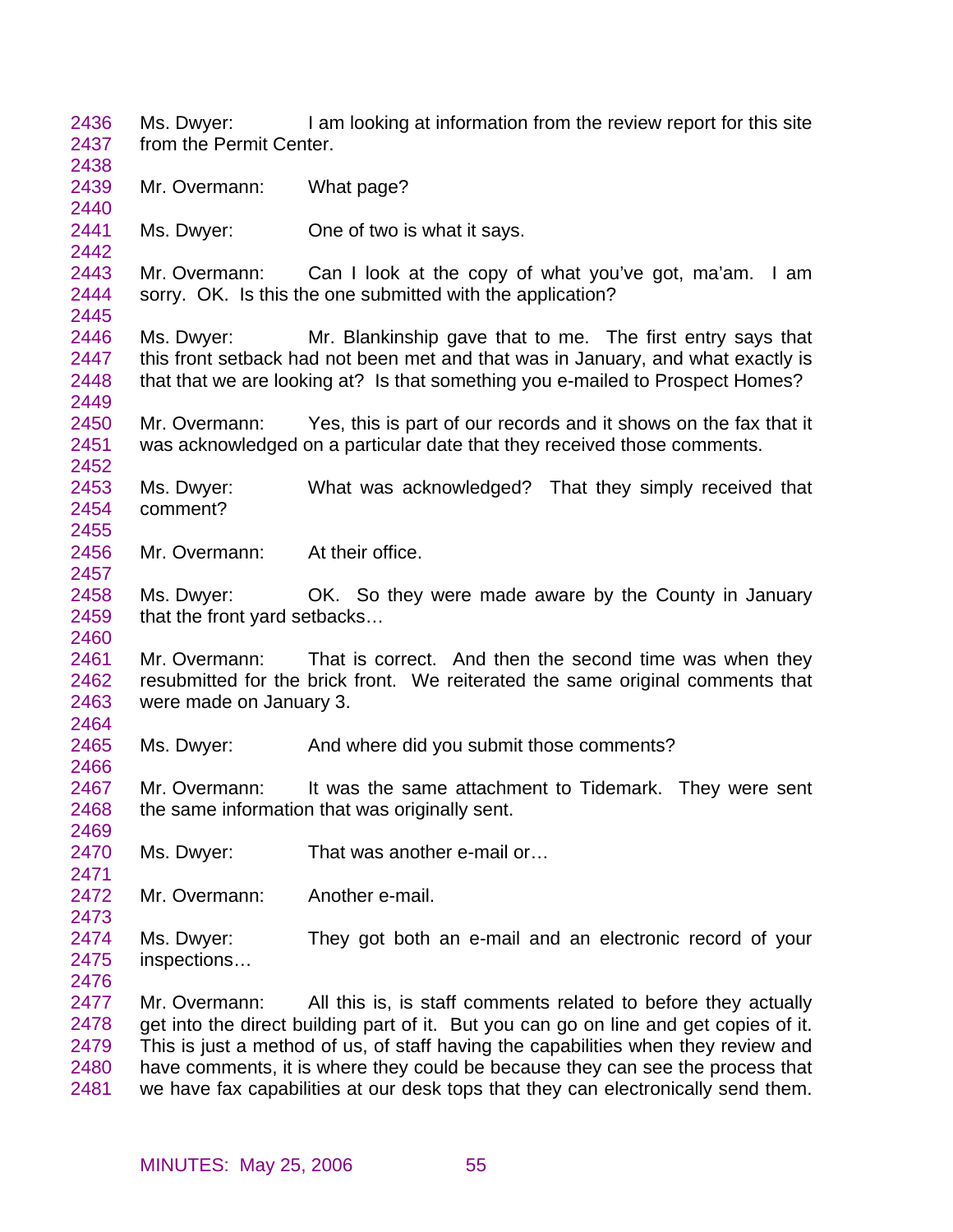2436 Ms. Dwyer: I am looking at information from the review report for this site
2437 from the Permit Center.
2438
2439 Mr. Overmann: What page?
2440
2441 Ms. Dwyer: One of two is what it says.
2442
2443 Mr. Overmann: Can I look at the copy of what you've got, ma'am. I am
2444 sorry. OK. Is this the one submitted with the application?
2445
2446 Ms. Dwyer: Mr. Blankinship gave that to me. The first entry says that
2447 this front setback had not been met and that was in January, and what exactly is
2448 that that we are looking at? Is that something you e-mailed to Prospect Homes?
2449
2450 Mr. Overmann: Yes, this is part of our records and it shows on the fax that it
2451 was acknowledged on a particular date that they received those comments.
2452
2453 Ms. Dwyer: What was acknowledged? That they simply received that
2454 comment?
2455
2456 Mr. Overmann: At their office.
2457
2458 Ms. Dwyer: OK. So they were made aware by the County in January
2459 that the front yard setbacks…
2460
2461 Mr. Overmann: That is correct. And then the second time was when they
2462 resubmitted for the brick front. We reiterated the same original comments that
2463 were made on January 3.
2464
2465 Ms. Dwyer: And where did you submit those comments?
2466
2467 Mr. Overmann: It was the same attachment to Tidemark. They were sent
2468 the same information that was originally sent.
2469
2470 Ms. Dwyer: That was another e-mail or…
2471
2472 Mr. Overmann: Another e-mail.
2473
2474 Ms. Dwyer: They got both an e-mail and an electronic record of your
2475 inspections…
2476
2477 Mr. Overmann: All this is, is staff comments related to before they actually
2478 get into the direct building part of it. But you can go on line and get copies of it.
2479 This is just a method of us, of staff having the capabilities when they review and
2480 have comments, it is where they could be because they can see the process that
2481 we have fax capabilities at our desk tops that they can electronically send them.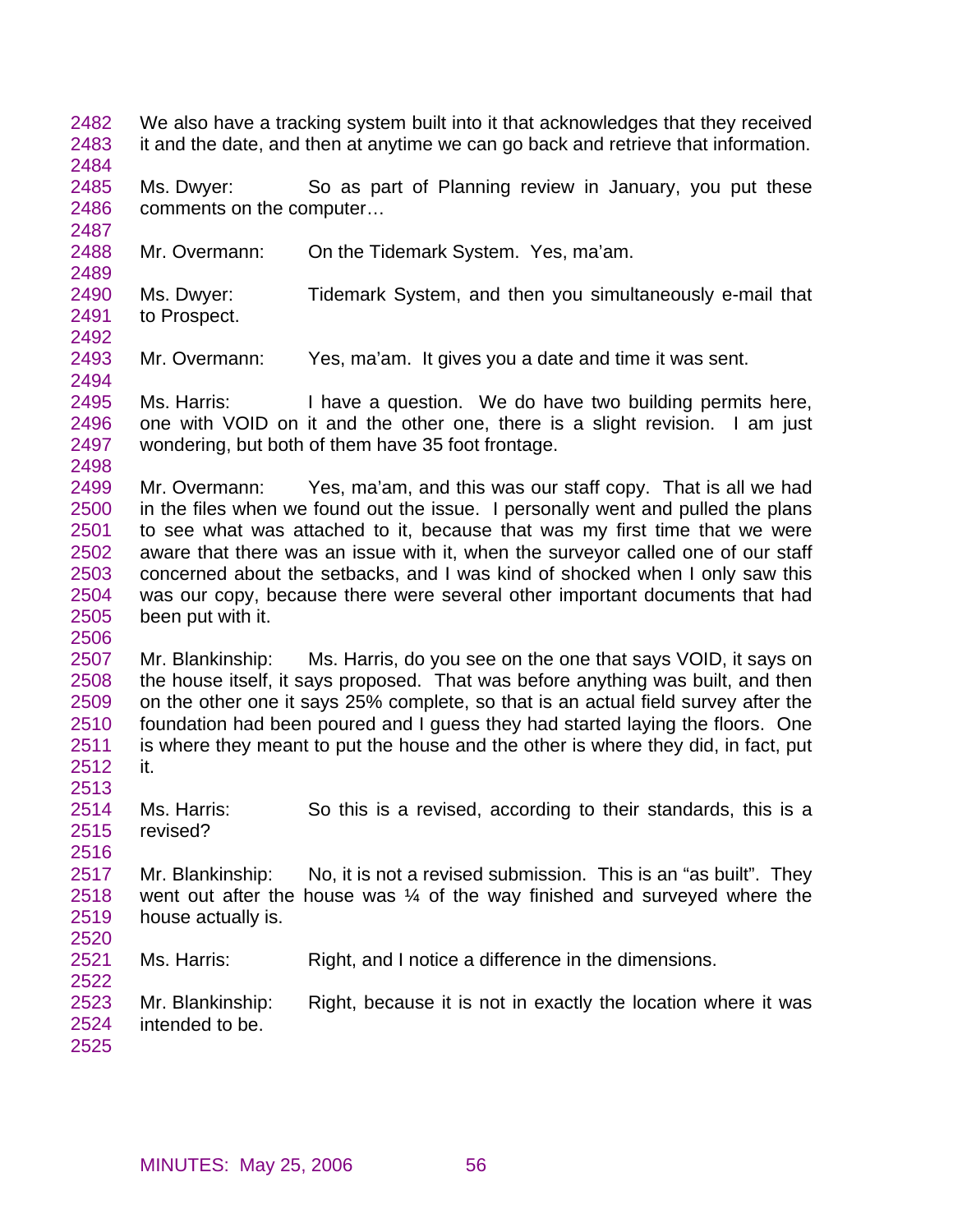We also have a tracking system built into it that acknowledges that they received it and the date, and then at anytime we can go back and retrieve that information.

Ms. Dwyer: So as part of Planning review in January, you put these comments on the computer…

Mr. Overmann: On the Tidemark System. Yes, ma'am.

Ms. Dwyer: Tidemark System, and then you simultaneously e-mail that to Prospect.

Mr. Overmann: Yes, ma'am. It gives you a date and time it was sent.

Ms. Harris: I have a question. We do have two building permits here, one with VOID on it and the other one, there is a slight revision. I am just wondering, but both of them have 35 foot frontage.

Mr. Overmann: Yes, ma'am, and this was our staff copy. That is all we had in the files when we found out the issue. I personally went and pulled the plans to see what was attached to it, because that was my first time that we were aware that there was an issue with it, when the surveyor called one of our staff concerned about the setbacks, and I was kind of shocked when I only saw this was our copy, because there were several other important documents that had been put with it.

Mr. Blankinship: Ms. Harris, do you see on the one that says VOID, it says on the house itself, it says proposed. That was before anything was built, and then on the other one it says 25% complete, so that is an actual field survey after the foundation had been poured and I guess they had started laying the floors. One is where they meant to put the house and the other is where they did, in fact, put it.

Ms. Harris: So this is a revised, according to their standards, this is a revised?

Mr. Blankinship: No, it is not a revised submission. This is an "as built". They went out after the house was ¼ of the way finished and surveyed where the house actually is.

Ms. Harris: Right, and I notice a difference in the dimensions.

Mr. Blankinship: Right, because it is not in exactly the location where it was intended to be.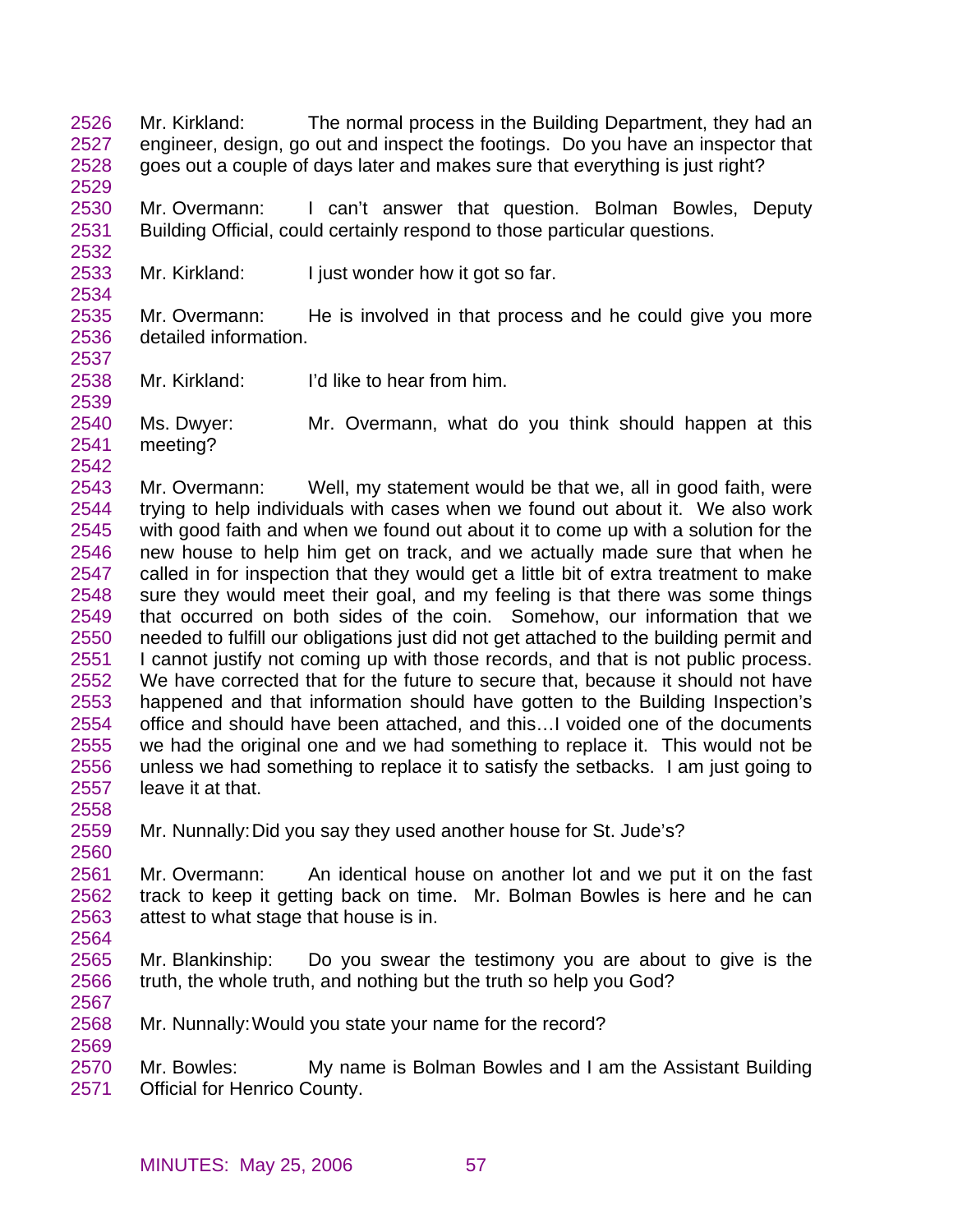Mr. Kirkland: The normal process in the Building Department, they had an engineer, design, go out and inspect the footings. Do you have an inspector that goes out a couple of days later and makes sure that everything is just right?

Mr. Overmann: I can't answer that question. Bolman Bowles, Deputy Building Official, could certainly respond to those particular questions.

Mr. Kirkland: I just wonder how it got so far.

Mr. Overmann: He is involved in that process and he could give you more detailed information.

Mr. Kirkland: I'd like to hear from him.

Ms. Dwyer: Mr. Overmann, what do you think should happen at this meeting?

Mr. Overmann: Well, my statement would be that we, all in good faith, were trying to help individuals with cases when we found out about it. We also work with good faith and when we found out about it to come up with a solution for the new house to help him get on track, and we actually made sure that when he called in for inspection that they would get a little bit of extra treatment to make sure they would meet their goal, and my feeling is that there was some things that occurred on both sides of the coin. Somehow, our information that we needed to fulfill our obligations just did not get attached to the building permit and I cannot justify not coming up with those records, and that is not public process. We have corrected that for the future to secure that, because it should not have happened and that information should have gotten to the Building Inspection's office and should have been attached, and this…I voided one of the documents we had the original one and we had something to replace it. This would not be unless we had something to replace it to satisfy the setbacks. I am just going to leave it at that.

Mr. Nunnally: Did you say they used another house for St. Jude's?

Mr. Overmann: An identical house on another lot and we put it on the fast track to keep it getting back on time. Mr. Bolman Bowles is here and he can attest to what stage that house is in.

Mr. Blankinship: Do you swear the testimony you are about to give is the truth, the whole truth, and nothing but the truth so help you God?

Mr. Nunnally: Would you state your name for the record?

Mr. Bowles: My name is Bolman Bowles and I am the Assistant Building Official for Henrico County.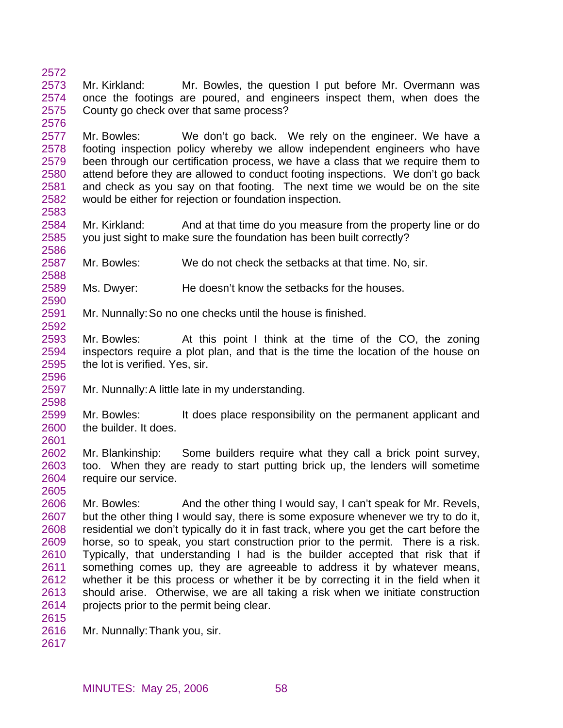Mr. Kirkland: Mr. Bowles, the question I put before Mr. Overmann was once the footings are poured, and engineers inspect them, when does the County go check over that same process?

Mr. Bowles: We don't go back. We rely on the engineer. We have a footing inspection policy whereby we allow independent engineers who have been through our certification process, we have a class that we require them to attend before they are allowed to conduct footing inspections. We don't go back and check as you say on that footing. The next time we would be on the site would be either for rejection or foundation inspection.

Mr. Kirkland: And at that time do you measure from the property line or do you just sight to make sure the foundation has been built correctly?

Mr. Bowles: We do not check the setbacks at that time. No, sir.

Ms. Dwyer: He doesn't know the setbacks for the houses.

Mr. Nunnally: So no one checks until the house is finished.

Mr. Bowles: At this point I think at the time of the CO, the zoning inspectors require a plot plan, and that is the time the location of the house on the lot is verified. Yes, sir.

Mr. Nunnally: A little late in my understanding.

Mr. Bowles: It does place responsibility on the permanent applicant and the builder. It does.

Mr. Blankinship: Some builders require what they call a brick point survey, too. When they are ready to start putting brick up, the lenders will sometime require our service.

Mr. Bowles: And the other thing I would say, I can't speak for Mr. Revels, but the other thing I would say, there is some exposure whenever we try to do it, residential we don't typically do it in fast track, where you get the cart before the horse, so to speak, you start construction prior to the permit. There is a risk. Typically, that understanding I had is the builder accepted that risk that if something comes up, they are agreeable to address it by whatever means, whether it be this process or whether it be by correcting it in the field when it should arise. Otherwise, we are all taking a risk when we initiate construction projects prior to the permit being clear.

Mr. Nunnally: Thank you, sir.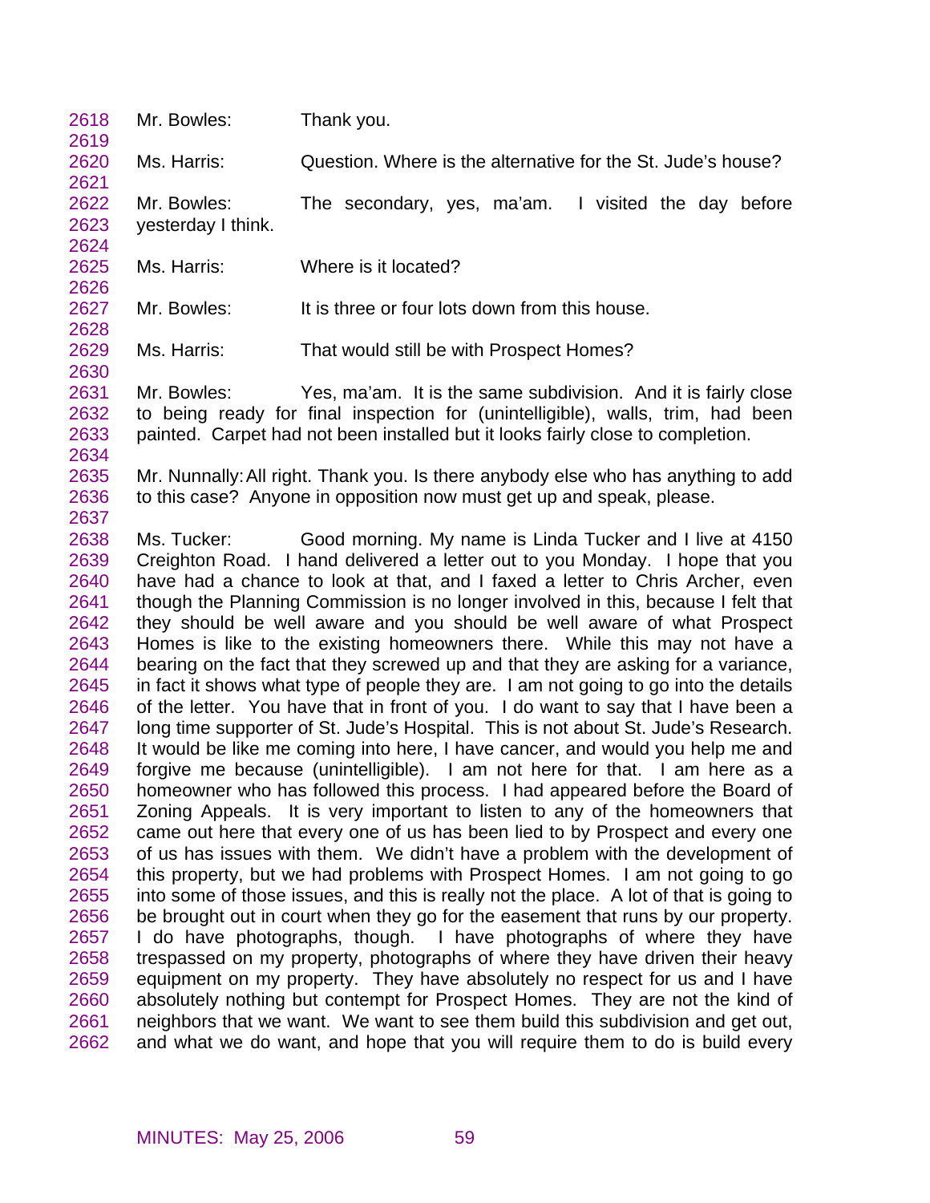2618 Mr. Bowles: Thank you.

2620 Ms. Harris: Question. Where is the alternative for the St. Jude's house?

2622 Mr. Bowles: The secondary, yes, ma'am. I visited the day before
2623 yesterday I think.

2625 Ms. Harris: Where is it located?

2627 Mr. Bowles: It is three or four lots down from this house.

2629 Ms. Harris: That would still be with Prospect Homes?

2631 Mr. Bowles: Yes, ma'am. It is the same subdivision. And it is fairly close
2632 to being ready for final inspection for (unintelligible), walls, trim, had been
2633 painted. Carpet had not been installed but it looks fairly close to completion.

2635 Mr. Nunnally: All right. Thank you. Is there anybody else who has anything to add
2636 to this case? Anyone in opposition now must get up and speak, please.

2638 Ms. Tucker: Good morning. My name is Linda Tucker and I live at 4150
2639 Creighton Road. I hand delivered a letter out to you Monday. I hope that you
2640 have had a chance to look at that, and I faxed a letter to Chris Archer, even
2641 though the Planning Commission is no longer involved in this, because I felt that
2642 they should be well aware and you should be well aware of what Prospect
2643 Homes is like to the existing homeowners there. While this may not have a
2644 bearing on the fact that they screwed up and that they are asking for a variance,
2645 in fact it shows what type of people they are. I am not going to go into the details
2646 of the letter. You have that in front of you. I do want to say that I have been a
2647 long time supporter of St. Jude's Hospital. This is not about St. Jude's Research.
2648 It would be like me coming into here, I have cancer, and would you help me and
2649 forgive me because (unintelligible). I am not here for that. I am here as a
2650 homeowner who has followed this process. I had appeared before the Board of
2651 Zoning Appeals. It is very important to listen to any of the homeowners that
2652 came out here that every one of us has been lied to by Prospect and every one
2653 of us has issues with them. We didn't have a problem with the development of
2654 this property, but we had problems with Prospect Homes. I am not going to go
2655 into some of those issues, and this is really not the place. A lot of that is going to
2656 be brought out in court when they go for the easement that runs by our property.
2657 I do have photographs, though. I have photographs of where they have
2658 trespassed on my property, photographs of where they have driven their heavy
2659 equipment on my property. They have absolutely no respect for us and I have
2660 absolutely nothing but contempt for Prospect Homes. They are not the kind of
2661 neighbors that we want. We want to see them build this subdivision and get out,
2662 and what we do want, and hope that you will require them to do is build every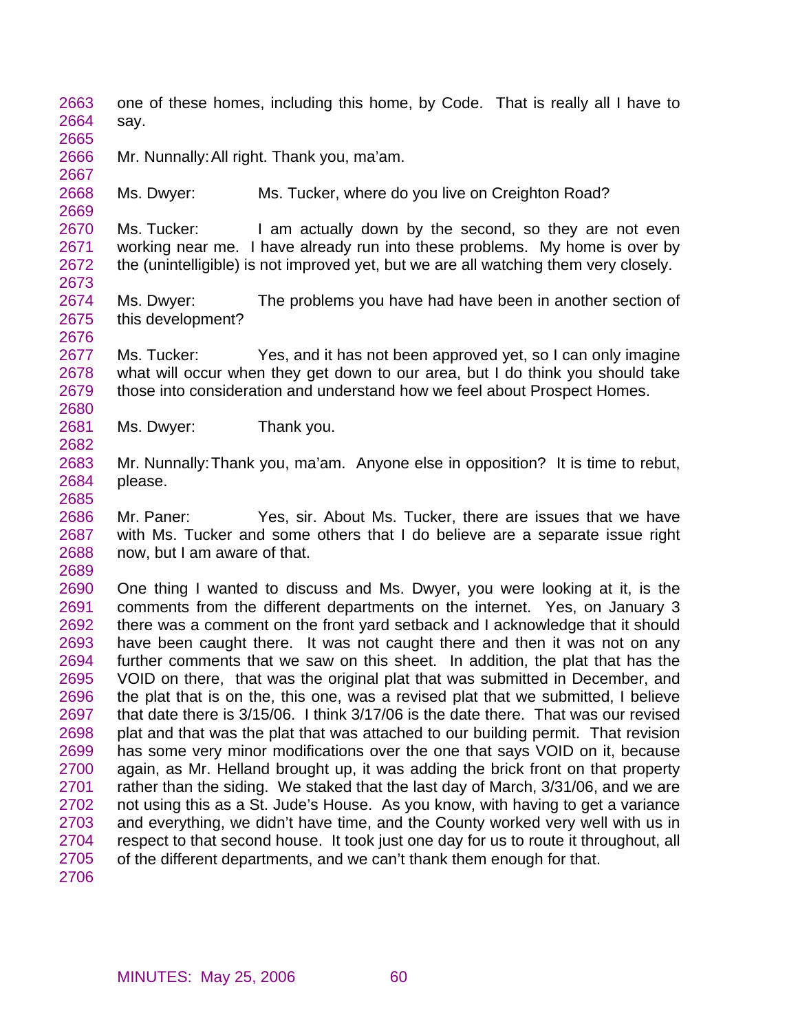one of these homes, including this home, by Code. That is really all I have to say.

Mr. Nunnally: All right. Thank you, ma'am.

Ms. Dwyer: Ms. Tucker, where do you live on Creighton Road?

Ms. Tucker: I am actually down by the second, so they are not even working near me. I have already run into these problems. My home is over by the (unintelligible) is not improved yet, but we are all watching them very closely.

Ms. Dwyer: The problems you have had have been in another section of this development?

Ms. Tucker: Yes, and it has not been approved yet, so I can only imagine what will occur when they get down to our area, but I do think you should take those into consideration and understand how we feel about Prospect Homes.

Ms. Dwyer: Thank you.

Mr. Nunnally: Thank you, ma'am. Anyone else in opposition? It is time to rebut, please.

Mr. Paner: Yes, sir. About Ms. Tucker, there are issues that we have with Ms. Tucker and some others that I do believe are a separate issue right now, but I am aware of that.

One thing I wanted to discuss and Ms. Dwyer, you were looking at it, is the comments from the different departments on the internet. Yes, on January 3 there was a comment on the front yard setback and I acknowledge that it should have been caught there. It was not caught there and then it was not on any further comments that we saw on this sheet. In addition, the plat that has the VOID on there, that was the original plat that was submitted in December, and the plat that is on the, this one, was a revised plat that we submitted, I believe that date there is 3/15/06. I think 3/17/06 is the date there. That was our revised plat and that was the plat that was attached to our building permit. That revision has some very minor modifications over the one that says VOID on it, because again, as Mr. Helland brought up, it was adding the brick front on that property rather than the siding. We staked that the last day of March, 3/31/06, and we are not using this as a St. Jude's House. As you know, with having to get a variance and everything, we didn't have time, and the County worked very well with us in respect to that second house. It took just one day for us to route it throughout, all of the different departments, and we can't thank them enough for that.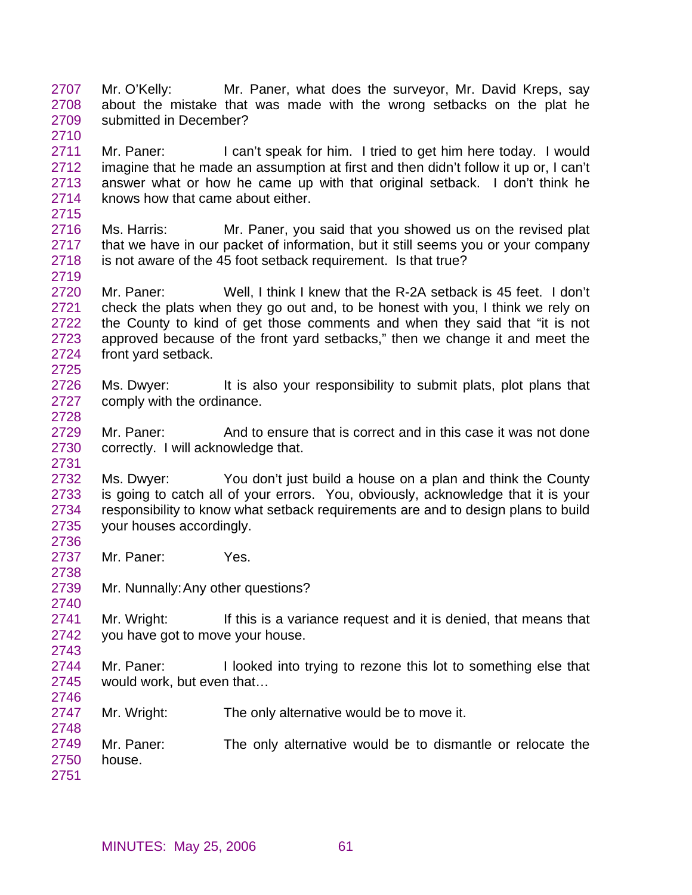Mr. O'Kelly: Mr. Paner, what does the surveyor, Mr. David Kreps, say about the mistake that was made with the wrong setbacks on the plat he submitted in December?

Mr. Paner: I can't speak for him. I tried to get him here today. I would imagine that he made an assumption at first and then didn't follow it up or, I can't answer what or how he came up with that original setback. I don't think he knows how that came about either.

Ms. Harris: Mr. Paner, you said that you showed us on the revised plat that we have in our packet of information, but it still seems you or your company is not aware of the 45 foot setback requirement. Is that true?

Mr. Paner: Well, I think I knew that the R-2A setback is 45 feet. I don't check the plats when they go out and, to be honest with you, I think we rely on the County to kind of get those comments and when they said that "it is not approved because of the front yard setbacks," then we change it and meet the front yard setback.

Ms. Dwyer: It is also your responsibility to submit plats, plot plans that comply with the ordinance.

Mr. Paner: And to ensure that is correct and in this case it was not done correctly. I will acknowledge that.

Ms. Dwyer: You don't just build a house on a plan and think the County is going to catch all of your errors. You, obviously, acknowledge that it is your responsibility to know what setback requirements are and to design plans to build your houses accordingly.

Mr. Paner: Yes.

Mr. Nunnally: Any other questions?

Mr. Wright: If this is a variance request and it is denied, that means that you have got to move your house.

Mr. Paner: I looked into trying to rezone this lot to something else that would work, but even that…

Mr. Wright: The only alternative would be to move it.

Mr. Paner: The only alternative would be to dismantle or relocate the house.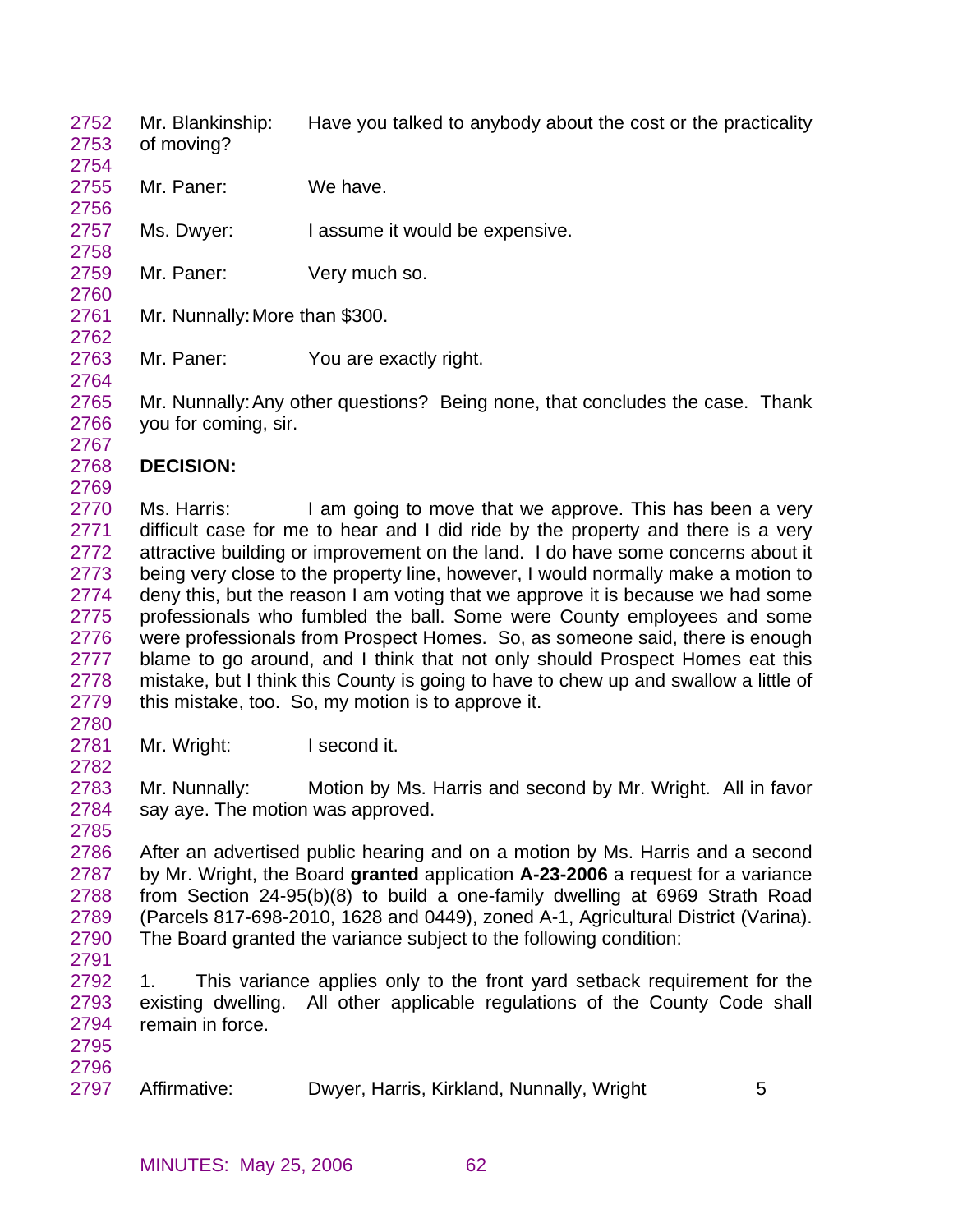Mr. Blankinship: Have you talked to anybody about the cost or the practicality of moving?

Mr. Paner: We have.

Ms. Dwyer: I assume it would be expensive.

Mr. Paner: Very much so.

Mr. Nunnally: More than $300.

Mr. Paner: You are exactly right.

Mr. Nunnally: Any other questions? Being none, that concludes the case. Thank you for coming, sir.

**DECISION:**

Ms. Harris: I am going to move that we approve. This has been a very difficult case for me to hear and I did ride by the property and there is a very attractive building or improvement on the land. I do have some concerns about it being very close to the property line, however, I would normally make a motion to deny this, but the reason I am voting that we approve it is because we had some professionals who fumbled the ball. Some were County employees and some were professionals from Prospect Homes. So, as someone said, there is enough blame to go around, and I think that not only should Prospect Homes eat this mistake, but I think this County is going to have to chew up and swallow a little of this mistake, too. So, my motion is to approve it.

Mr. Wright: I second it.

Mr. Nunnally: Motion by Ms. Harris and second by Mr. Wright. All in favor say aye. The motion was approved.

After an advertised public hearing and on a motion by Ms. Harris and a second by Mr. Wright, the Board **granted** application **A-23-2006** a request for a variance from Section 24-95(b)(8) to build a one-family dwelling at 6969 Strath Road (Parcels 817-698-2010, 1628 and 0449), zoned A-1, Agricultural District (Varina). The Board granted the variance subject to the following condition:

1. This variance applies only to the front yard setback requirement for the existing dwelling. All other applicable regulations of the County Code shall remain in force.

Affirmative: Dwyer, Harris, Kirkland, Nunnally, Wright 5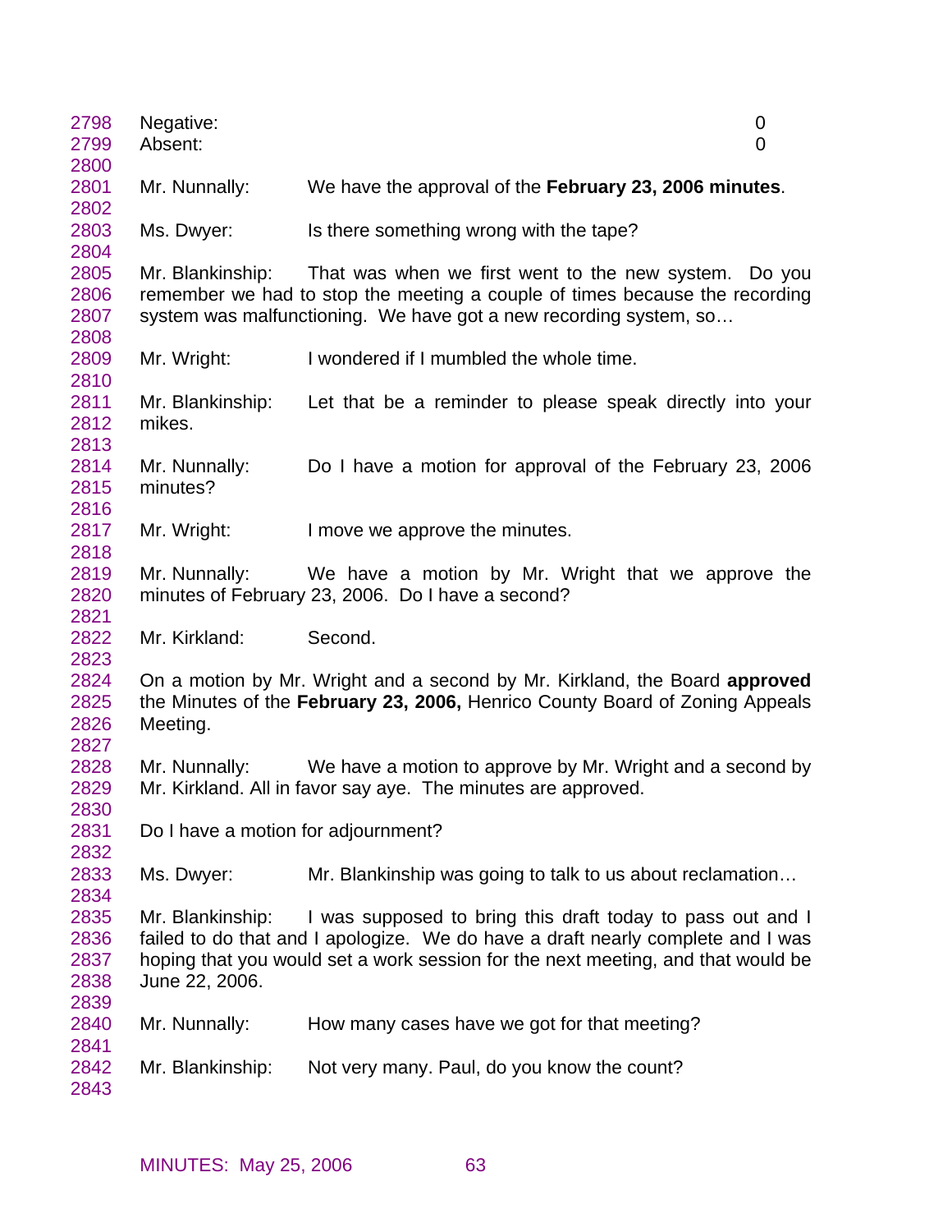Negative: 0
Absent: 0

Mr. Nunnally: We have the approval of the **February 23, 2006 minutes**.

Ms. Dwyer: Is there something wrong with the tape?

Mr. Blankinship: That was when we first went to the new system. Do you remember we had to stop the meeting a couple of times because the recording system was malfunctioning. We have got a new recording system, so…

Mr. Wright: I wondered if I mumbled the whole time.

Mr. Blankinship: Let that be a reminder to please speak directly into your mikes.

Mr. Nunnally: Do I have a motion for approval of the February 23, 2006 minutes?

Mr. Wright: I move we approve the minutes.

Mr. Nunnally: We have a motion by Mr. Wright that we approve the minutes of February 23, 2006. Do I have a second?

Mr. Kirkland: Second.

On a motion by Mr. Wright and a second by Mr. Kirkland, the Board **approved** the Minutes of the **February 23, 2006,** Henrico County Board of Zoning Appeals Meeting.

Mr. Nunnally: We have a motion to approve by Mr. Wright and a second by Mr. Kirkland. All in favor say aye. The minutes are approved.

Do I have a motion for adjournment?

Ms. Dwyer: Mr. Blankinship was going to talk to us about reclamation…

Mr. Blankinship: I was supposed to bring this draft today to pass out and I failed to do that and I apologize. We do have a draft nearly complete and I was hoping that you would set a work session for the next meeting, and that would be June 22, 2006.

Mr. Nunnally: How many cases have we got for that meeting?

Mr. Blankinship: Not very many. Paul, do you know the count?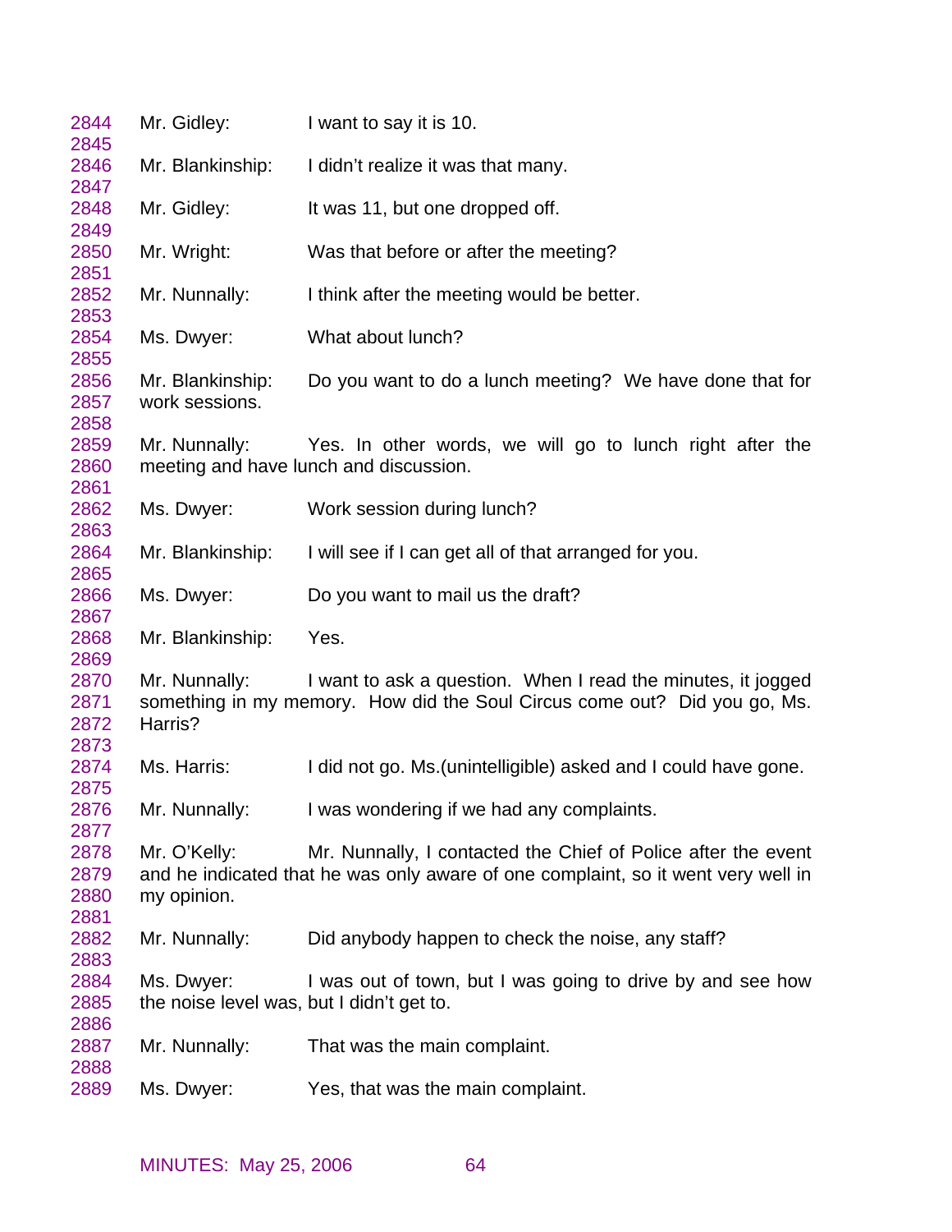Mr. Gidley: I want to say it is 10.

Mr. Blankinship: I didn't realize it was that many.

Mr. Gidley: It was 11, but one dropped off.

Mr. Wright: Was that before or after the meeting?

Mr. Nunnally: I think after the meeting would be better.

Ms. Dwyer: What about lunch?

Mr. Blankinship: Do you want to do a lunch meeting? We have done that for work sessions.

Mr. Nunnally: Yes. In other words, we will go to lunch right after the meeting and have lunch and discussion.

Ms. Dwyer: Work session during lunch?

Mr. Blankinship: I will see if I can get all of that arranged for you.

Ms. Dwyer: Do you want to mail us the draft?

Mr. Blankinship: Yes.

Mr. Nunnally: I want to ask a question. When I read the minutes, it jogged something in my memory. How did the Soul Circus come out? Did you go, Ms. Harris?

Ms. Harris: I did not go. Ms.(unintelligible) asked and I could have gone.

Mr. Nunnally: I was wondering if we had any complaints.

Mr. O'Kelly: Mr. Nunnally, I contacted the Chief of Police after the event and he indicated that he was only aware of one complaint, so it went very well in my opinion.

Mr. Nunnally: Did anybody happen to check the noise, any staff?

Ms. Dwyer: I was out of town, but I was going to drive by and see how the noise level was, but I didn't get to.

Mr. Nunnally: That was the main complaint.

Ms. Dwyer: Yes, that was the main complaint.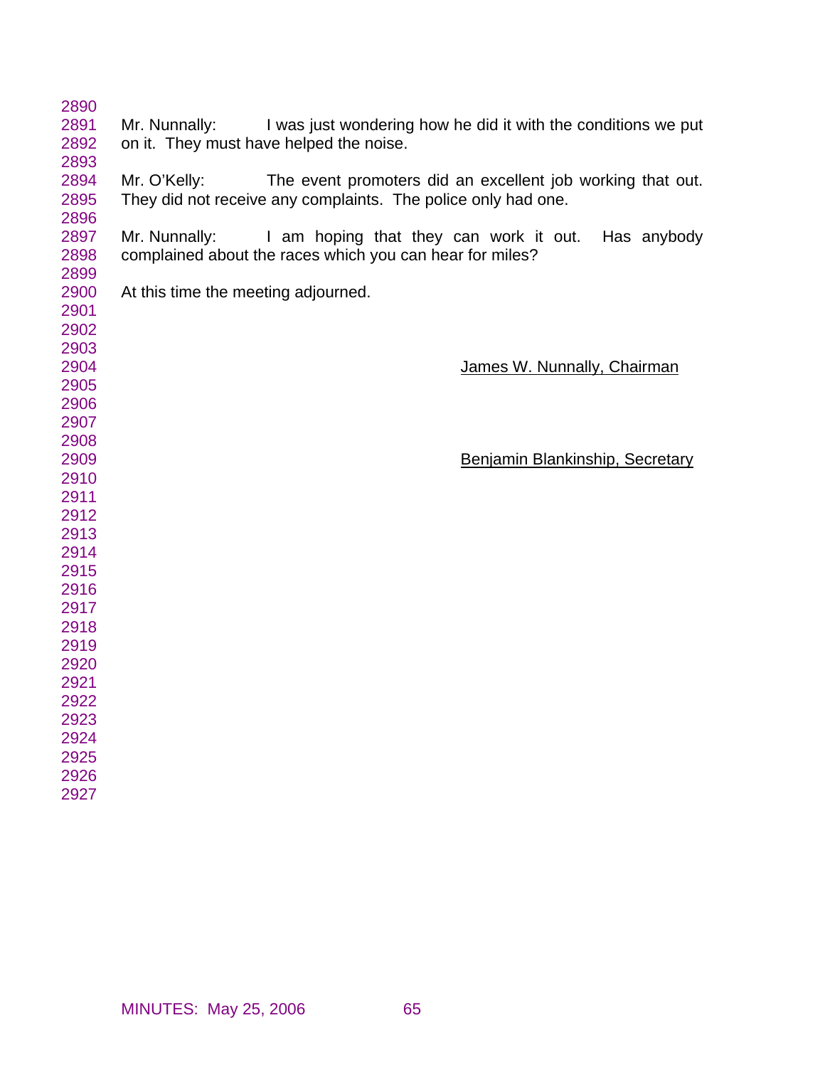Mr. Nunnally: I was just wondering how he did it with the conditions we put on it. They must have helped the noise.

Mr. O'Kelly: The event promoters did an excellent job working that out. They did not receive any complaints. The police only had one.

Mr. Nunnally: I am hoping that they can work it out. Has anybody complained about the races which you can hear for miles?

At this time the meeting adjourned.

James W. Nunnally, Chairman

Benjamin Blankinship, Secretary